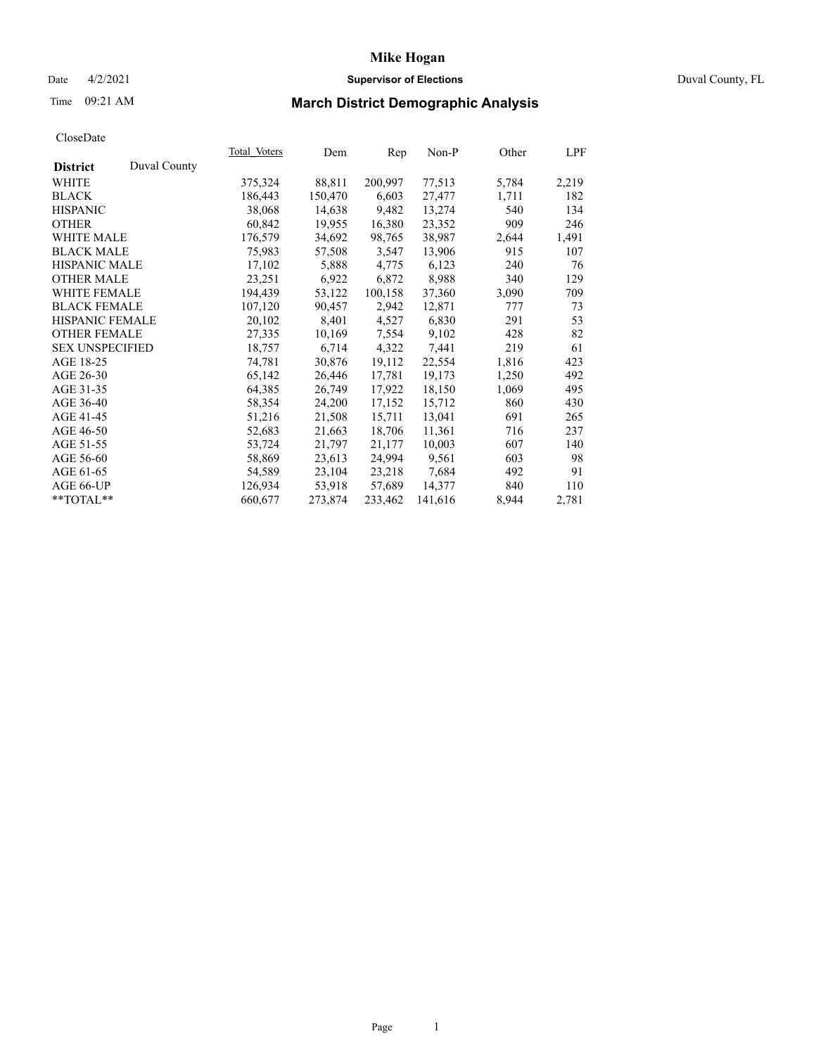# Mike Hogan

Date 4/2/2021 **Supervisor of Elections** Duval County, FL

Time 09:21 AM

## March District Demographic Analysis

CloseDate

| **District** Duval County | Total_Voters | Dem | Rep | Non-P | Other | LPF |
|---|---|---|---|---|---|---|
| WHITE | 375,324 | 88,811 | 200,997 | 77,513 | 5,784 | 2,219 |
| BLACK | 186,443 | 150,470 | 6,603 | 27,477 | 1,711 | 182 |
| HISPANIC | 38,068 | 14,638 | 9,482 | 13,274 | 540 | 134 |
| OTHER | 60,842 | 19,955 | 16,380 | 23,352 | 909 | 246 |
| WHITE MALE | 176,579 | 34,692 | 98,765 | 38,987 | 2,644 | 1,491 |
| BLACK MALE | 75,983 | 57,508 | 3,547 | 13,906 | 915 | 107 |
| HISPANIC MALE | 17,102 | 5,888 | 4,775 | 6,123 | 240 | 76 |
| OTHER MALE | 23,251 | 6,922 | 6,872 | 8,988 | 340 | 129 |
| WHITE FEMALE | 194,439 | 53,122 | 100,158 | 37,360 | 3,090 | 709 |
| BLACK FEMALE | 107,120 | 90,457 | 2,942 | 12,871 | 777 | 73 |
| HISPANIC FEMALE | 20,102 | 8,401 | 4,527 | 6,830 | 291 | 53 |
| OTHER FEMALE | 27,335 | 10,169 | 7,554 | 9,102 | 428 | 82 |
| SEX UNSPECIFIED | 18,757 | 6,714 | 4,322 | 7,441 | 219 | 61 |
| AGE 18-25 | 74,781 | 30,876 | 19,112 | 22,554 | 1,816 | 423 |
| AGE 26-30 | 65,142 | 26,446 | 17,781 | 19,173 | 1,250 | 492 |
| AGE 31-35 | 64,385 | 26,749 | 17,922 | 18,150 | 1,069 | 495 |
| AGE 36-40 | 58,354 | 24,200 | 17,152 | 15,712 | 860 | 430 |
| AGE 41-45 | 51,216 | 21,508 | 15,711 | 13,041 | 691 | 265 |
| AGE 46-50 | 52,683 | 21,663 | 18,706 | 11,361 | 716 | 237 |
| AGE 51-55 | 53,724 | 21,797 | 21,177 | 10,003 | 607 | 140 |
| AGE 56-60 | 58,869 | 23,613 | 24,994 | 9,561 | 603 | 98 |
| AGE 61-65 | 54,589 | 23,104 | 23,218 | 7,684 | 492 | 91 |
| AGE 66-UP | 126,934 | 53,918 | 57,689 | 14,377 | 840 | 110 |
| **TOTAL** | 660,677 | 273,874 | 233,462 | 141,616 | 8,944 | 2,781 |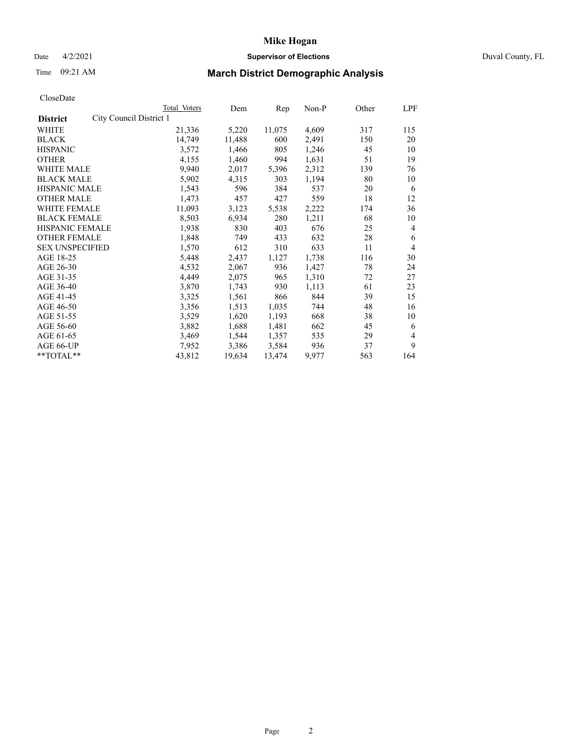# Mike Hogan

Date 4/2/2021 **Supervisor of Elections** Duval County, FL

Time 09:21 AM

## March District Demographic Analysis

CloseDate

| **District** City Council District 1 | Total Voters | Dem | Rep | Non-P | Other | LPF |
|---|---|---|---|---|---|---|
| WHITE | 21,336 | 5,220 | 11,075 | 4,609 | 317 | 115 |
| BLACK | 14,749 | 11,488 | 600 | 2,491 | 150 | 20 |
| HISPANIC | 3,572 | 1,466 | 805 | 1,246 | 45 | 10 |
| OTHER | 4,155 | 1,460 | 994 | 1,631 | 51 | 19 |
| WHITE MALE | 9,940 | 2,017 | 5,396 | 2,312 | 139 | 76 |
| BLACK MALE | 5,902 | 4,315 | 303 | 1,194 | 80 | 10 |
| HISPANIC MALE | 1,543 | 596 | 384 | 537 | 20 | 6 |
| OTHER MALE | 1,473 | 457 | 427 | 559 | 18 | 12 |
| WHITE FEMALE | 11,093 | 3,123 | 5,538 | 2,222 | 174 | 36 |
| BLACK FEMALE | 8,503 | 6,934 | 280 | 1,211 | 68 | 10 |
| HISPANIC FEMALE | 1,938 | 830 | 403 | 676 | 25 | 4 |
| OTHER FEMALE | 1,848 | 749 | 433 | 632 | 28 | 6 |
| SEX UNSPECIFIED | 1,570 | 612 | 310 | 633 | 11 | 4 |
| AGE 18-25 | 5,448 | 2,437 | 1,127 | 1,738 | 116 | 30 |
| AGE 26-30 | 4,532 | 2,067 | 936 | 1,427 | 78 | 24 |
| AGE 31-35 | 4,449 | 2,075 | 965 | 1,310 | 72 | 27 |
| AGE 36-40 | 3,870 | 1,743 | 930 | 1,113 | 61 | 23 |
| AGE 41-45 | 3,325 | 1,561 | 866 | 844 | 39 | 15 |
| AGE 46-50 | 3,356 | 1,513 | 1,035 | 744 | 48 | 16 |
| AGE 51-55 | 3,529 | 1,620 | 1,193 | 668 | 38 | 10 |
| AGE 56-60 | 3,882 | 1,688 | 1,481 | 662 | 45 | 6 |
| AGE 61-65 | 3,469 | 1,544 | 1,357 | 535 | 29 | 4 |
| AGE 66-UP | 7,952 | 3,386 | 3,584 | 936 | 37 | 9 |
| **TOTAL** | 43,812 | 19,634 | 13,474 | 9,977 | 563 | 164 |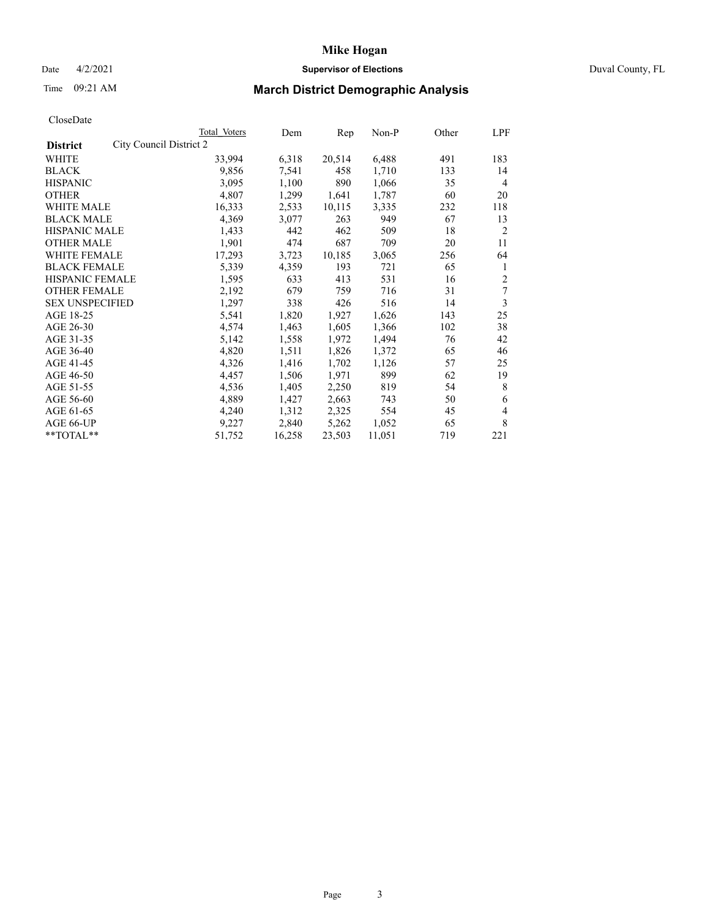# Mike Hogan

Date 4/2/2021 **Supervisor of Elections** Duval County, FL

Time 09:21 AM

## March District Demographic Analysis

CloseDate

| **District** | City Council District 2 | Total Voters | Dem | Rep | Non-P | Other | LPF |
|---|---|---|---|---|---|---|---|
| WHITE | | 33,994 | 6,318 | 20,514 | 6,488 | 491 | 183 |
| BLACK | | 9,856 | 7,541 | 458 | 1,710 | 133 | 14 |
| HISPANIC | | 3,095 | 1,100 | 890 | 1,066 | 35 | 4 |
| OTHER | | 4,807 | 1,299 | 1,641 | 1,787 | 60 | 20 |
| WHITE MALE | | 16,333 | 2,533 | 10,115 | 3,335 | 232 | 118 |
| BLACK MALE | | 4,369 | 3,077 | 263 | 949 | 67 | 13 |
| HISPANIC MALE | | 1,433 | 442 | 462 | 509 | 18 | 2 |
| OTHER MALE | | 1,901 | 474 | 687 | 709 | 20 | 11 |
| WHITE FEMALE | | 17,293 | 3,723 | 10,185 | 3,065 | 256 | 64 |
| BLACK FEMALE | | 5,339 | 4,359 | 193 | 721 | 65 | 1 |
| HISPANIC FEMALE | | 1,595 | 633 | 413 | 531 | 16 | 2 |
| OTHER FEMALE | | 2,192 | 679 | 759 | 716 | 31 | 7 |
| SEX UNSPECIFIED | | 1,297 | 338 | 426 | 516 | 14 | 3 |
| AGE 18-25 | | 5,541 | 1,820 | 1,927 | 1,626 | 143 | 25 |
| AGE 26-30 | | 4,574 | 1,463 | 1,605 | 1,366 | 102 | 38 |
| AGE 31-35 | | 5,142 | 1,558 | 1,972 | 1,494 | 76 | 42 |
| AGE 36-40 | | 4,820 | 1,511 | 1,826 | 1,372 | 65 | 46 |
| AGE 41-45 | | 4,326 | 1,416 | 1,702 | 1,126 | 57 | 25 |
| AGE 46-50 | | 4,457 | 1,506 | 1,971 | 899 | 62 | 19 |
| AGE 51-55 | | 4,536 | 1,405 | 2,250 | 819 | 54 | 8 |
| AGE 56-60 | | 4,889 | 1,427 | 2,663 | 743 | 50 | 6 |
| AGE 61-65 | | 4,240 | 1,312 | 2,325 | 554 | 45 | 4 |
| AGE 66-UP | | 9,227 | 2,840 | 5,262 | 1,052 | 65 | 8 |
| **TOTAL** | | 51,752 | 16,258 | 23,503 | 11,051 | 719 | 221 |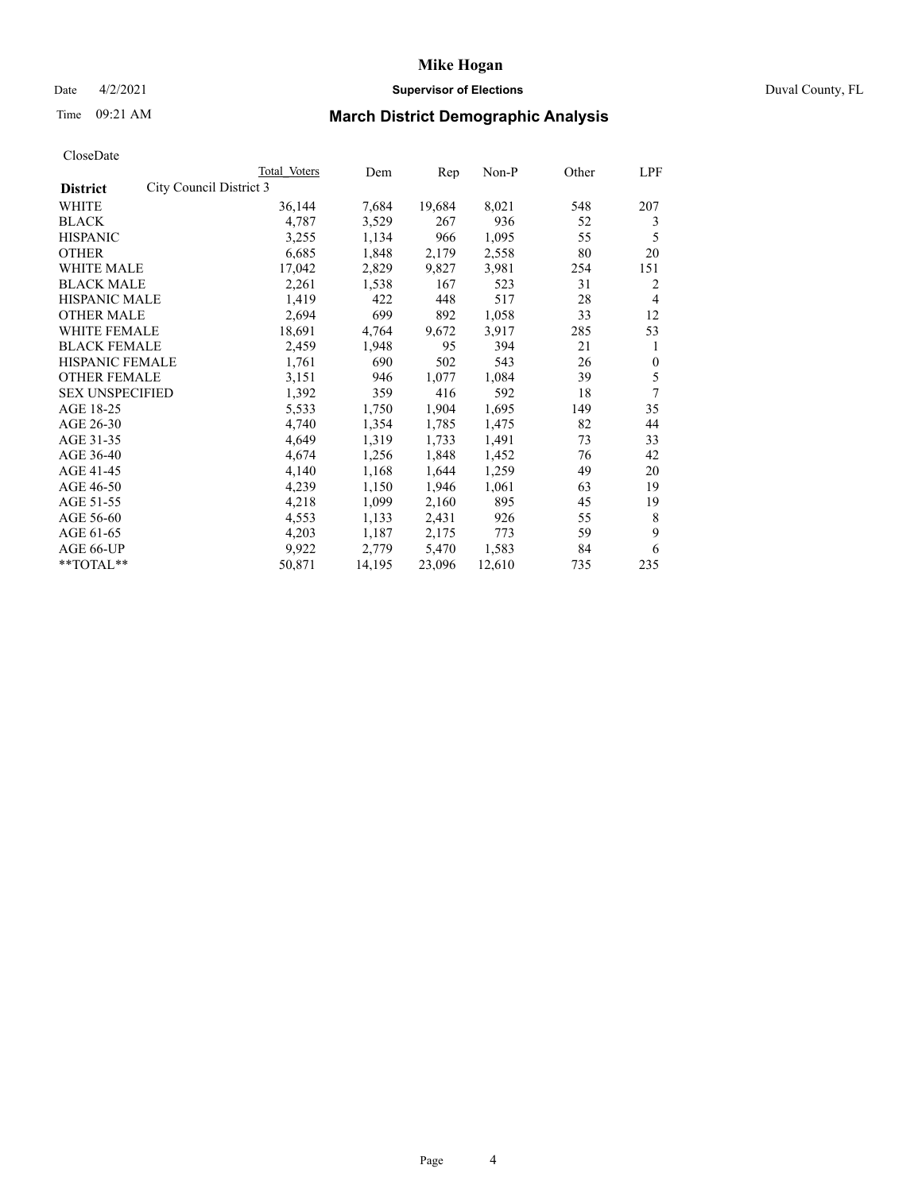# March District Demographic Analysis

CloseDate

| District | City Council District 3 | Total Voters | Dem | Rep | Non-P | Other | LPF |
|---|---|---|---|---|---|---|---|
| WHITE | | 36,144 | 7,684 | 19,684 | 8,021 | 548 | 207 |
| BLACK | | 4,787 | 3,529 | 267 | 936 | 52 | 3 |
| HISPANIC | | 3,255 | 1,134 | 966 | 1,095 | 55 | 5 |
| OTHER | | 6,685 | 1,848 | 2,179 | 2,558 | 80 | 20 |
| WHITE MALE | | 17,042 | 2,829 | 9,827 | 3,981 | 254 | 151 |
| BLACK MALE | | 2,261 | 1,538 | 167 | 523 | 31 | 2 |
| HISPANIC MALE | | 1,419 | 422 | 448 | 517 | 28 | 4 |
| OTHER MALE | | 2,694 | 699 | 892 | 1,058 | 33 | 12 |
| WHITE FEMALE | | 18,691 | 4,764 | 9,672 | 3,917 | 285 | 53 |
| BLACK FEMALE | | 2,459 | 1,948 | 95 | 394 | 21 | 1 |
| HISPANIC FEMALE | | 1,761 | 690 | 502 | 543 | 26 | 0 |
| OTHER FEMALE | | 3,151 | 946 | 1,077 | 1,084 | 39 | 5 |
| SEX UNSPECIFIED | | 1,392 | 359 | 416 | 592 | 18 | 7 |
| AGE 18-25 | | 5,533 | 1,750 | 1,904 | 1,695 | 149 | 35 |
| AGE 26-30 | | 4,740 | 1,354 | 1,785 | 1,475 | 82 | 44 |
| AGE 31-35 | | 4,649 | 1,319 | 1,733 | 1,491 | 73 | 33 |
| AGE 36-40 | | 4,674 | 1,256 | 1,848 | 1,452 | 76 | 42 |
| AGE 41-45 | | 4,140 | 1,168 | 1,644 | 1,259 | 49 | 20 |
| AGE 46-50 | | 4,239 | 1,150 | 1,946 | 1,061 | 63 | 19 |
| AGE 51-55 | | 4,218 | 1,099 | 2,160 | 895 | 45 | 19 |
| AGE 56-60 | | 4,553 | 1,133 | 2,431 | 926 | 55 | 8 |
| AGE 61-65 | | 4,203 | 1,187 | 2,175 | 773 | 59 | 9 |
| AGE 66-UP | | 9,922 | 2,779 | 5,470 | 1,583 | 84 | 6 |
| **TOTAL** | | 50,871 | 14,195 | 23,096 | 12,610 | 735 | 235 |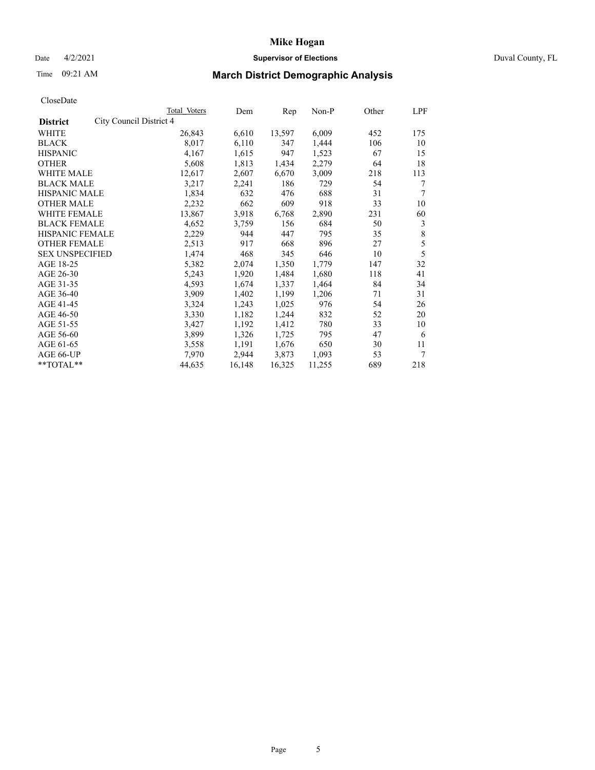# Mike Hogan

Date 4/2/2021 **Supervisor of Elections** Duval County, FL

Time 09:21 AM **March District Demographic Analysis**

CloseDate

| District | City Council District 4 | Total Voters | Dem | Rep | Non-P | Other | LPF |
|---|---|---|---|---|---|---|---|
| WHITE | | 26,843 | 6,610 | 13,597 | 6,009 | 452 | 175 |
| BLACK | | 8,017 | 6,110 | 347 | 1,444 | 106 | 10 |
| HISPANIC | | 4,167 | 1,615 | 947 | 1,523 | 67 | 15 |
| OTHER | | 5,608 | 1,813 | 1,434 | 2,279 | 64 | 18 |
| WHITE MALE | | 12,617 | 2,607 | 6,670 | 3,009 | 218 | 113 |
| BLACK MALE | | 3,217 | 2,241 | 186 | 729 | 54 | 7 |
| HISPANIC MALE | | 1,834 | 632 | 476 | 688 | 31 | 7 |
| OTHER MALE | | 2,232 | 662 | 609 | 918 | 33 | 10 |
| WHITE FEMALE | | 13,867 | 3,918 | 6,768 | 2,890 | 231 | 60 |
| BLACK FEMALE | | 4,652 | 3,759 | 156 | 684 | 50 | 3 |
| HISPANIC FEMALE | | 2,229 | 944 | 447 | 795 | 35 | 8 |
| OTHER FEMALE | | 2,513 | 917 | 668 | 896 | 27 | 5 |
| SEX UNSPECIFIED | | 1,474 | 468 | 345 | 646 | 10 | 5 |
| AGE 18-25 | | 5,382 | 2,074 | 1,350 | 1,779 | 147 | 32 |
| AGE 26-30 | | 5,243 | 1,920 | 1,484 | 1,680 | 118 | 41 |
| AGE 31-35 | | 4,593 | 1,674 | 1,337 | 1,464 | 84 | 34 |
| AGE 36-40 | | 3,909 | 1,402 | 1,199 | 1,206 | 71 | 31 |
| AGE 41-45 | | 3,324 | 1,243 | 1,025 | 976 | 54 | 26 |
| AGE 46-50 | | 3,330 | 1,182 | 1,244 | 832 | 52 | 20 |
| AGE 51-55 | | 3,427 | 1,192 | 1,412 | 780 | 33 | 10 |
| AGE 56-60 | | 3,899 | 1,326 | 1,725 | 795 | 47 | 6 |
| AGE 61-65 | | 3,558 | 1,191 | 1,676 | 650 | 30 | 11 |
| AGE 66-UP | | 7,970 | 2,944 | 3,873 | 1,093 | 53 | 7 |
| **TOTAL** | | 44,635 | 16,148 | 16,325 | 11,255 | 689 | 218 |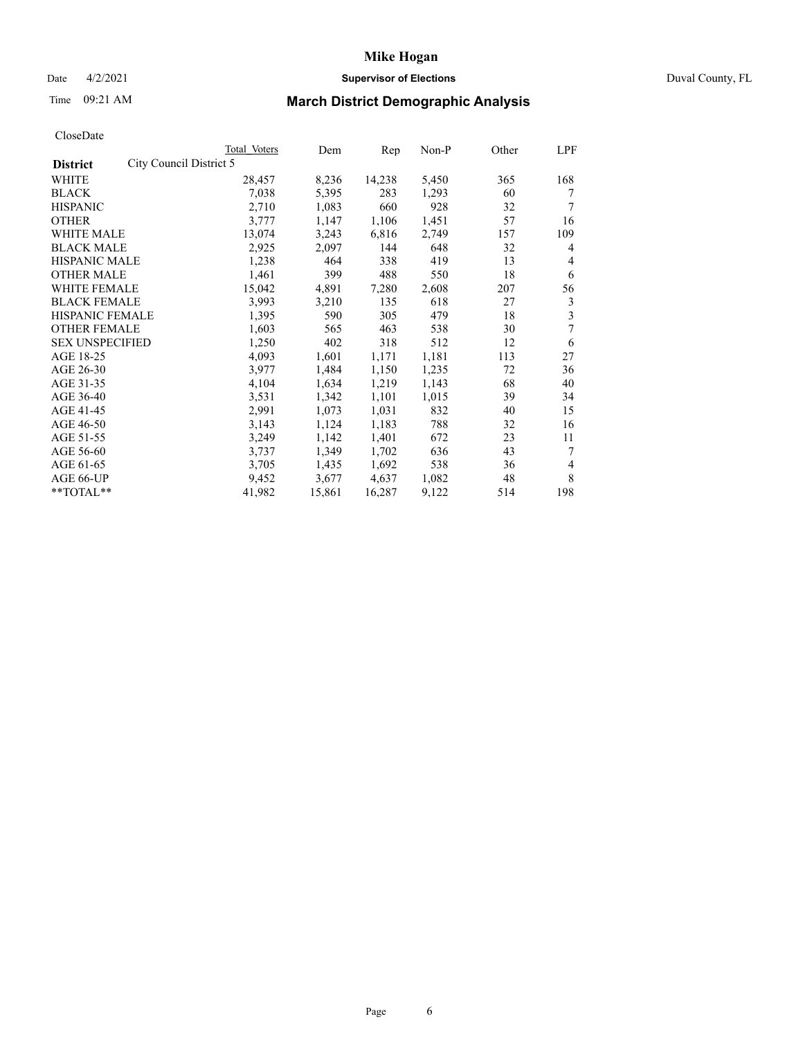# Mike Hogan

Date 4/2/2021 **Supervisor of Elections** Duval County, FL

Time 09:21 AM **March District Demographic Analysis**

CloseDate

| **District** | City Council District 5 | Total Voters | Dem | Rep | Non-P | Other | LPF |
|---|---|---|---|---|---|---|---|
| WHITE | | 28,457 | 8,236 | 14,238 | 5,450 | 365 | 168 |
| BLACK | | 7,038 | 5,395 | 283 | 1,293 | 60 | 7 |
| HISPANIC | | 2,710 | 1,083 | 660 | 928 | 32 | 7 |
| OTHER | | 3,777 | 1,147 | 1,106 | 1,451 | 57 | 16 |
| WHITE MALE | | 13,074 | 3,243 | 6,816 | 2,749 | 157 | 109 |
| BLACK MALE | | 2,925 | 2,097 | 144 | 648 | 32 | 4 |
| HISPANIC MALE | | 1,238 | 464 | 338 | 419 | 13 | 4 |
| OTHER MALE | | 1,461 | 399 | 488 | 550 | 18 | 6 |
| WHITE FEMALE | | 15,042 | 4,891 | 7,280 | 2,608 | 207 | 56 |
| BLACK FEMALE | | 3,993 | 3,210 | 135 | 618 | 27 | 3 |
| HISPANIC FEMALE | | 1,395 | 590 | 305 | 479 | 18 | 3 |
| OTHER FEMALE | | 1,603 | 565 | 463 | 538 | 30 | 7 |
| SEX UNSPECIFIED | | 1,250 | 402 | 318 | 512 | 12 | 6 |
| AGE 18-25 | | 4,093 | 1,601 | 1,171 | 1,181 | 113 | 27 |
| AGE 26-30 | | 3,977 | 1,484 | 1,150 | 1,235 | 72 | 36 |
| AGE 31-35 | | 4,104 | 1,634 | 1,219 | 1,143 | 68 | 40 |
| AGE 36-40 | | 3,531 | 1,342 | 1,101 | 1,015 | 39 | 34 |
| AGE 41-45 | | 2,991 | 1,073 | 1,031 | 832 | 40 | 15 |
| AGE 46-50 | | 3,143 | 1,124 | 1,183 | 788 | 32 | 16 |
| AGE 51-55 | | 3,249 | 1,142 | 1,401 | 672 | 23 | 11 |
| AGE 56-60 | | 3,737 | 1,349 | 1,702 | 636 | 43 | 7 |
| AGE 61-65 | | 3,705 | 1,435 | 1,692 | 538 | 36 | 4 |
| AGE 66-UP | | 9,452 | 3,677 | 4,637 | 1,082 | 48 | 8 |
| **TOTAL** | | 41,982 | 15,861 | 16,287 | 9,122 | 514 | 198 |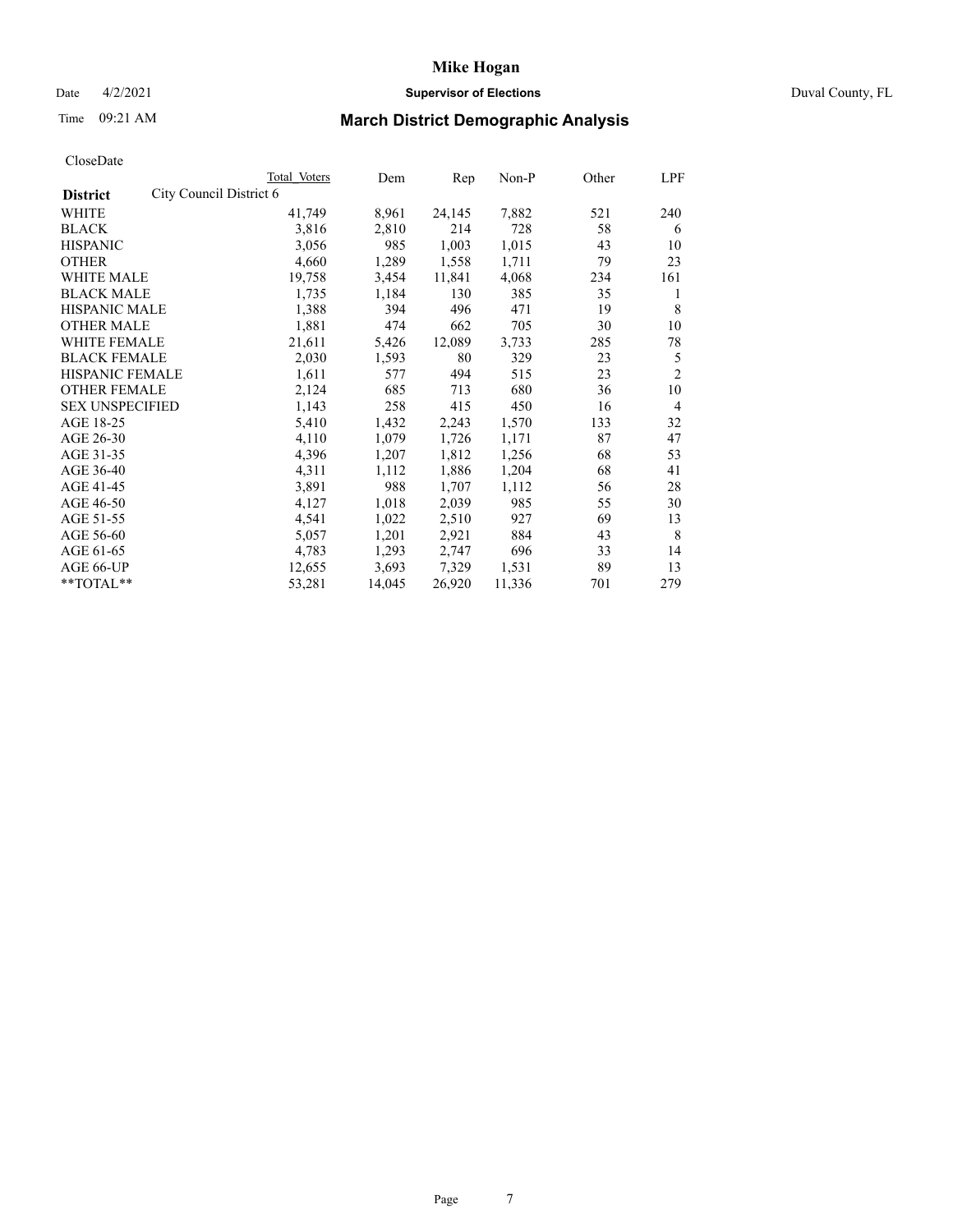# Mike Hogan

Date 4/2/2021 **Supervisor of Elections** Duval County, FL

Time 09:21 AM **March District Demographic Analysis**

CloseDate

| **District** | City Council District 6 | Total Voters | Dem | Rep | Non-P | Other | LPF |
|---|---|---|---|---|---|---|---|
| WHITE | | 41,749 | 8,961 | 24,145 | 7,882 | 521 | 240 |
| BLACK | | 3,816 | 2,810 | 214 | 728 | 58 | 6 |
| HISPANIC | | 3,056 | 985 | 1,003 | 1,015 | 43 | 10 |
| OTHER | | 4,660 | 1,289 | 1,558 | 1,711 | 79 | 23 |
| WHITE MALE | | 19,758 | 3,454 | 11,841 | 4,068 | 234 | 161 |
| BLACK MALE | | 1,735 | 1,184 | 130 | 385 | 35 | 1 |
| HISPANIC MALE | | 1,388 | 394 | 496 | 471 | 19 | 8 |
| OTHER MALE | | 1,881 | 474 | 662 | 705 | 30 | 10 |
| WHITE FEMALE | | 21,611 | 5,426 | 12,089 | 3,733 | 285 | 78 |
| BLACK FEMALE | | 2,030 | 1,593 | 80 | 329 | 23 | 5 |
| HISPANIC FEMALE | | 1,611 | 577 | 494 | 515 | 23 | 2 |
| OTHER FEMALE | | 2,124 | 685 | 713 | 680 | 36 | 10 |
| SEX UNSPECIFIED | | 1,143 | 258 | 415 | 450 | 16 | 4 |
| AGE 18-25 | | 5,410 | 1,432 | 2,243 | 1,570 | 133 | 32 |
| AGE 26-30 | | 4,110 | 1,079 | 1,726 | 1,171 | 87 | 47 |
| AGE 31-35 | | 4,396 | 1,207 | 1,812 | 1,256 | 68 | 53 |
| AGE 36-40 | | 4,311 | 1,112 | 1,886 | 1,204 | 68 | 41 |
| AGE 41-45 | | 3,891 | 988 | 1,707 | 1,112 | 56 | 28 |
| AGE 46-50 | | 4,127 | 1,018 | 2,039 | 985 | 55 | 30 |
| AGE 51-55 | | 4,541 | 1,022 | 2,510 | 927 | 69 | 13 |
| AGE 56-60 | | 5,057 | 1,201 | 2,921 | 884 | 43 | 8 |
| AGE 61-65 | | 4,783 | 1,293 | 2,747 | 696 | 33 | 14 |
| AGE 66-UP | | 12,655 | 3,693 | 7,329 | 1,531 | 89 | 13 |
| **TOTAL** | | 53,281 | 14,045 | 26,920 | 11,336 | 701 | 279 |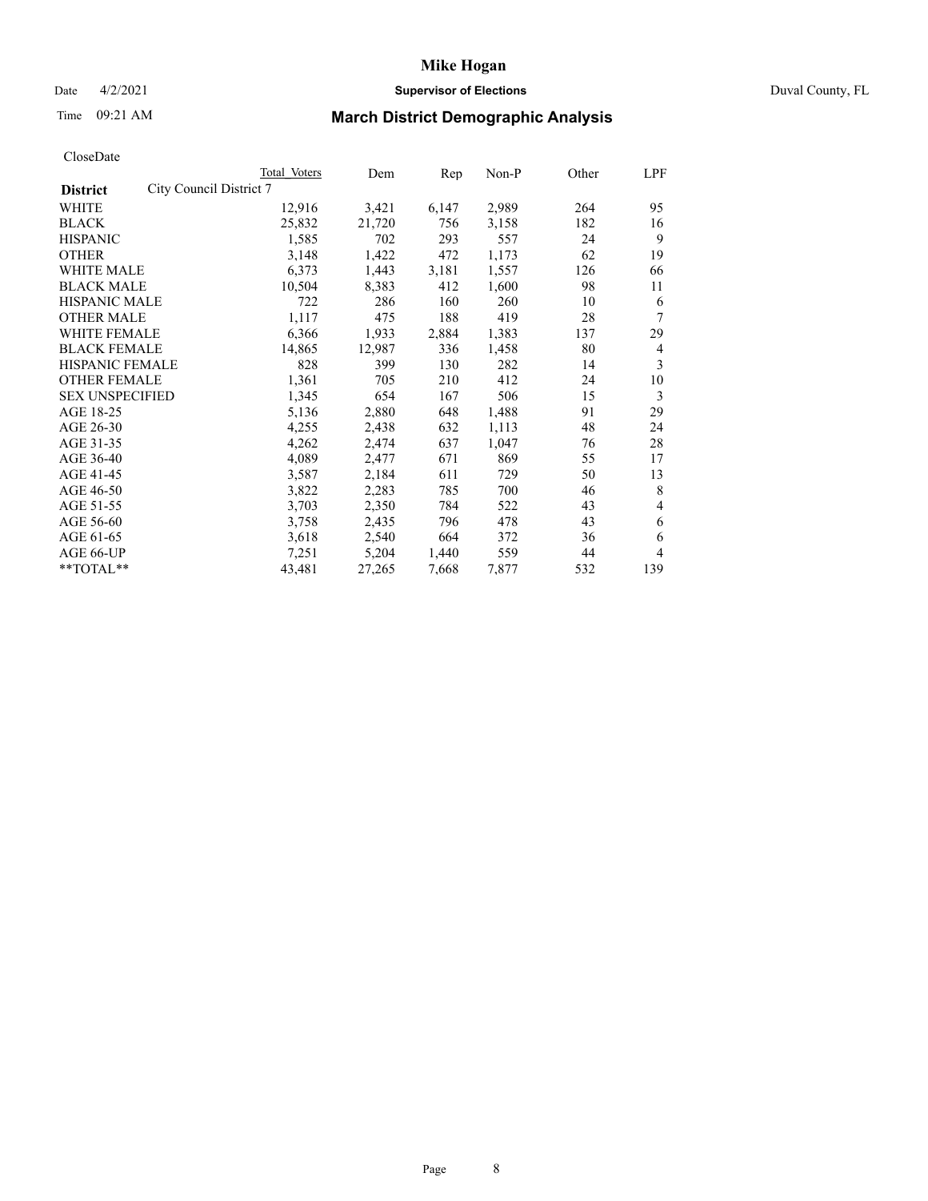# Mike Hogan

Date 4/2/2021 **Supervisor of Elections** Duval County, FL

Time 09:21 AM **March District Demographic Analysis**

CloseDate

| District | Total Voters | Dem | Rep | Non-P | Other | LPF |
|---|---|---|---|---|---|---|
| City Council District 7 | | | | | | |
| WHITE | 12,916 | 3,421 | 6,147 | 2,989 | 264 | 95 |
| BLACK | 25,832 | 21,720 | 756 | 3,158 | 182 | 16 |
| HISPANIC | 1,585 | 702 | 293 | 557 | 24 | 9 |
| OTHER | 3,148 | 1,422 | 472 | 1,173 | 62 | 19 |
| WHITE MALE | 6,373 | 1,443 | 3,181 | 1,557 | 126 | 66 |
| BLACK MALE | 10,504 | 8,383 | 412 | 1,600 | 98 | 11 |
| HISPANIC MALE | 722 | 286 | 160 | 260 | 10 | 6 |
| OTHER MALE | 1,117 | 475 | 188 | 419 | 28 | 7 |
| WHITE FEMALE | 6,366 | 1,933 | 2,884 | 1,383 | 137 | 29 |
| BLACK FEMALE | 14,865 | 12,987 | 336 | 1,458 | 80 | 4 |
| HISPANIC FEMALE | 828 | 399 | 130 | 282 | 14 | 3 |
| OTHER FEMALE | 1,361 | 705 | 210 | 412 | 24 | 10 |
| SEX UNSPECIFIED | 1,345 | 654 | 167 | 506 | 15 | 3 |
| AGE 18-25 | 5,136 | 2,880 | 648 | 1,488 | 91 | 29 |
| AGE 26-30 | 4,255 | 2,438 | 632 | 1,113 | 48 | 24 |
| AGE 31-35 | 4,262 | 2,474 | 637 | 1,047 | 76 | 28 |
| AGE 36-40 | 4,089 | 2,477 | 671 | 869 | 55 | 17 |
| AGE 41-45 | 3,587 | 2,184 | 611 | 729 | 50 | 13 |
| AGE 46-50 | 3,822 | 2,283 | 785 | 700 | 46 | 8 |
| AGE 51-55 | 3,703 | 2,350 | 784 | 522 | 43 | 4 |
| AGE 56-60 | 3,758 | 2,435 | 796 | 478 | 43 | 6 |
| AGE 61-65 | 3,618 | 2,540 | 664 | 372 | 36 | 6 |
| AGE 66-UP | 7,251 | 5,204 | 1,440 | 559 | 44 | 4 |
| **TOTAL** | 43,481 | 27,265 | 7,668 | 7,877 | 532 | 139 |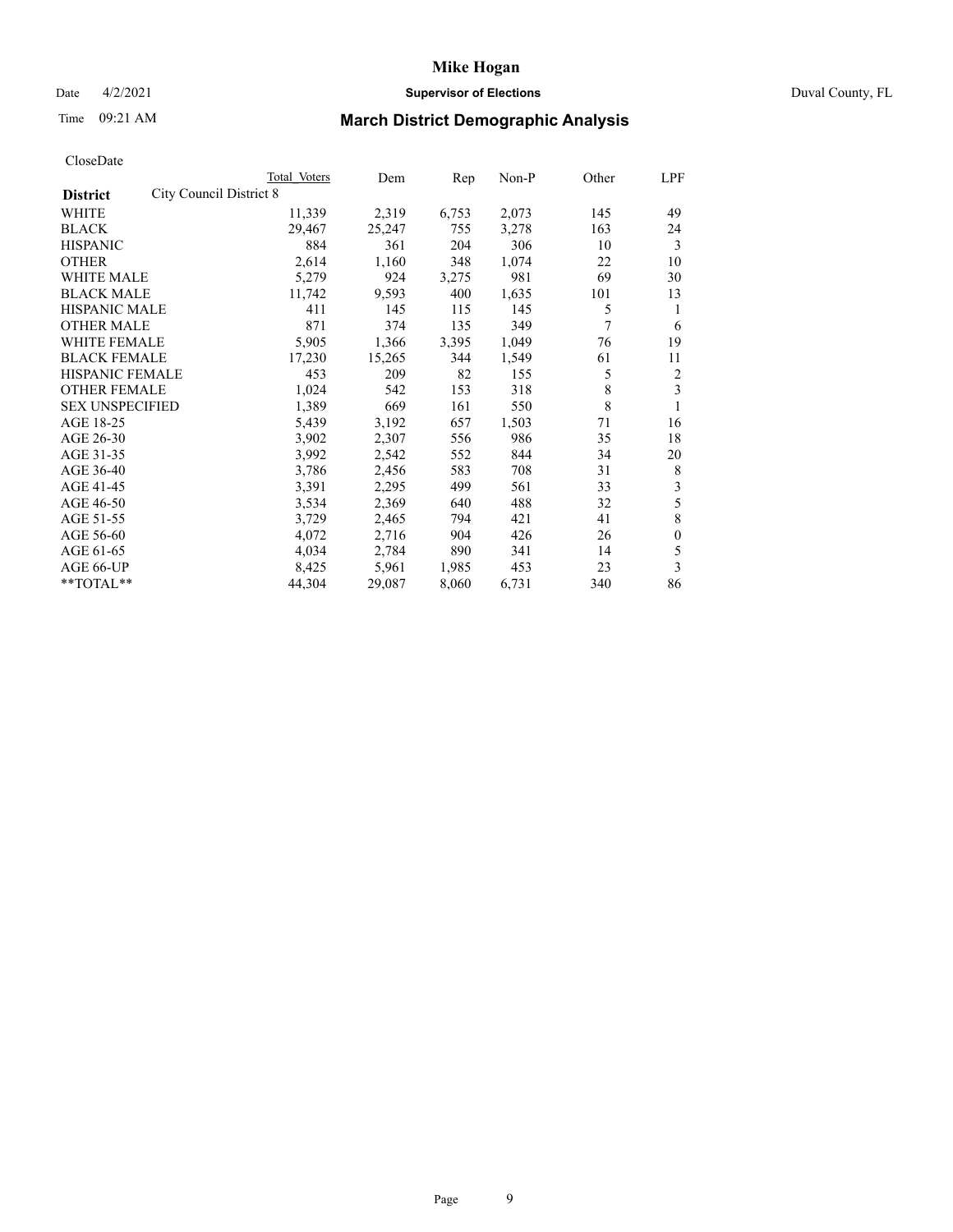# Mike Hogan

Date 4/2/2021 **Supervisor of Elections** Duval County, FL

Time 09:21 AM **March District Demographic Analysis**

CloseDate

| **District** City Council District 8 | Total Voters | Dem | Rep | Non-P | Other | LPF |
|---|---|---|---|---|---|---|
| WHITE | 11,339 | 2,319 | 6,753 | 2,073 | 145 | 49 |
| BLACK | 29,467 | 25,247 | 755 | 3,278 | 163 | 24 |
| HISPANIC | 884 | 361 | 204 | 306 | 10 | 3 |
| OTHER | 2,614 | 1,160 | 348 | 1,074 | 22 | 10 |
| WHITE MALE | 5,279 | 924 | 3,275 | 981 | 69 | 30 |
| BLACK MALE | 11,742 | 9,593 | 400 | 1,635 | 101 | 13 |
| HISPANIC MALE | 411 | 145 | 115 | 145 | 5 | 1 |
| OTHER MALE | 871 | 374 | 135 | 349 | 7 | 6 |
| WHITE FEMALE | 5,905 | 1,366 | 3,395 | 1,049 | 76 | 19 |
| BLACK FEMALE | 17,230 | 15,265 | 344 | 1,549 | 61 | 11 |
| HISPANIC FEMALE | 453 | 209 | 82 | 155 | 5 | 2 |
| OTHER FEMALE | 1,024 | 542 | 153 | 318 | 8 | 3 |
| SEX UNSPECIFIED | 1,389 | 669 | 161 | 550 | 8 | 1 |
| AGE 18-25 | 5,439 | 3,192 | 657 | 1,503 | 71 | 16 |
| AGE 26-30 | 3,902 | 2,307 | 556 | 986 | 35 | 18 |
| AGE 31-35 | 3,992 | 2,542 | 552 | 844 | 34 | 20 |
| AGE 36-40 | 3,786 | 2,456 | 583 | 708 | 31 | 8 |
| AGE 41-45 | 3,391 | 2,295 | 499 | 561 | 33 | 3 |
| AGE 46-50 | 3,534 | 2,369 | 640 | 488 | 32 | 5 |
| AGE 51-55 | 3,729 | 2,465 | 794 | 421 | 41 | 8 |
| AGE 56-60 | 4,072 | 2,716 | 904 | 426 | 26 | 0 |
| AGE 61-65 | 4,034 | 2,784 | 890 | 341 | 14 | 5 |
| AGE 66-UP | 8,425 | 5,961 | 1,985 | 453 | 23 | 3 |
| **TOTAL** | 44,304 | 29,087 | 8,060 | 6,731 | 340 | 86 |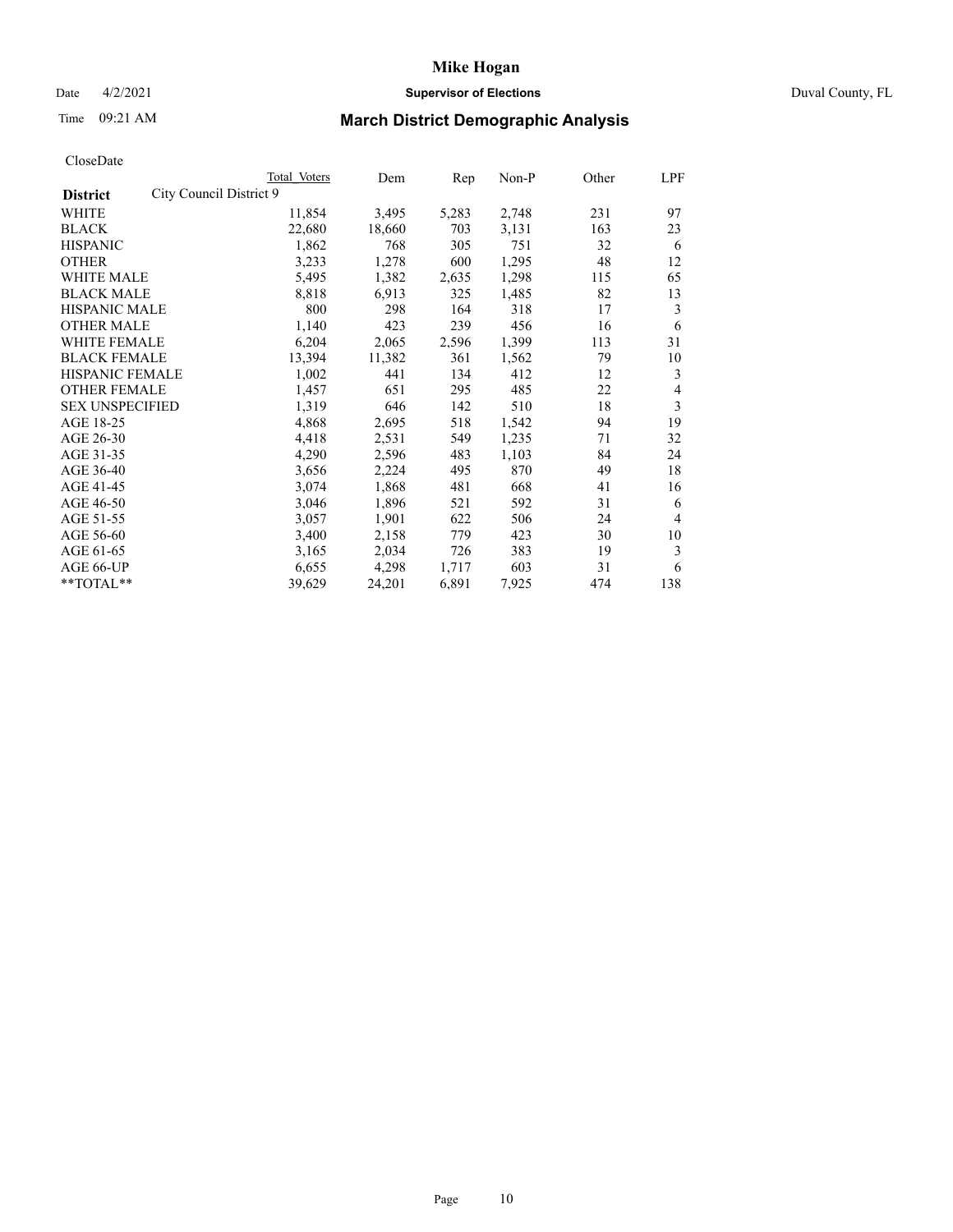# Mike Hogan

Date 4/2/2021 **Supervisor of Elections** Duval County, FL

Time 09:21 AM

## March District Demographic Analysis

CloseDate

| | Total Voters | Dem | Rep | Non-P | Other | LPF |
|---|---|---|---|---|---|---|
| **District** City Council District 9 | | | | | | |
| WHITE | 11,854 | 3,495 | 5,283 | 2,748 | 231 | 97 |
| BLACK | 22,680 | 18,660 | 703 | 3,131 | 163 | 23 |
| HISPANIC | 1,862 | 768 | 305 | 751 | 32 | 6 |
| OTHER | 3,233 | 1,278 | 600 | 1,295 | 48 | 12 |
| WHITE MALE | 5,495 | 1,382 | 2,635 | 1,298 | 115 | 65 |
| BLACK MALE | 8,818 | 6,913 | 325 | 1,485 | 82 | 13 |
| HISPANIC MALE | 800 | 298 | 164 | 318 | 17 | 3 |
| OTHER MALE | 1,140 | 423 | 239 | 456 | 16 | 6 |
| WHITE FEMALE | 6,204 | 2,065 | 2,596 | 1,399 | 113 | 31 |
| BLACK FEMALE | 13,394 | 11,382 | 361 | 1,562 | 79 | 10 |
| HISPANIC FEMALE | 1,002 | 441 | 134 | 412 | 12 | 3 |
| OTHER FEMALE | 1,457 | 651 | 295 | 485 | 22 | 4 |
| SEX UNSPECIFIED | 1,319 | 646 | 142 | 510 | 18 | 3 |
| AGE 18-25 | 4,868 | 2,695 | 518 | 1,542 | 94 | 19 |
| AGE 26-30 | 4,418 | 2,531 | 549 | 1,235 | 71 | 32 |
| AGE 31-35 | 4,290 | 2,596 | 483 | 1,103 | 84 | 24 |
| AGE 36-40 | 3,656 | 2,224 | 495 | 870 | 49 | 18 |
| AGE 41-45 | 3,074 | 1,868 | 481 | 668 | 41 | 16 |
| AGE 46-50 | 3,046 | 1,896 | 521 | 592 | 31 | 6 |
| AGE 51-55 | 3,057 | 1,901 | 622 | 506 | 24 | 4 |
| AGE 56-60 | 3,400 | 2,158 | 779 | 423 | 30 | 10 |
| AGE 61-65 | 3,165 | 2,034 | 726 | 383 | 19 | 3 |
| AGE 66-UP | 6,655 | 4,298 | 1,717 | 603 | 31 | 6 |
| **TOTAL** | 39,629 | 24,201 | 6,891 | 7,925 | 474 | 138 |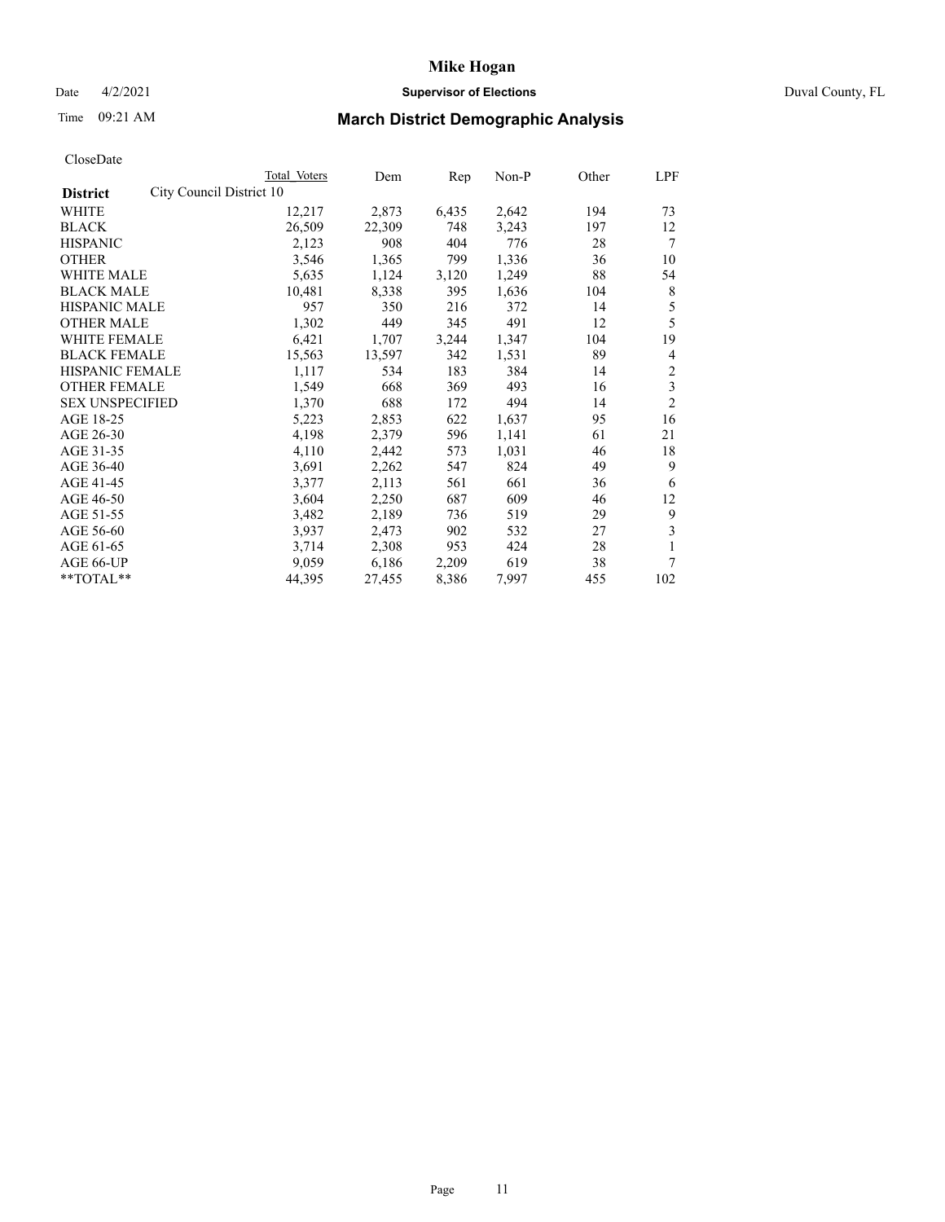# Mike Hogan

Date 4/2/2021 **Supervisor of Elections** Duval County, FL

Time 09:21 AM

## March District Demographic Analysis

CloseDate

| **District** | Total Voters | Dem | Rep | Non-P | Other | LPF |
|---|---|---|---|---|---|---|
| City Council District 10 | | | | | | |
| WHITE | 12,217 | 2,873 | 6,435 | 2,642 | 194 | 73 |
| BLACK | 26,509 | 22,309 | 748 | 3,243 | 197 | 12 |
| HISPANIC | 2,123 | 908 | 404 | 776 | 28 | 7 |
| OTHER | 3,546 | 1,365 | 799 | 1,336 | 36 | 10 |
| WHITE MALE | 5,635 | 1,124 | 3,120 | 1,249 | 88 | 54 |
| BLACK MALE | 10,481 | 8,338 | 395 | 1,636 | 104 | 8 |
| HISPANIC MALE | 957 | 350 | 216 | 372 | 14 | 5 |
| OTHER MALE | 1,302 | 449 | 345 | 491 | 12 | 5 |
| WHITE FEMALE | 6,421 | 1,707 | 3,244 | 1,347 | 104 | 19 |
| BLACK FEMALE | 15,563 | 13,597 | 342 | 1,531 | 89 | 4 |
| HISPANIC FEMALE | 1,117 | 534 | 183 | 384 | 14 | 2 |
| OTHER FEMALE | 1,549 | 668 | 369 | 493 | 16 | 3 |
| SEX UNSPECIFIED | 1,370 | 688 | 172 | 494 | 14 | 2 |
| AGE 18-25 | 5,223 | 2,853 | 622 | 1,637 | 95 | 16 |
| AGE 26-30 | 4,198 | 2,379 | 596 | 1,141 | 61 | 21 |
| AGE 31-35 | 4,110 | 2,442 | 573 | 1,031 | 46 | 18 |
| AGE 36-40 | 3,691 | 2,262 | 547 | 824 | 49 | 9 |
| AGE 41-45 | 3,377 | 2,113 | 561 | 661 | 36 | 6 |
| AGE 46-50 | 3,604 | 2,250 | 687 | 609 | 46 | 12 |
| AGE 51-55 | 3,482 | 2,189 | 736 | 519 | 29 | 9 |
| AGE 56-60 | 3,937 | 2,473 | 902 | 532 | 27 | 3 |
| AGE 61-65 | 3,714 | 2,308 | 953 | 424 | 28 | 1 |
| AGE 66-UP | 9,059 | 6,186 | 2,209 | 619 | 38 | 7 |
| **TOTAL** | 44,395 | 27,455 | 8,386 | 7,997 | 455 | 102 |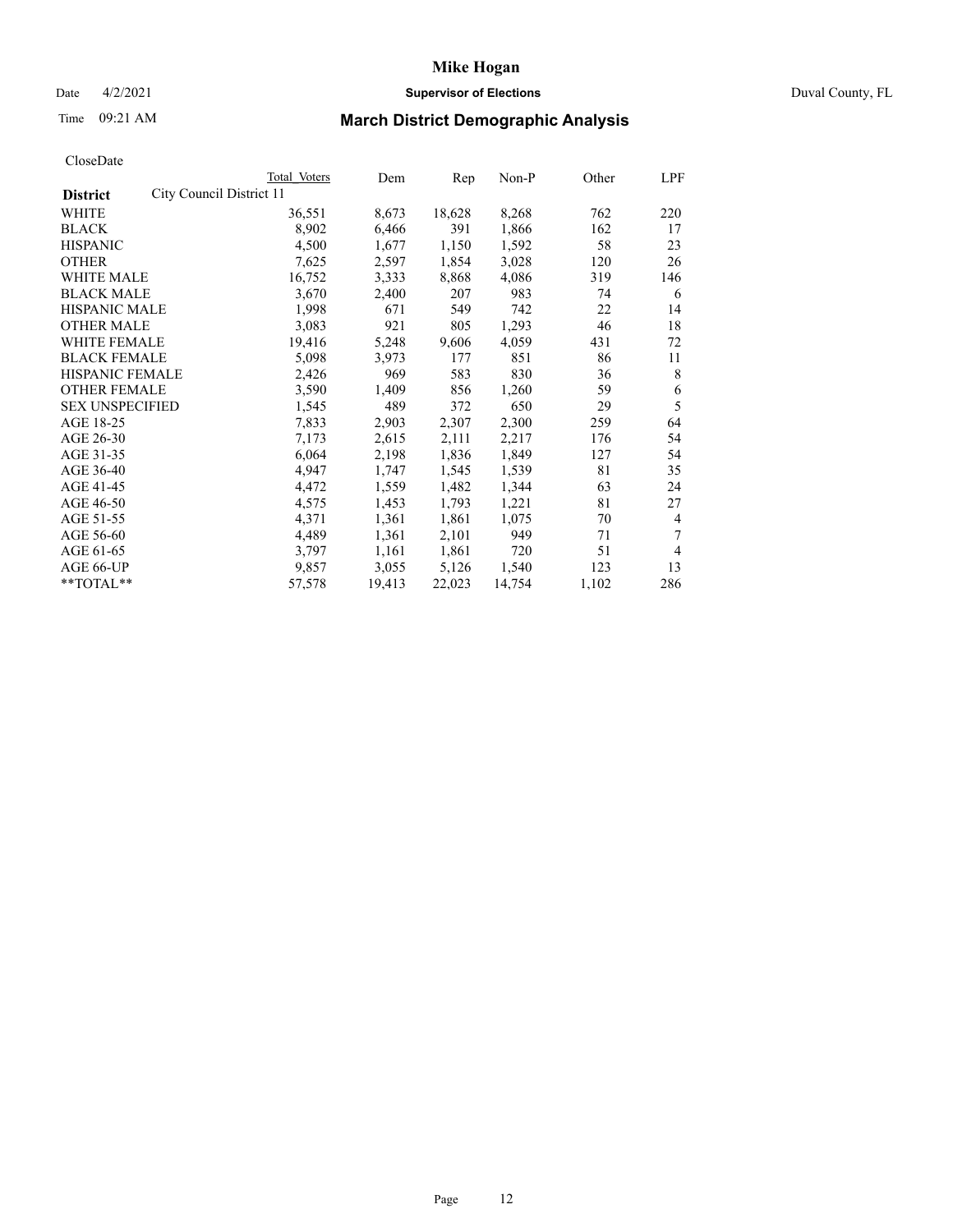# Mike Hogan

Date 4/2/2021 **Supervisor of Elections** Duval County, FL

Time 09:21 AM

## March District Demographic Analysis

CloseDate

| | Total Voters | Dem | Rep | Non-P | Other | LPF |
|---|---|---|---|---|---|---|
| **District** City Council District 11 | | | | | | |
| WHITE | 36,551 | 8,673 | 18,628 | 8,268 | 762 | 220 |
| BLACK | 8,902 | 6,466 | 391 | 1,866 | 162 | 17 |
| HISPANIC | 4,500 | 1,677 | 1,150 | 1,592 | 58 | 23 |
| OTHER | 7,625 | 2,597 | 1,854 | 3,028 | 120 | 26 |
| WHITE MALE | 16,752 | 3,333 | 8,868 | 4,086 | 319 | 146 |
| BLACK MALE | 3,670 | 2,400 | 207 | 983 | 74 | 6 |
| HISPANIC MALE | 1,998 | 671 | 549 | 742 | 22 | 14 |
| OTHER MALE | 3,083 | 921 | 805 | 1,293 | 46 | 18 |
| WHITE FEMALE | 19,416 | 5,248 | 9,606 | 4,059 | 431 | 72 |
| BLACK FEMALE | 5,098 | 3,973 | 177 | 851 | 86 | 11 |
| HISPANIC FEMALE | 2,426 | 969 | 583 | 830 | 36 | 8 |
| OTHER FEMALE | 3,590 | 1,409 | 856 | 1,260 | 59 | 6 |
| SEX UNSPECIFIED | 1,545 | 489 | 372 | 650 | 29 | 5 |
| AGE 18-25 | 7,833 | 2,903 | 2,307 | 2,300 | 259 | 64 |
| AGE 26-30 | 7,173 | 2,615 | 2,111 | 2,217 | 176 | 54 |
| AGE 31-35 | 6,064 | 2,198 | 1,836 | 1,849 | 127 | 54 |
| AGE 36-40 | 4,947 | 1,747 | 1,545 | 1,539 | 81 | 35 |
| AGE 41-45 | 4,472 | 1,559 | 1,482 | 1,344 | 63 | 24 |
| AGE 46-50 | 4,575 | 1,453 | 1,793 | 1,221 | 81 | 27 |
| AGE 51-55 | 4,371 | 1,361 | 1,861 | 1,075 | 70 | 4 |
| AGE 56-60 | 4,489 | 1,361 | 2,101 | 949 | 71 | 7 |
| AGE 61-65 | 3,797 | 1,161 | 1,861 | 720 | 51 | 4 |
| AGE 66-UP | 9,857 | 3,055 | 5,126 | 1,540 | 123 | 13 |
| **TOTAL** | 57,578 | 19,413 | 22,023 | 14,754 | 1,102 | 286 |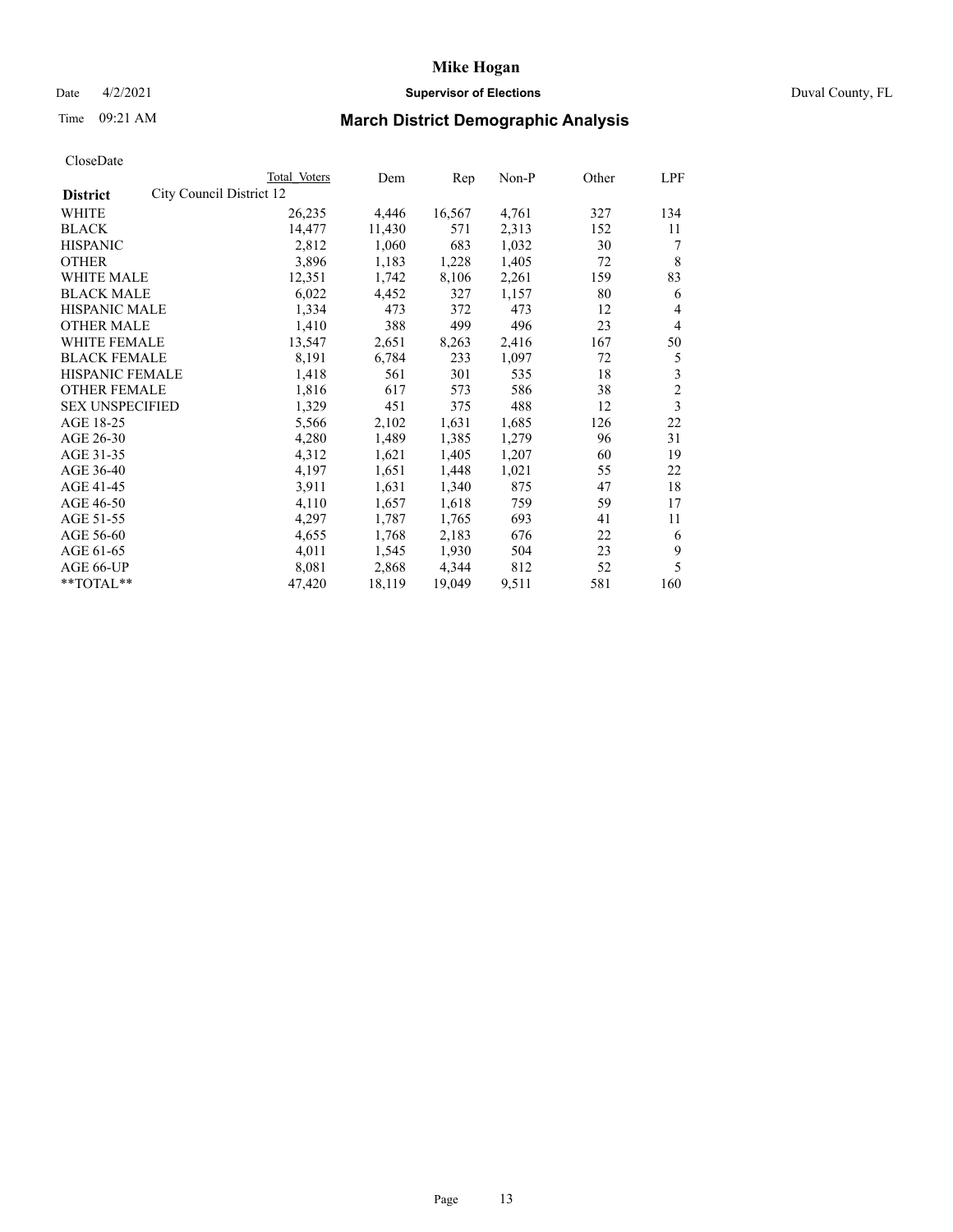# Mike Hogan

Date 4/2/2021 **Supervisor of Elections** Duval County, FL

Time 09:21 AM **March District Demographic Analysis**

CloseDate

| | Total Voters | Dem | Rep | Non-P | Other | LPF |
|---|---|---|---|---|---|---|
| **District** City Council District 12 | | | | | | |
| WHITE | 26,235 | 4,446 | 16,567 | 4,761 | 327 | 134 |
| BLACK | 14,477 | 11,430 | 571 | 2,313 | 152 | 11 |
| HISPANIC | 2,812 | 1,060 | 683 | 1,032 | 30 | 7 |
| OTHER | 3,896 | 1,183 | 1,228 | 1,405 | 72 | 8 |
| WHITE MALE | 12,351 | 1,742 | 8,106 | 2,261 | 159 | 83 |
| BLACK MALE | 6,022 | 4,452 | 327 | 1,157 | 80 | 6 |
| HISPANIC MALE | 1,334 | 473 | 372 | 473 | 12 | 4 |
| OTHER MALE | 1,410 | 388 | 499 | 496 | 23 | 4 |
| WHITE FEMALE | 13,547 | 2,651 | 8,263 | 2,416 | 167 | 50 |
| BLACK FEMALE | 8,191 | 6,784 | 233 | 1,097 | 72 | 5 |
| HISPANIC FEMALE | 1,418 | 561 | 301 | 535 | 18 | 3 |
| OTHER FEMALE | 1,816 | 617 | 573 | 586 | 38 | 2 |
| SEX UNSPECIFIED | 1,329 | 451 | 375 | 488 | 12 | 3 |
| AGE 18-25 | 5,566 | 2,102 | 1,631 | 1,685 | 126 | 22 |
| AGE 26-30 | 4,280 | 1,489 | 1,385 | 1,279 | 96 | 31 |
| AGE 31-35 | 4,312 | 1,621 | 1,405 | 1,207 | 60 | 19 |
| AGE 36-40 | 4,197 | 1,651 | 1,448 | 1,021 | 55 | 22 |
| AGE 41-45 | 3,911 | 1,631 | 1,340 | 875 | 47 | 18 |
| AGE 46-50 | 4,110 | 1,657 | 1,618 | 759 | 59 | 17 |
| AGE 51-55 | 4,297 | 1,787 | 1,765 | 693 | 41 | 11 |
| AGE 56-60 | 4,655 | 1,768 | 2,183 | 676 | 22 | 6 |
| AGE 61-65 | 4,011 | 1,545 | 1,930 | 504 | 23 | 9 |
| AGE 66-UP | 8,081 | 2,868 | 4,344 | 812 | 52 | 5 |
| **TOTAL** | 47,420 | 18,119 | 19,049 | 9,511 | 581 | 160 |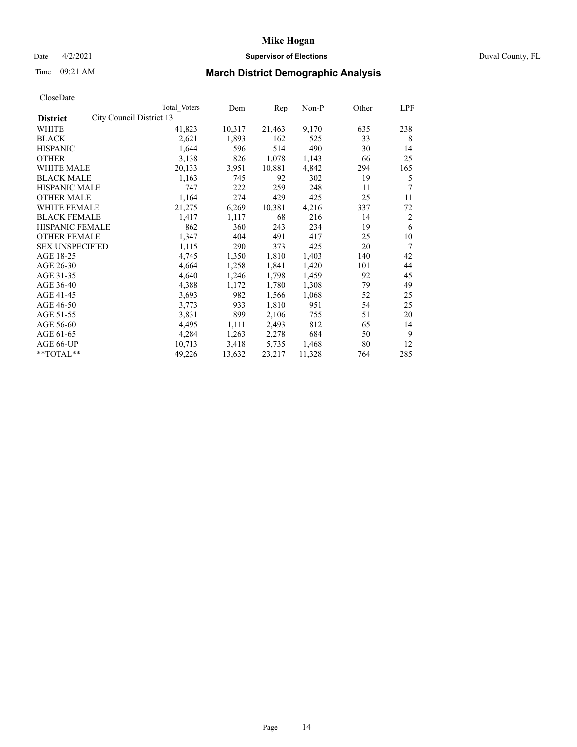# Mike Hogan

Date 4/2/2021 **Supervisor of Elections** Duval County, FL

Time 09:21 AM

## March District Demographic Analysis

CloseDate

| | Total Voters | Dem | Rep | Non-P | Other | LPF |
|---|---|---|---|---|---|---|
| **District** City Council District 13 | | | | | | |
| WHITE | 41,823 | 10,317 | 21,463 | 9,170 | 635 | 238 |
| BLACK | 2,621 | 1,893 | 162 | 525 | 33 | 8 |
| HISPANIC | 1,644 | 596 | 514 | 490 | 30 | 14 |
| OTHER | 3,138 | 826 | 1,078 | 1,143 | 66 | 25 |
| WHITE MALE | 20,133 | 3,951 | 10,881 | 4,842 | 294 | 165 |
| BLACK MALE | 1,163 | 745 | 92 | 302 | 19 | 5 |
| HISPANIC MALE | 747 | 222 | 259 | 248 | 11 | 7 |
| OTHER MALE | 1,164 | 274 | 429 | 425 | 25 | 11 |
| WHITE FEMALE | 21,275 | 6,269 | 10,381 | 4,216 | 337 | 72 |
| BLACK FEMALE | 1,417 | 1,117 | 68 | 216 | 14 | 2 |
| HISPANIC FEMALE | 862 | 360 | 243 | 234 | 19 | 6 |
| OTHER FEMALE | 1,347 | 404 | 491 | 417 | 25 | 10 |
| SEX UNSPECIFIED | 1,115 | 290 | 373 | 425 | 20 | 7 |
| AGE 18-25 | 4,745 | 1,350 | 1,810 | 1,403 | 140 | 42 |
| AGE 26-30 | 4,664 | 1,258 | 1,841 | 1,420 | 101 | 44 |
| AGE 31-35 | 4,640 | 1,246 | 1,798 | 1,459 | 92 | 45 |
| AGE 36-40 | 4,388 | 1,172 | 1,780 | 1,308 | 79 | 49 |
| AGE 41-45 | 3,693 | 982 | 1,566 | 1,068 | 52 | 25 |
| AGE 46-50 | 3,773 | 933 | 1,810 | 951 | 54 | 25 |
| AGE 51-55 | 3,831 | 899 | 2,106 | 755 | 51 | 20 |
| AGE 56-60 | 4,495 | 1,111 | 2,493 | 812 | 65 | 14 |
| AGE 61-65 | 4,284 | 1,263 | 2,278 | 684 | 50 | 9 |
| AGE 66-UP | 10,713 | 3,418 | 5,735 | 1,468 | 80 | 12 |
| **TOTAL** | 49,226 | 13,632 | 23,217 | 11,328 | 764 | 285 |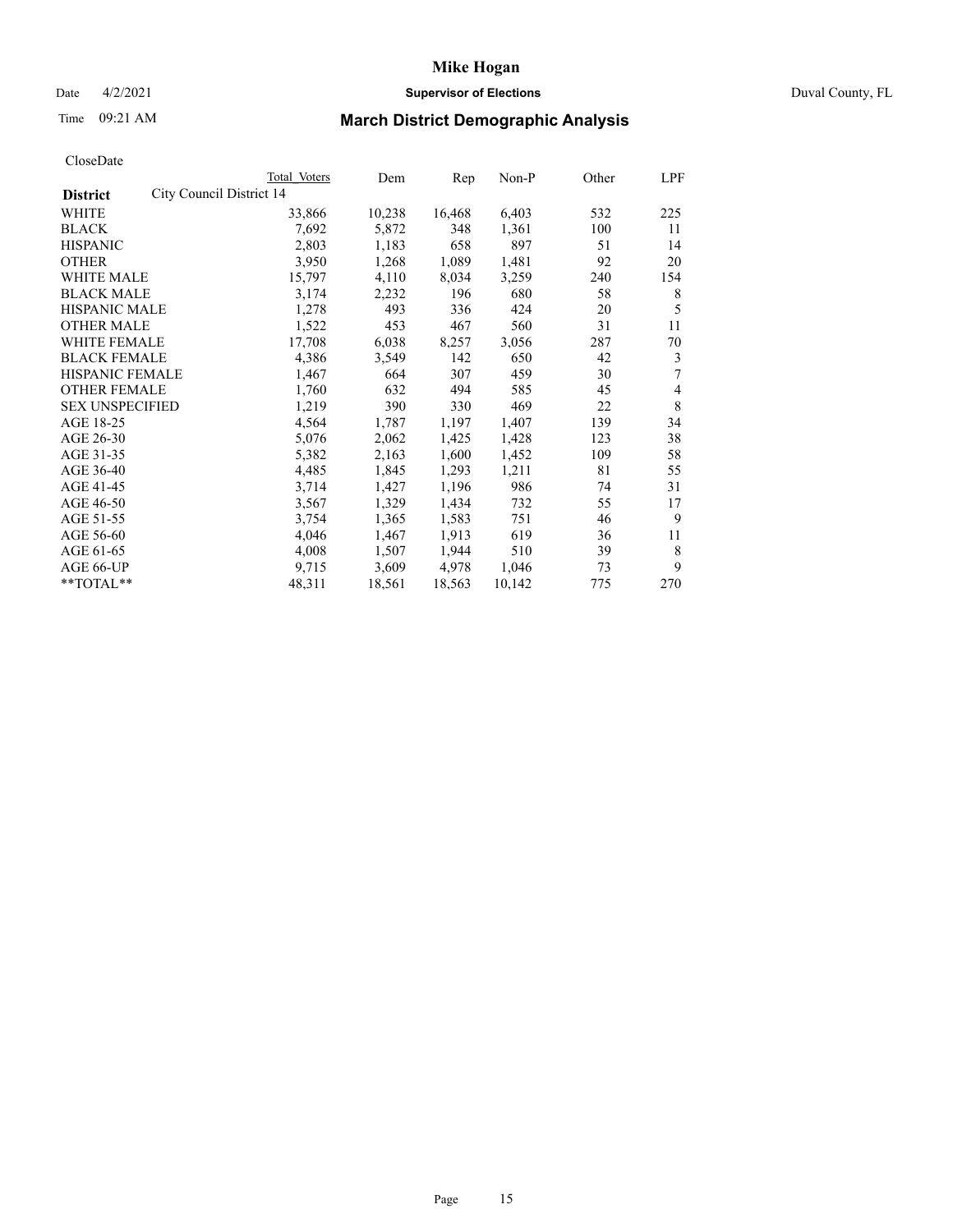CloseDate

| District | City Council District 14 | Total Voters | Dem | Rep | Non-P | Other | LPF |
|---|---|---|---|---|---|---|---|
| WHITE | | 33,866 | 10,238 | 16,468 | 6,403 | 532 | 225 |
| BLACK | | 7,692 | 5,872 | 348 | 1,361 | 100 | 11 |
| HISPANIC | | 2,803 | 1,183 | 658 | 897 | 51 | 14 |
| OTHER | | 3,950 | 1,268 | 1,089 | 1,481 | 92 | 20 |
| WHITE MALE | | 15,797 | 4,110 | 8,034 | 3,259 | 240 | 154 |
| BLACK MALE | | 3,174 | 2,232 | 196 | 680 | 58 | 8 |
| HISPANIC MALE | | 1,278 | 493 | 336 | 424 | 20 | 5 |
| OTHER MALE | | 1,522 | 453 | 467 | 560 | 31 | 11 |
| WHITE FEMALE | | 17,708 | 6,038 | 8,257 | 3,056 | 287 | 70 |
| BLACK FEMALE | | 4,386 | 3,549 | 142 | 650 | 42 | 3 |
| HISPANIC FEMALE | | 1,467 | 664 | 307 | 459 | 30 | 7 |
| OTHER FEMALE | | 1,760 | 632 | 494 | 585 | 45 | 4 |
| SEX UNSPECIFIED | | 1,219 | 390 | 330 | 469 | 22 | 8 |
| AGE 18-25 | | 4,564 | 1,787 | 1,197 | 1,407 | 139 | 34 |
| AGE 26-30 | | 5,076 | 2,062 | 1,425 | 1,428 | 123 | 38 |
| AGE 31-35 | | 5,382 | 2,163 | 1,600 | 1,452 | 109 | 58 |
| AGE 36-40 | | 4,485 | 1,845 | 1,293 | 1,211 | 81 | 55 |
| AGE 41-45 | | 3,714 | 1,427 | 1,196 | 986 | 74 | 31 |
| AGE 46-50 | | 3,567 | 1,329 | 1,434 | 732 | 55 | 17 |
| AGE 51-55 | | 3,754 | 1,365 | 1,583 | 751 | 46 | 9 |
| AGE 56-60 | | 4,046 | 1,467 | 1,913 | 619 | 36 | 11 |
| AGE 61-65 | | 4,008 | 1,507 | 1,944 | 510 | 39 | 8 |
| AGE 66-UP | | 9,715 | 3,609 | 4,978 | 1,046 | 73 | 9 |
| **TOTAL** | | 48,311 | 18,561 | 18,563 | 10,142 | 775 | 270 |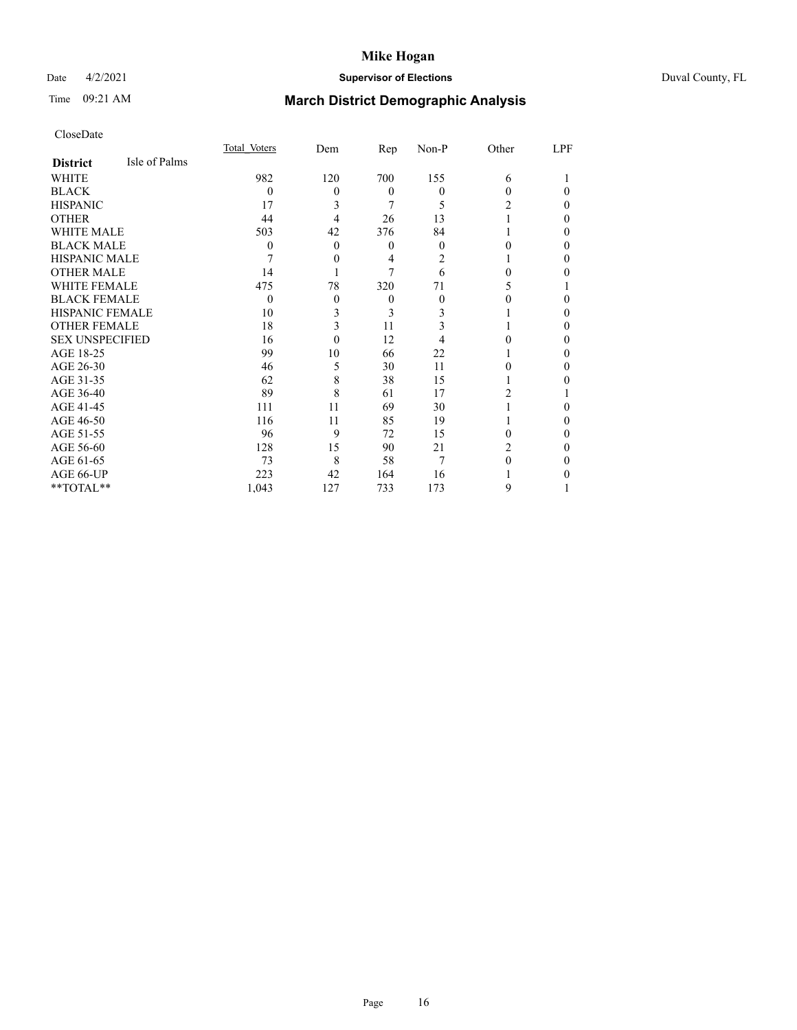# Mike Hogan

Date 4/2/2021 **Supervisor of Elections** Duval County, FL

Time 09:21 AM

## March District Demographic Analysis

CloseDate

| **District** Isle of Palms | Total_Voters | Dem | Rep | Non-P | Other | LPF |
|---|---|---|---|---|---|---|
| WHITE | 982 | 120 | 700 | 155 | 6 | 1 |
| BLACK | 0 | 0 | 0 | 0 | 0 | 0 |
| HISPANIC | 17 | 3 | 7 | 5 | 2 | 0 |
| OTHER | 44 | 4 | 26 | 13 | 1 | 0 |
| WHITE MALE | 503 | 42 | 376 | 84 | 1 | 0 |
| BLACK MALE | 0 | 0 | 0 | 0 | 0 | 0 |
| HISPANIC MALE | 7 | 0 | 4 | 2 | 1 | 0 |
| OTHER MALE | 14 | 1 | 7 | 6 | 0 | 0 |
| WHITE FEMALE | 475 | 78 | 320 | 71 | 5 | 1 |
| BLACK FEMALE | 0 | 0 | 0 | 0 | 0 | 0 |
| HISPANIC FEMALE | 10 | 3 | 3 | 3 | 1 | 0 |
| OTHER FEMALE | 18 | 3 | 11 | 3 | 1 | 0 |
| SEX UNSPECIFIED | 16 | 0 | 12 | 4 | 0 | 0 |
| AGE 18-25 | 99 | 10 | 66 | 22 | 1 | 0 |
| AGE 26-30 | 46 | 5 | 30 | 11 | 0 | 0 |
| AGE 31-35 | 62 | 8 | 38 | 15 | 1 | 0 |
| AGE 36-40 | 89 | 8 | 61 | 17 | 2 | 1 |
| AGE 41-45 | 111 | 11 | 69 | 30 | 1 | 0 |
| AGE 46-50 | 116 | 11 | 85 | 19 | 1 | 0 |
| AGE 51-55 | 96 | 9 | 72 | 15 | 0 | 0 |
| AGE 56-60 | 128 | 15 | 90 | 21 | 2 | 0 |
| AGE 61-65 | 73 | 8 | 58 | 7 | 0 | 0 |
| AGE 66-UP | 223 | 42 | 164 | 16 | 1 | 0 |
| **TOTAL** | 1,043 | 127 | 733 | 173 | 9 | 1 |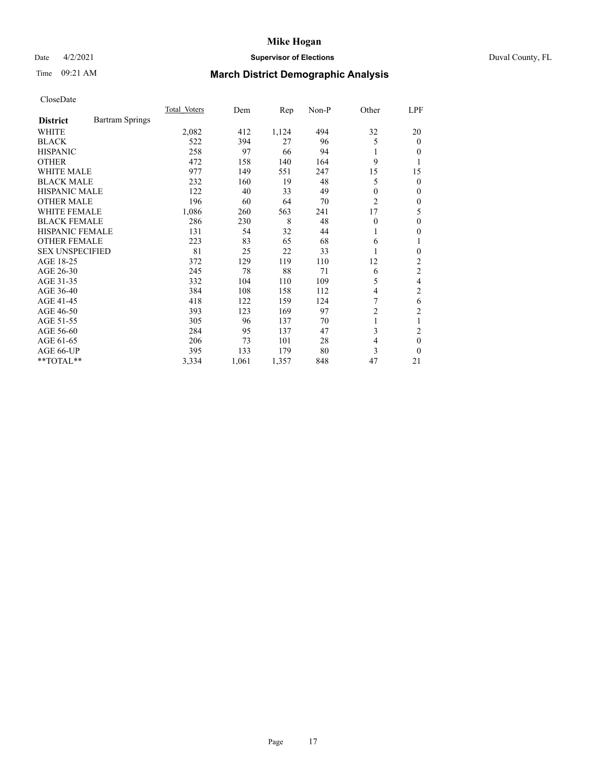# Mike Hogan

Date 4/2/2021 **Supervisor of Elections** Duval County, FL

Time 09:21 AM

## March District Demographic Analysis

CloseDate

| **District** Bartram Springs | Total Voters | Dem | Rep | Non-P | Other | LPF |
|---|---|---|---|---|---|---|
| WHITE | 2,082 | 412 | 1,124 | 494 | 32 | 20 |
| BLACK | 522 | 394 | 27 | 96 | 5 | 0 |
| HISPANIC | 258 | 97 | 66 | 94 | 1 | 0 |
| OTHER | 472 | 158 | 140 | 164 | 9 | 1 |
| WHITE MALE | 977 | 149 | 551 | 247 | 15 | 15 |
| BLACK MALE | 232 | 160 | 19 | 48 | 5 | 0 |
| HISPANIC MALE | 122 | 40 | 33 | 49 | 0 | 0 |
| OTHER MALE | 196 | 60 | 64 | 70 | 2 | 0 |
| WHITE FEMALE | 1,086 | 260 | 563 | 241 | 17 | 5 |
| BLACK FEMALE | 286 | 230 | 8 | 48 | 0 | 0 |
| HISPANIC FEMALE | 131 | 54 | 32 | 44 | 1 | 0 |
| OTHER FEMALE | 223 | 83 | 65 | 68 | 6 | 1 |
| SEX UNSPECIFIED | 81 | 25 | 22 | 33 | 1 | 0 |
| AGE 18-25 | 372 | 129 | 119 | 110 | 12 | 2 |
| AGE 26-30 | 245 | 78 | 88 | 71 | 6 | 2 |
| AGE 31-35 | 332 | 104 | 110 | 109 | 5 | 4 |
| AGE 36-40 | 384 | 108 | 158 | 112 | 4 | 2 |
| AGE 41-45 | 418 | 122 | 159 | 124 | 7 | 6 |
| AGE 46-50 | 393 | 123 | 169 | 97 | 2 | 2 |
| AGE 51-55 | 305 | 96 | 137 | 70 | 1 | 1 |
| AGE 56-60 | 284 | 95 | 137 | 47 | 3 | 2 |
| AGE 61-65 | 206 | 73 | 101 | 28 | 4 | 0 |
| AGE 66-UP | 395 | 133 | 179 | 80 | 3 | 0 |
| **TOTAL** | 3,334 | 1,061 | 1,357 | 848 | 47 | 21 |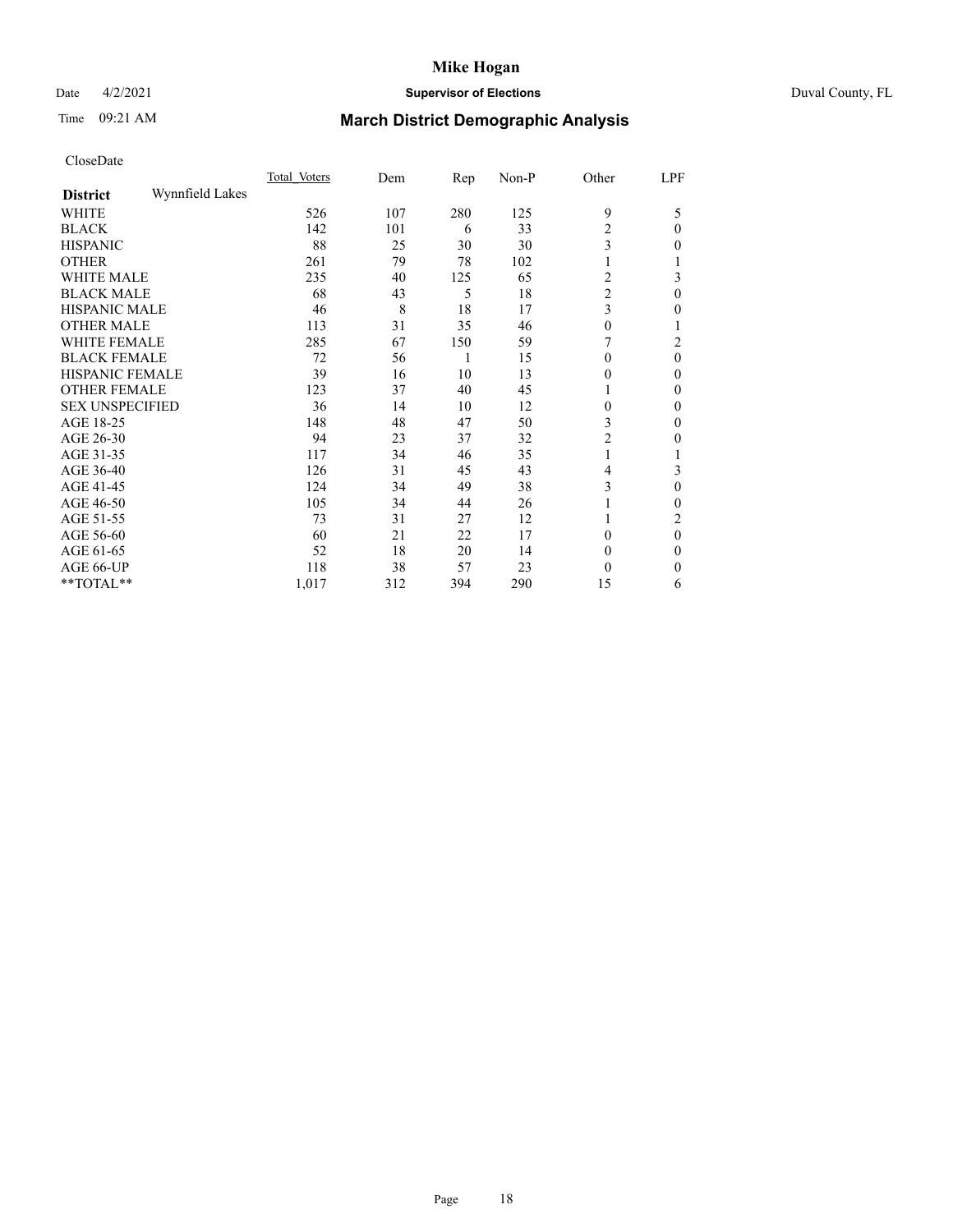# Mike Hogan

Date 4/2/2021 **Supervisor of Elections** Duval County, FL

Time 09:21 AM **March District Demographic Analysis**

CloseDate

| **District** Wynnfield Lakes | Total Voters | Dem | Rep | Non-P | Other | LPF |
|---|---|---|---|---|---|---|
| WHITE | 526 | 107 | 280 | 125 | 9 | 5 |
| BLACK | 142 | 101 | 6 | 33 | 2 | 0 |
| HISPANIC | 88 | 25 | 30 | 30 | 3 | 0 |
| OTHER | 261 | 79 | 78 | 102 | 1 | 1 |
| WHITE MALE | 235 | 40 | 125 | 65 | 2 | 3 |
| BLACK MALE | 68 | 43 | 5 | 18 | 2 | 0 |
| HISPANIC MALE | 46 | 8 | 18 | 17 | 3 | 0 |
| OTHER MALE | 113 | 31 | 35 | 46 | 0 | 1 |
| WHITE FEMALE | 285 | 67 | 150 | 59 | 7 | 2 |
| BLACK FEMALE | 72 | 56 | 1 | 15 | 0 | 0 |
| HISPANIC FEMALE | 39 | 16 | 10 | 13 | 0 | 0 |
| OTHER FEMALE | 123 | 37 | 40 | 45 | 1 | 0 |
| SEX UNSPECIFIED | 36 | 14 | 10 | 12 | 0 | 0 |
| AGE 18-25 | 148 | 48 | 47 | 50 | 3 | 0 |
| AGE 26-30 | 94 | 23 | 37 | 32 | 2 | 0 |
| AGE 31-35 | 117 | 34 | 46 | 35 | 1 | 1 |
| AGE 36-40 | 126 | 31 | 45 | 43 | 4 | 3 |
| AGE 41-45 | 124 | 34 | 49 | 38 | 3 | 0 |
| AGE 46-50 | 105 | 34 | 44 | 26 | 1 | 0 |
| AGE 51-55 | 73 | 31 | 27 | 12 | 1 | 2 |
| AGE 56-60 | 60 | 21 | 22 | 17 | 0 | 0 |
| AGE 61-65 | 52 | 18 | 20 | 14 | 0 | 0 |
| AGE 66-UP | 118 | 38 | 57 | 23 | 0 | 0 |
| **TOTAL** | 1,017 | 312 | 394 | 290 | 15 | 6 |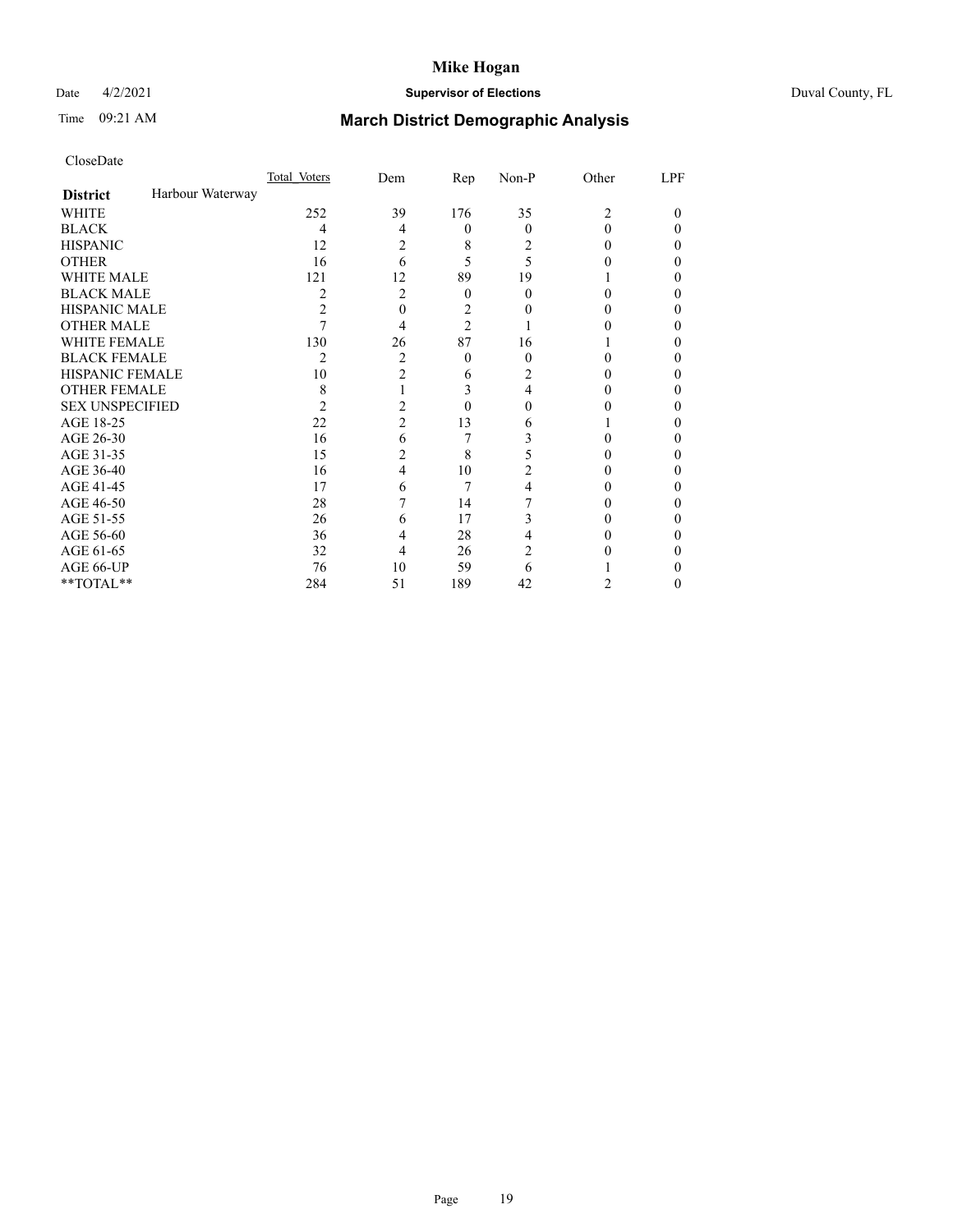# Mike Hogan

Date 4/2/2021 **Supervisor of Elections** Duval County, FL

Time 09:21 AM **March District Demographic Analysis**

CloseDate

| **District** Harbour Waterway | Total Voters | Dem | Rep | Non-P | Other | LPF |
|---|---|---|---|---|---|---|
| WHITE | 252 | 39 | 176 | 35 | 2 | 0 |
| BLACK | 4 | 4 | 0 | 0 | 0 | 0 |
| HISPANIC | 12 | 2 | 8 | 2 | 0 | 0 |
| OTHER | 16 | 6 | 5 | 5 | 0 | 0 |
| WHITE MALE | 121 | 12 | 89 | 19 | 1 | 0 |
| BLACK MALE | 2 | 2 | 0 | 0 | 0 | 0 |
| HISPANIC MALE | 2 | 0 | 2 | 0 | 0 | 0 |
| OTHER MALE | 7 | 4 | 2 | 1 | 0 | 0 |
| WHITE FEMALE | 130 | 26 | 87 | 16 | 1 | 0 |
| BLACK FEMALE | 2 | 2 | 0 | 0 | 0 | 0 |
| HISPANIC FEMALE | 10 | 2 | 6 | 2 | 0 | 0 |
| OTHER FEMALE | 8 | 1 | 3 | 4 | 0 | 0 |
| SEX UNSPECIFIED | 2 | 2 | 0 | 0 | 0 | 0 |
| AGE 18-25 | 22 | 2 | 13 | 6 | 1 | 0 |
| AGE 26-30 | 16 | 6 | 7 | 3 | 0 | 0 |
| AGE 31-35 | 15 | 2 | 8 | 5 | 0 | 0 |
| AGE 36-40 | 16 | 4 | 10 | 2 | 0 | 0 |
| AGE 41-45 | 17 | 6 | 7 | 4 | 0 | 0 |
| AGE 46-50 | 28 | 7 | 14 | 7 | 0 | 0 |
| AGE 51-55 | 26 | 6 | 17 | 3 | 0 | 0 |
| AGE 56-60 | 36 | 4 | 28 | 4 | 0 | 0 |
| AGE 61-65 | 32 | 4 | 26 | 2 | 0 | 0 |
| AGE 66-UP | 76 | 10 | 59 | 6 | 1 | 0 |
| **TOTAL** | 284 | 51 | 189 | 42 | 2 | 0 |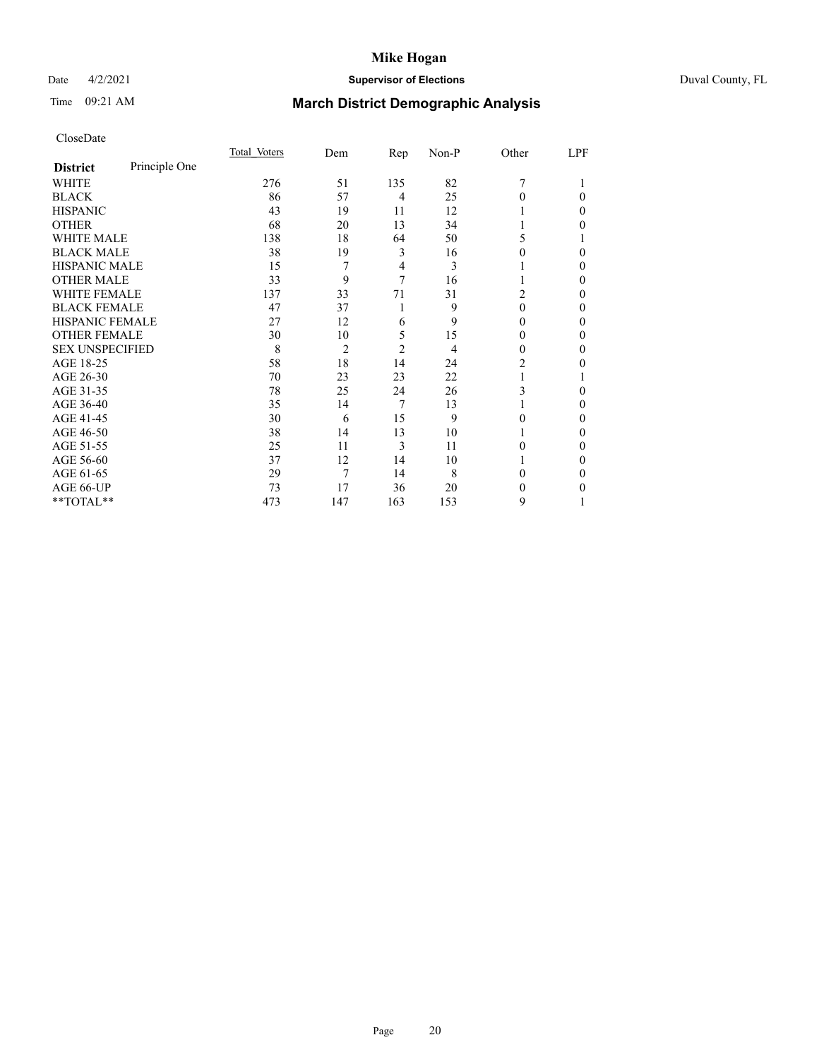# Mike Hogan

Date 4/2/2021 **Supervisor of Elections** Duval County, FL

Time 09:21 AM **March District Demographic Analysis**

CloseDate

| **District** Principle One | Total Voters | Dem | Rep | Non-P | Other | LPF |
|---|---|---|---|---|---|---|
| WHITE | 276 | 51 | 135 | 82 | 7 | 1 |
| BLACK | 86 | 57 | 4 | 25 | 0 | 0 |
| HISPANIC | 43 | 19 | 11 | 12 | 1 | 0 |
| OTHER | 68 | 20 | 13 | 34 | 1 | 0 |
| WHITE MALE | 138 | 18 | 64 | 50 | 5 | 1 |
| BLACK MALE | 38 | 19 | 3 | 16 | 0 | 0 |
| HISPANIC MALE | 15 | 7 | 4 | 3 | 1 | 0 |
| OTHER MALE | 33 | 9 | 7 | 16 | 1 | 0 |
| WHITE FEMALE | 137 | 33 | 71 | 31 | 2 | 0 |
| BLACK FEMALE | 47 | 37 | 1 | 9 | 0 | 0 |
| HISPANIC FEMALE | 27 | 12 | 6 | 9 | 0 | 0 |
| OTHER FEMALE | 30 | 10 | 5 | 15 | 0 | 0 |
| SEX UNSPECIFIED | 8 | 2 | 2 | 4 | 0 | 0 |
| AGE 18-25 | 58 | 18 | 14 | 24 | 2 | 0 |
| AGE 26-30 | 70 | 23 | 23 | 22 | 1 | 1 |
| AGE 31-35 | 78 | 25 | 24 | 26 | 3 | 0 |
| AGE 36-40 | 35 | 14 | 7 | 13 | 1 | 0 |
| AGE 41-45 | 30 | 6 | 15 | 9 | 0 | 0 |
| AGE 46-50 | 38 | 14 | 13 | 10 | 1 | 0 |
| AGE 51-55 | 25 | 11 | 3 | 11 | 0 | 0 |
| AGE 56-60 | 37 | 12 | 14 | 10 | 1 | 0 |
| AGE 61-65 | 29 | 7 | 14 | 8 | 0 | 0 |
| AGE 66-UP | 73 | 17 | 36 | 20 | 0 | 0 |
| **TOTAL** | 473 | 147 | 163 | 153 | 9 | 1 |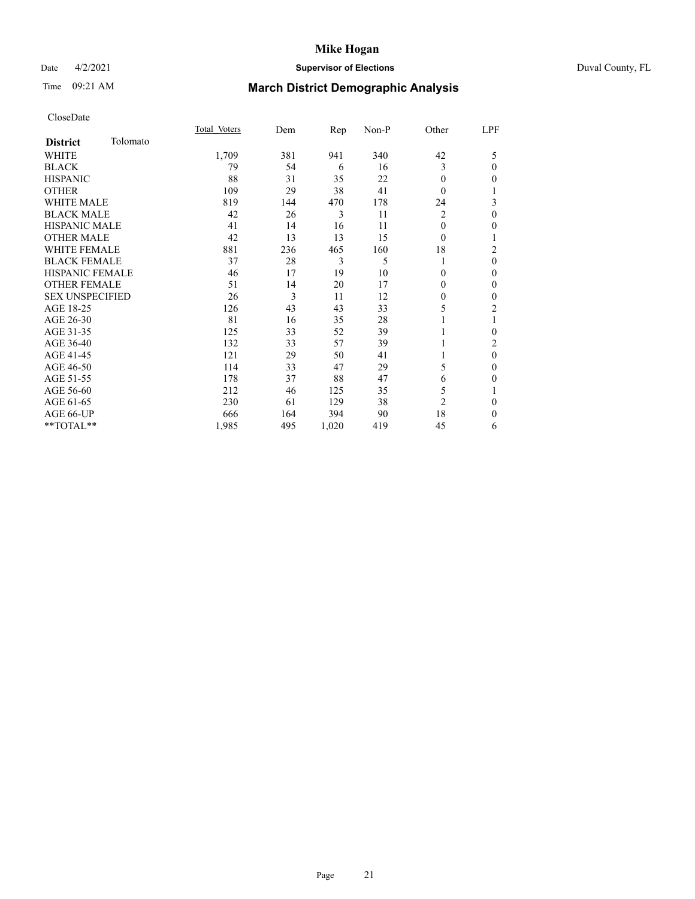# Mike Hogan

Date 4/2/2021 **Supervisor of Elections** Duval County, FL

Time 09:21 AM

## March District Demographic Analysis

CloseDate

| **District** Tolomato | Total Voters | Dem | Rep | Non-P | Other | LPF |
|---|---|---|---|---|---|---|
| WHITE | 1,709 | 381 | 941 | 340 | 42 | 5 |
| BLACK | 79 | 54 | 6 | 16 | 3 | 0 |
| HISPANIC | 88 | 31 | 35 | 22 | 0 | 0 |
| OTHER | 109 | 29 | 38 | 41 | 0 | 1 |
| WHITE MALE | 819 | 144 | 470 | 178 | 24 | 3 |
| BLACK MALE | 42 | 26 | 3 | 11 | 2 | 0 |
| HISPANIC MALE | 41 | 14 | 16 | 11 | 0 | 0 |
| OTHER MALE | 42 | 13 | 13 | 15 | 0 | 1 |
| WHITE FEMALE | 881 | 236 | 465 | 160 | 18 | 2 |
| BLACK FEMALE | 37 | 28 | 3 | 5 | 1 | 0 |
| HISPANIC FEMALE | 46 | 17 | 19 | 10 | 0 | 0 |
| OTHER FEMALE | 51 | 14 | 20 | 17 | 0 | 0 |
| SEX UNSPECIFIED | 26 | 3 | 11 | 12 | 0 | 0 |
| AGE 18-25 | 126 | 43 | 43 | 33 | 5 | 2 |
| AGE 26-30 | 81 | 16 | 35 | 28 | 1 | 1 |
| AGE 31-35 | 125 | 33 | 52 | 39 | 1 | 0 |
| AGE 36-40 | 132 | 33 | 57 | 39 | 1 | 2 |
| AGE 41-45 | 121 | 29 | 50 | 41 | 1 | 0 |
| AGE 46-50 | 114 | 33 | 47 | 29 | 5 | 0 |
| AGE 51-55 | 178 | 37 | 88 | 47 | 6 | 0 |
| AGE 56-60 | 212 | 46 | 125 | 35 | 5 | 1 |
| AGE 61-65 | 230 | 61 | 129 | 38 | 2 | 0 |
| AGE 66-UP | 666 | 164 | 394 | 90 | 18 | 0 |
| **TOTAL** | 1,985 | 495 | 1,020 | 419 | 45 | 6 |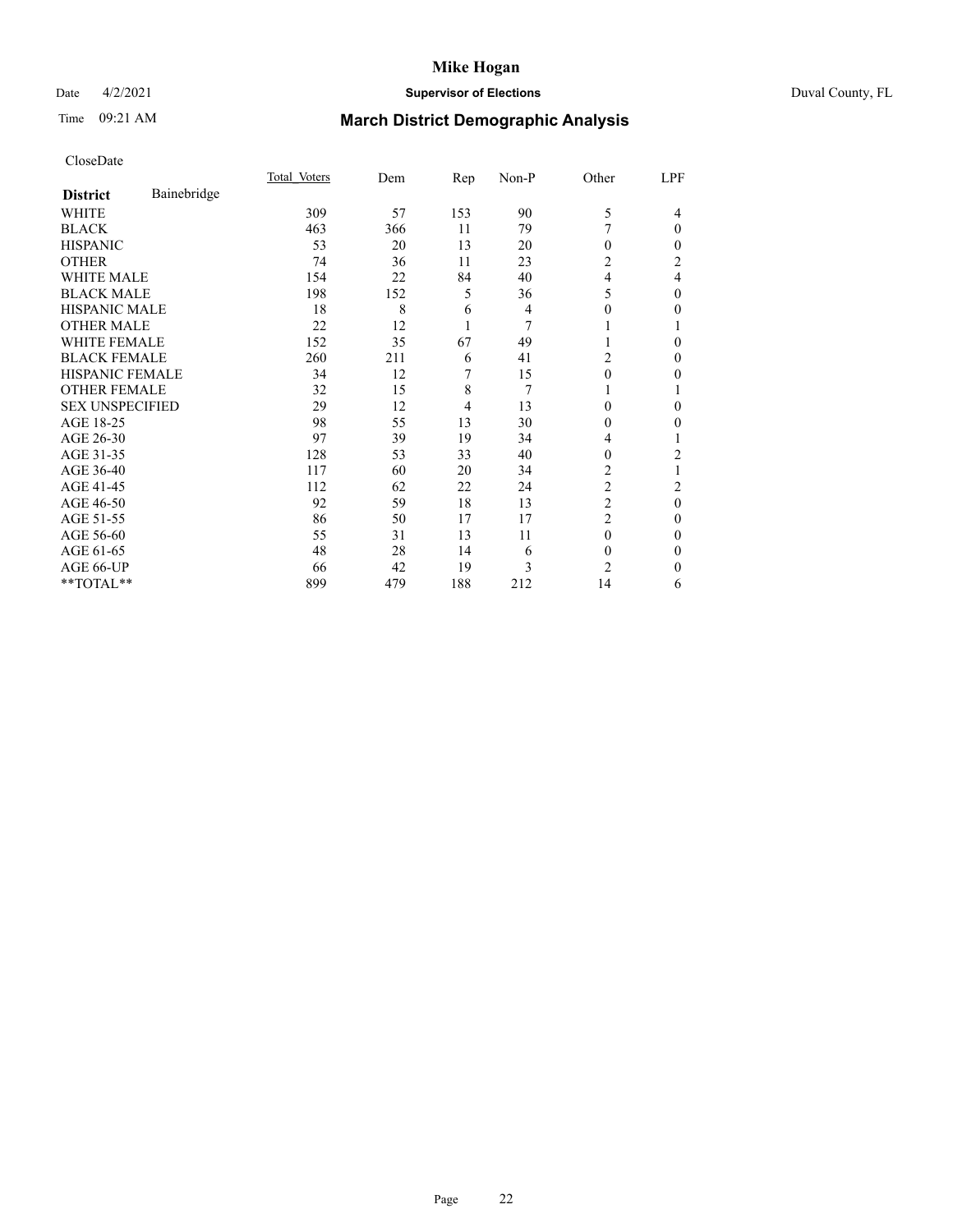# Mike Hogan

Date 4/2/2021 **Supervisor of Elections** Duval County, FL

Time 09:21 AM **March District Demographic Analysis**

CloseDate

| **District** Bainebridge | Total Voters | Dem | Rep | Non-P | Other | LPF |
|---|---|---|---|---|---|---|
| WHITE | 309 | 57 | 153 | 90 | 5 | 4 |
| BLACK | 463 | 366 | 11 | 79 | 7 | 0 |
| HISPANIC | 53 | 20 | 13 | 20 | 0 | 0 |
| OTHER | 74 | 36 | 11 | 23 | 2 | 2 |
| WHITE MALE | 154 | 22 | 84 | 40 | 4 | 4 |
| BLACK MALE | 198 | 152 | 5 | 36 | 5 | 0 |
| HISPANIC MALE | 18 | 8 | 6 | 4 | 0 | 0 |
| OTHER MALE | 22 | 12 | 1 | 7 | 1 | 1 |
| WHITE FEMALE | 152 | 35 | 67 | 49 | 1 | 0 |
| BLACK FEMALE | 260 | 211 | 6 | 41 | 2 | 0 |
| HISPANIC FEMALE | 34 | 12 | 7 | 15 | 0 | 0 |
| OTHER FEMALE | 32 | 15 | 8 | 7 | 1 | 1 |
| SEX UNSPECIFIED | 29 | 12 | 4 | 13 | 0 | 0 |
| AGE 18-25 | 98 | 55 | 13 | 30 | 0 | 0 |
| AGE 26-30 | 97 | 39 | 19 | 34 | 4 | 1 |
| AGE 31-35 | 128 | 53 | 33 | 40 | 0 | 2 |
| AGE 36-40 | 117 | 60 | 20 | 34 | 2 | 1 |
| AGE 41-45 | 112 | 62 | 22 | 24 | 2 | 2 |
| AGE 46-50 | 92 | 59 | 18 | 13 | 2 | 0 |
| AGE 51-55 | 86 | 50 | 17 | 17 | 2 | 0 |
| AGE 56-60 | 55 | 31 | 13 | 11 | 0 | 0 |
| AGE 61-65 | 48 | 28 | 14 | 6 | 0 | 0 |
| AGE 66-UP | 66 | 42 | 19 | 3 | 2 | 0 |
| **TOTAL** | 899 | 479 | 188 | 212 | 14 | 6 |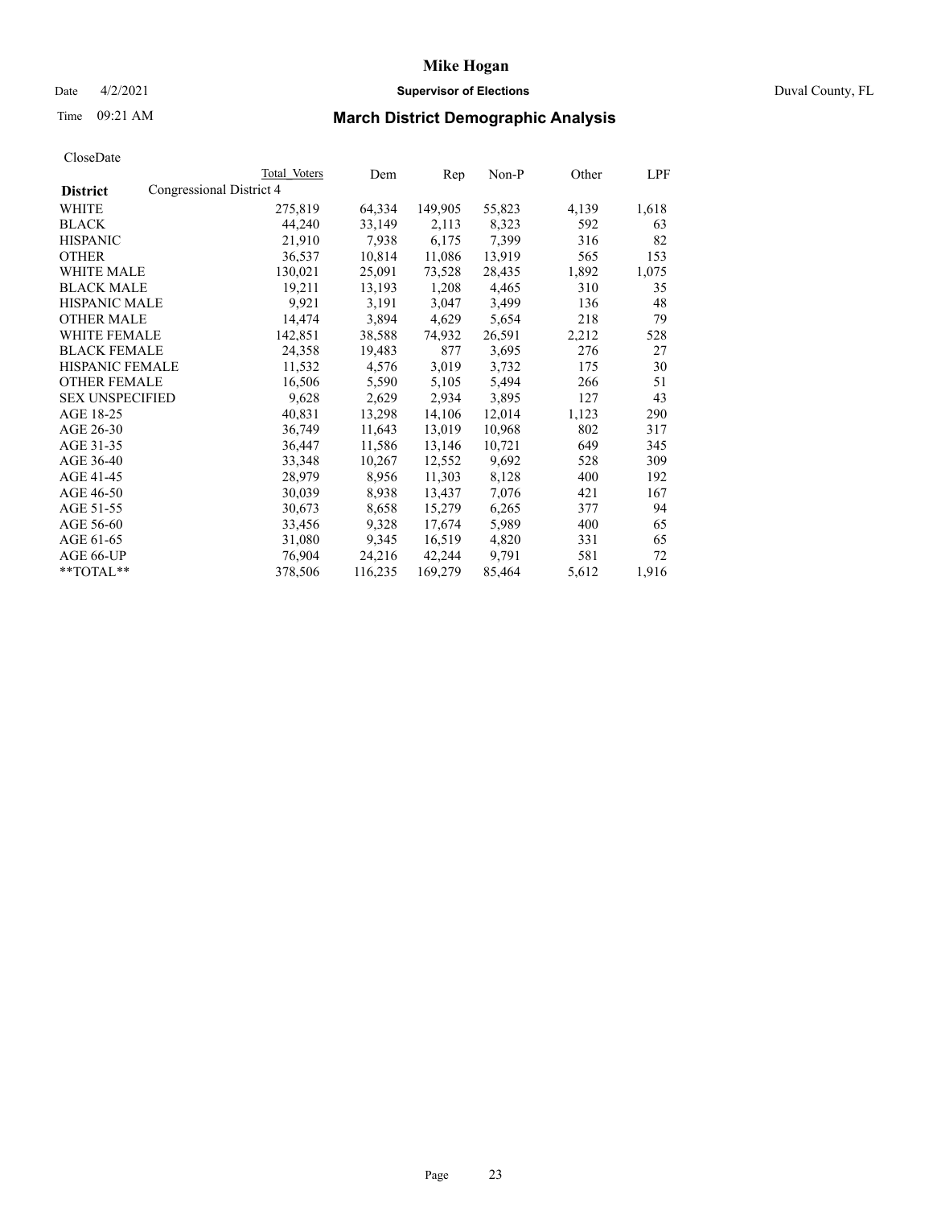# Mike Hogan

Date 4/2/2021 **Supervisor of Elections** Duval County, FL

Time 09:21 AM

## March District Demographic Analysis

CloseDate

| District | Total Voters | Dem | Rep | Non-P | Other | LPF |
|---|---|---|---|---|---|---|
| Congressional District 4 | | | | | | |
| WHITE | 275,819 | 64,334 | 149,905 | 55,823 | 4,139 | 1,618 |
| BLACK | 44,240 | 33,149 | 2,113 | 8,323 | 592 | 63 |
| HISPANIC | 21,910 | 7,938 | 6,175 | 7,399 | 316 | 82 |
| OTHER | 36,537 | 10,814 | 11,086 | 13,919 | 565 | 153 |
| WHITE MALE | 130,021 | 25,091 | 73,528 | 28,435 | 1,892 | 1,075 |
| BLACK MALE | 19,211 | 13,193 | 1,208 | 4,465 | 310 | 35 |
| HISPANIC MALE | 9,921 | 3,191 | 3,047 | 3,499 | 136 | 48 |
| OTHER MALE | 14,474 | 3,894 | 4,629 | 5,654 | 218 | 79 |
| WHITE FEMALE | 142,851 | 38,588 | 74,932 | 26,591 | 2,212 | 528 |
| BLACK FEMALE | 24,358 | 19,483 | 877 | 3,695 | 276 | 27 |
| HISPANIC FEMALE | 11,532 | 4,576 | 3,019 | 3,732 | 175 | 30 |
| OTHER FEMALE | 16,506 | 5,590 | 5,105 | 5,494 | 266 | 51 |
| SEX UNSPECIFIED | 9,628 | 2,629 | 2,934 | 3,895 | 127 | 43 |
| AGE 18-25 | 40,831 | 13,298 | 14,106 | 12,014 | 1,123 | 290 |
| AGE 26-30 | 36,749 | 11,643 | 13,019 | 10,968 | 802 | 317 |
| AGE 31-35 | 36,447 | 11,586 | 13,146 | 10,721 | 649 | 345 |
| AGE 36-40 | 33,348 | 10,267 | 12,552 | 9,692 | 528 | 309 |
| AGE 41-45 | 28,979 | 8,956 | 11,303 | 8,128 | 400 | 192 |
| AGE 46-50 | 30,039 | 8,938 | 13,437 | 7,076 | 421 | 167 |
| AGE 51-55 | 30,673 | 8,658 | 15,279 | 6,265 | 377 | 94 |
| AGE 56-60 | 33,456 | 9,328 | 17,674 | 5,989 | 400 | 65 |
| AGE 61-65 | 31,080 | 9,345 | 16,519 | 4,820 | 331 | 65 |
| AGE 66-UP | 76,904 | 24,216 | 42,244 | 9,791 | 581 | 72 |
| **TOTAL** | 378,506 | 116,235 | 169,279 | 85,464 | 5,612 | 1,916 |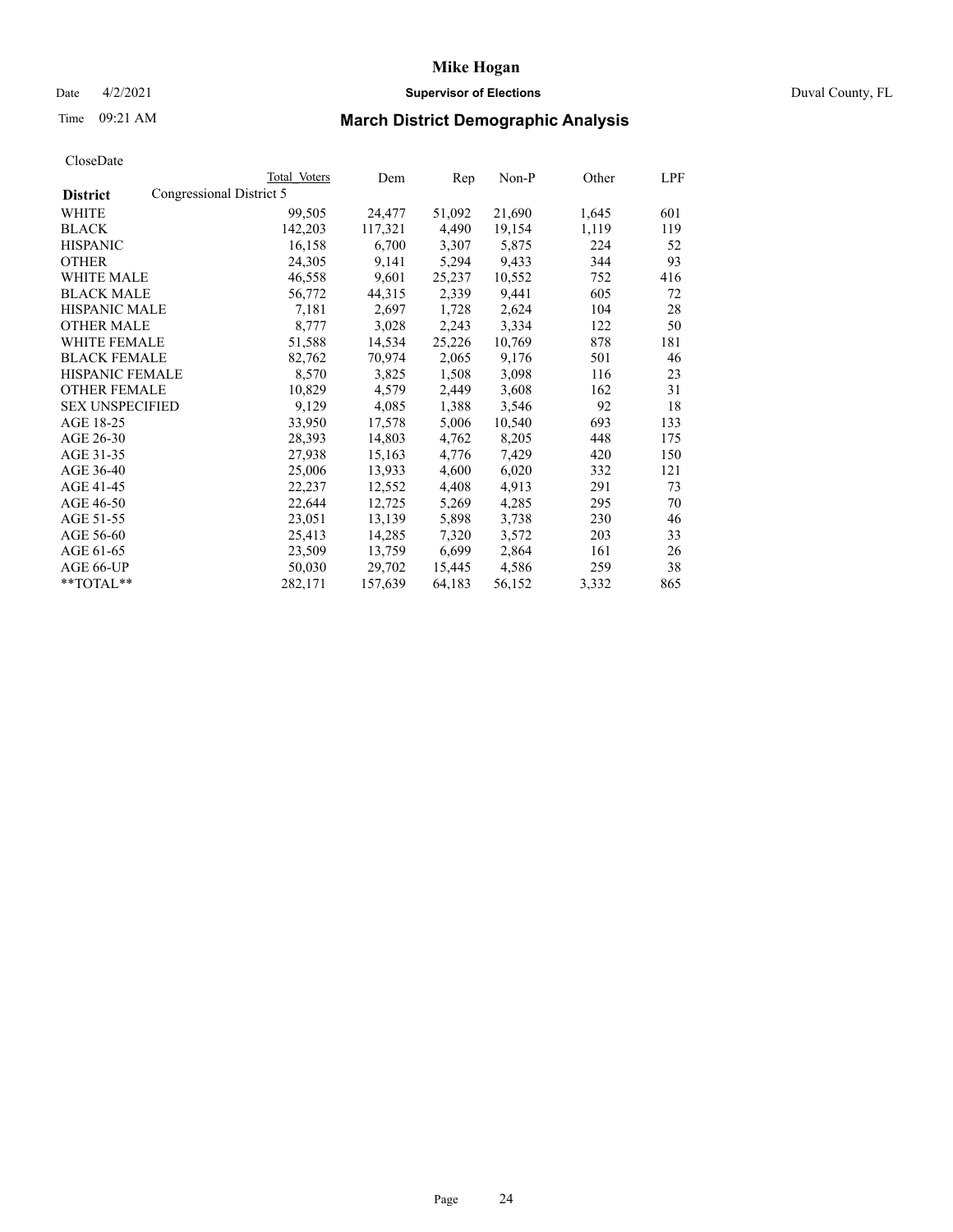# Mike Hogan

Date 4/2/2021 **Supervisor of Elections** Duval County, FL

Time 09:21 AM **March District Demographic Analysis**

CloseDate

| | Total Voters | Dem | Rep | Non-P | Other | LPF |
|---|---|---|---|---|---|---|
| **District** Congressional District 5 | | | | | | |
| WHITE | 99,505 | 24,477 | 51,092 | 21,690 | 1,645 | 601 |
| BLACK | 142,203 | 117,321 | 4,490 | 19,154 | 1,119 | 119 |
| HISPANIC | 16,158 | 6,700 | 3,307 | 5,875 | 224 | 52 |
| OTHER | 24,305 | 9,141 | 5,294 | 9,433 | 344 | 93 |
| WHITE MALE | 46,558 | 9,601 | 25,237 | 10,552 | 752 | 416 |
| BLACK MALE | 56,772 | 44,315 | 2,339 | 9,441 | 605 | 72 |
| HISPANIC MALE | 7,181 | 2,697 | 1,728 | 2,624 | 104 | 28 |
| OTHER MALE | 8,777 | 3,028 | 2,243 | 3,334 | 122 | 50 |
| WHITE FEMALE | 51,588 | 14,534 | 25,226 | 10,769 | 878 | 181 |
| BLACK FEMALE | 82,762 | 70,974 | 2,065 | 9,176 | 501 | 46 |
| HISPANIC FEMALE | 8,570 | 3,825 | 1,508 | 3,098 | 116 | 23 |
| OTHER FEMALE | 10,829 | 4,579 | 2,449 | 3,608 | 162 | 31 |
| SEX UNSPECIFIED | 9,129 | 4,085 | 1,388 | 3,546 | 92 | 18 |
| AGE 18-25 | 33,950 | 17,578 | 5,006 | 10,540 | 693 | 133 |
| AGE 26-30 | 28,393 | 14,803 | 4,762 | 8,205 | 448 | 175 |
| AGE 31-35 | 27,938 | 15,163 | 4,776 | 7,429 | 420 | 150 |
| AGE 36-40 | 25,006 | 13,933 | 4,600 | 6,020 | 332 | 121 |
| AGE 41-45 | 22,237 | 12,552 | 4,408 | 4,913 | 291 | 73 |
| AGE 46-50 | 22,644 | 12,725 | 5,269 | 4,285 | 295 | 70 |
| AGE 51-55 | 23,051 | 13,139 | 5,898 | 3,738 | 230 | 46 |
| AGE 56-60 | 25,413 | 14,285 | 7,320 | 3,572 | 203 | 33 |
| AGE 61-65 | 23,509 | 13,759 | 6,699 | 2,864 | 161 | 26 |
| AGE 66-UP | 50,030 | 29,702 | 15,445 | 4,586 | 259 | 38 |
| **TOTAL** | 282,171 | 157,639 | 64,183 | 56,152 | 3,332 | 865 |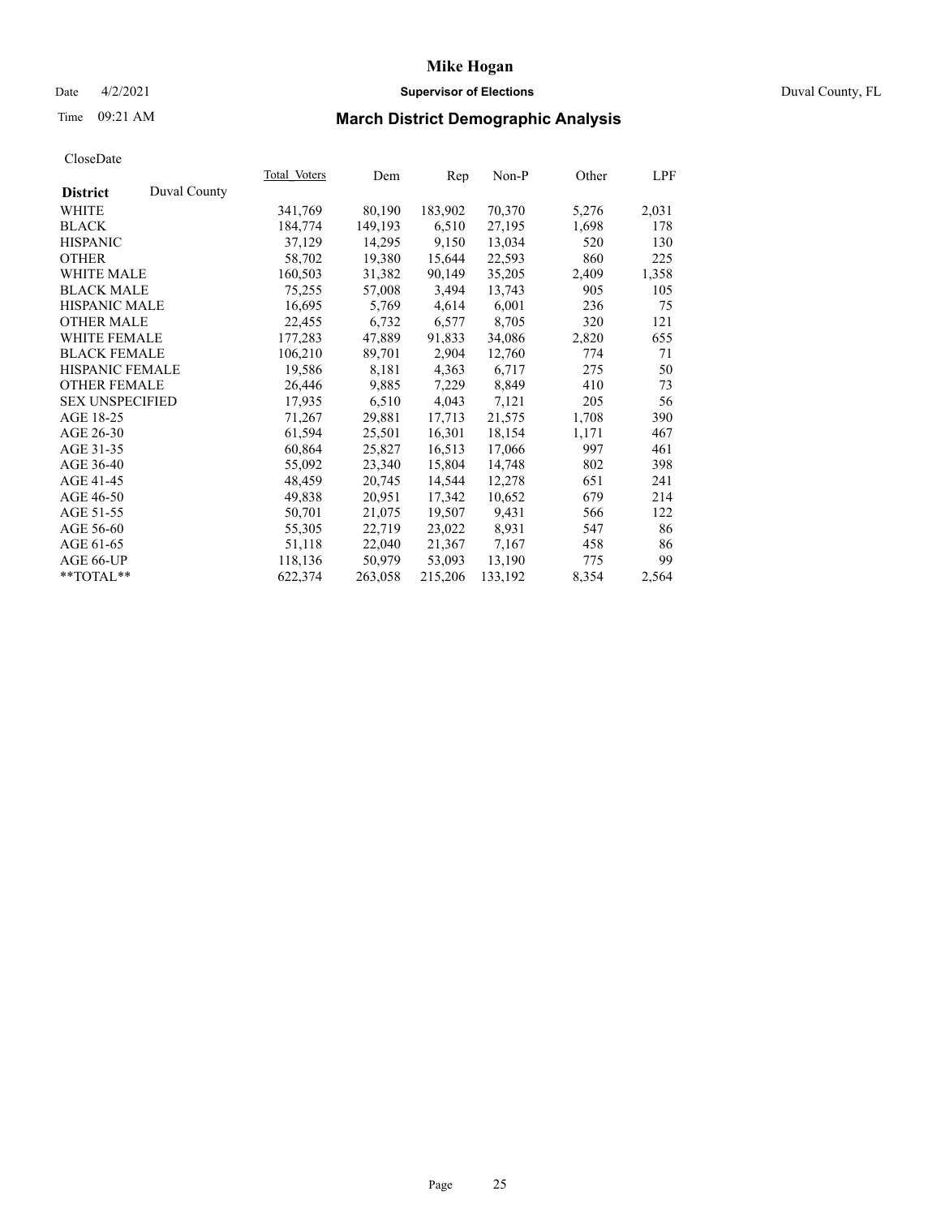# Mike Hogan

Date 4/2/2021 **Supervisor of Elections** Duval County, FL

Time 09:21 AM **March District Demographic Analysis**

CloseDate

| **District** Duval County | Total Voters | Dem | Rep | Non-P | Other | LPF |
|---|---|---|---|---|---|---|
| WHITE | 341,769 | 80,190 | 183,902 | 70,370 | 5,276 | 2,031 |
| BLACK | 184,774 | 149,193 | 6,510 | 27,195 | 1,698 | 178 |
| HISPANIC | 37,129 | 14,295 | 9,150 | 13,034 | 520 | 130 |
| OTHER | 58,702 | 19,380 | 15,644 | 22,593 | 860 | 225 |
| WHITE MALE | 160,503 | 31,382 | 90,149 | 35,205 | 2,409 | 1,358 |
| BLACK MALE | 75,255 | 57,008 | 3,494 | 13,743 | 905 | 105 |
| HISPANIC MALE | 16,695 | 5,769 | 4,614 | 6,001 | 236 | 75 |
| OTHER MALE | 22,455 | 6,732 | 6,577 | 8,705 | 320 | 121 |
| WHITE FEMALE | 177,283 | 47,889 | 91,833 | 34,086 | 2,820 | 655 |
| BLACK FEMALE | 106,210 | 89,701 | 2,904 | 12,760 | 774 | 71 |
| HISPANIC FEMALE | 19,586 | 8,181 | 4,363 | 6,717 | 275 | 50 |
| OTHER FEMALE | 26,446 | 9,885 | 7,229 | 8,849 | 410 | 73 |
| SEX UNSPECIFIED | 17,935 | 6,510 | 4,043 | 7,121 | 205 | 56 |
| AGE 18-25 | 71,267 | 29,881 | 17,713 | 21,575 | 1,708 | 390 |
| AGE 26-30 | 61,594 | 25,501 | 16,301 | 18,154 | 1,171 | 467 |
| AGE 31-35 | 60,864 | 25,827 | 16,513 | 17,066 | 997 | 461 |
| AGE 36-40 | 55,092 | 23,340 | 15,804 | 14,748 | 802 | 398 |
| AGE 41-45 | 48,459 | 20,745 | 14,544 | 12,278 | 651 | 241 |
| AGE 46-50 | 49,838 | 20,951 | 17,342 | 10,652 | 679 | 214 |
| AGE 51-55 | 50,701 | 21,075 | 19,507 | 9,431 | 566 | 122 |
| AGE 56-60 | 55,305 | 22,719 | 23,022 | 8,931 | 547 | 86 |
| AGE 61-65 | 51,118 | 22,040 | 21,367 | 7,167 | 458 | 86 |
| AGE 66-UP | 118,136 | 50,979 | 53,093 | 13,190 | 775 | 99 |
| **TOTAL** | 622,374 | 263,058 | 215,206 | 133,192 | 8,354 | 2,564 |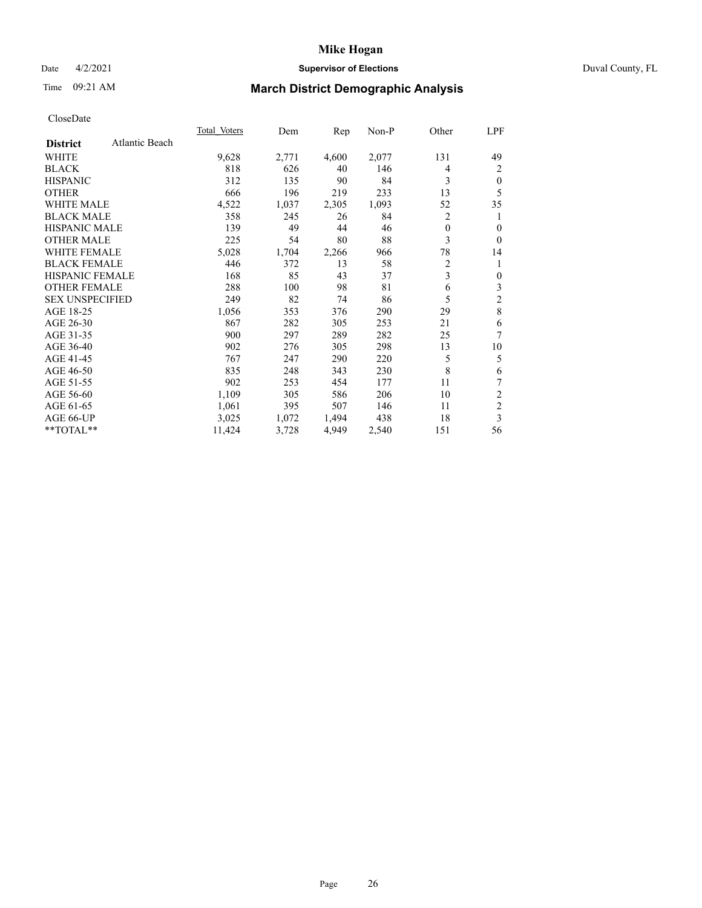**Mike Hogan**

Date 4/2/2021 **Supervisor of Elections** Duval County, FL

Time 09:21 AM

## March District Demographic Analysis

CloseDate

| **District** Atlantic Beach | Total Voters | Dem | Rep | Non-P | Other | LPF |
|---|---|---|---|---|---|---|
| WHITE | 9,628 | 2,771 | 4,600 | 2,077 | 131 | 49 |
| BLACK | 818 | 626 | 40 | 146 | 4 | 2 |
| HISPANIC | 312 | 135 | 90 | 84 | 3 | 0 |
| OTHER | 666 | 196 | 219 | 233 | 13 | 5 |
| WHITE MALE | 4,522 | 1,037 | 2,305 | 1,093 | 52 | 35 |
| BLACK MALE | 358 | 245 | 26 | 84 | 2 | 1 |
| HISPANIC MALE | 139 | 49 | 44 | 46 | 0 | 0 |
| OTHER MALE | 225 | 54 | 80 | 88 | 3 | 0 |
| WHITE FEMALE | 5,028 | 1,704 | 2,266 | 966 | 78 | 14 |
| BLACK FEMALE | 446 | 372 | 13 | 58 | 2 | 1 |
| HISPANIC FEMALE | 168 | 85 | 43 | 37 | 3 | 0 |
| OTHER FEMALE | 288 | 100 | 98 | 81 | 6 | 3 |
| SEX UNSPECIFIED | 249 | 82 | 74 | 86 | 5 | 2 |
| AGE 18-25 | 1,056 | 353 | 376 | 290 | 29 | 8 |
| AGE 26-30 | 867 | 282 | 305 | 253 | 21 | 6 |
| AGE 31-35 | 900 | 297 | 289 | 282 | 25 | 7 |
| AGE 36-40 | 902 | 276 | 305 | 298 | 13 | 10 |
| AGE 41-45 | 767 | 247 | 290 | 220 | 5 | 5 |
| AGE 46-50 | 835 | 248 | 343 | 230 | 8 | 6 |
| AGE 51-55 | 902 | 253 | 454 | 177 | 11 | 7 |
| AGE 56-60 | 1,109 | 305 | 586 | 206 | 10 | 2 |
| AGE 61-65 | 1,061 | 395 | 507 | 146 | 11 | 2 |
| AGE 66-UP | 3,025 | 1,072 | 1,494 | 438 | 18 | 3 |
| **TOTAL** | 11,424 | 3,728 | 4,949 | 2,540 | 151 | 56 |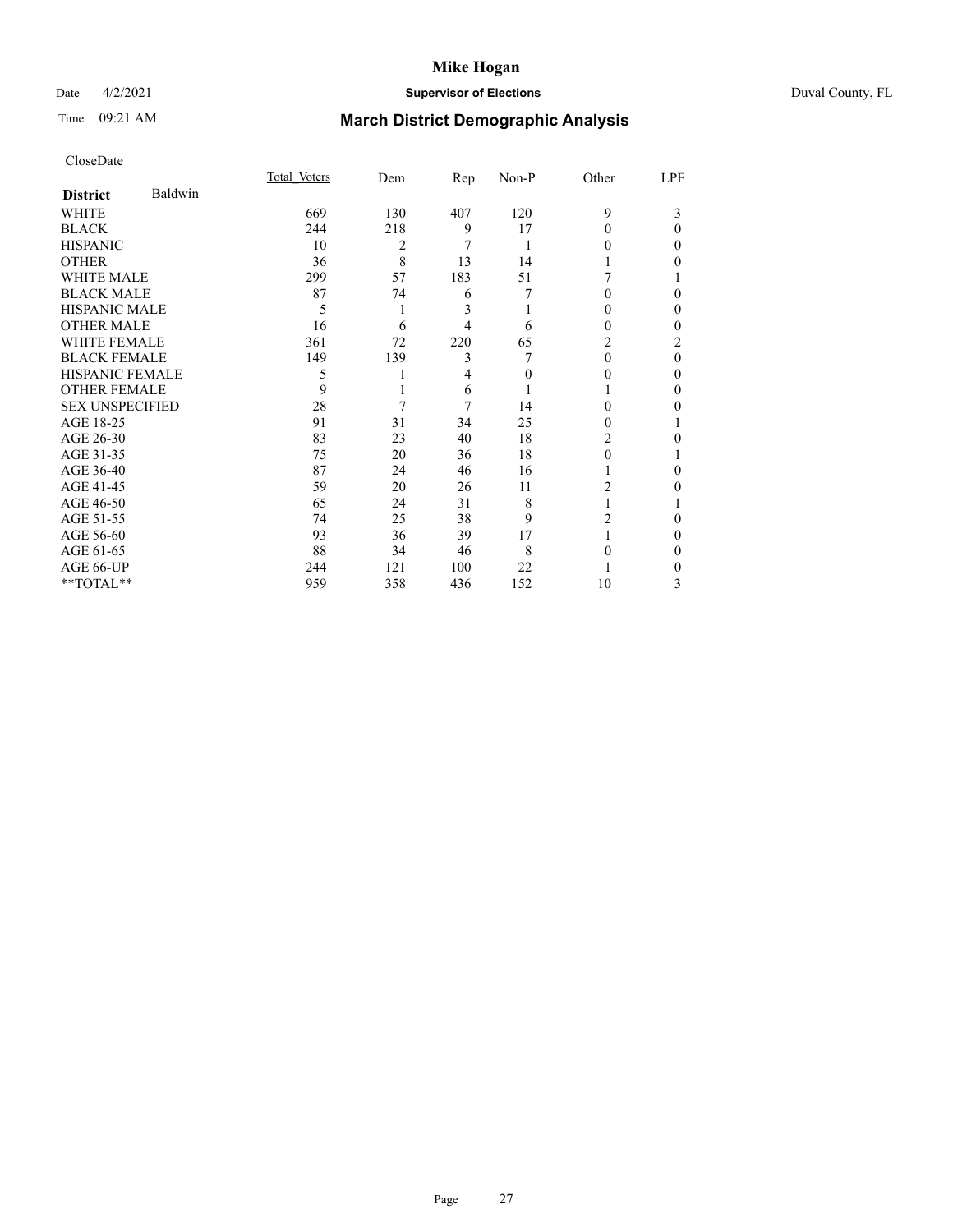# Mike Hogan

Date 4/2/2021 **Supervisor of Elections** Duval County, FL

Time 09:21 AM **March District Demographic Analysis**

CloseDate

| **District** Baldwin | Total Voters | Dem | Rep | Non-P | Other | LPF |
|---|---|---|---|---|---|---|
| WHITE | 669 | 130 | 407 | 120 | 9 | 3 |
| BLACK | 244 | 218 | 9 | 17 | 0 | 0 |
| HISPANIC | 10 | 2 | 7 | 1 | 0 | 0 |
| OTHER | 36 | 8 | 13 | 14 | 1 | 0 |
| WHITE MALE | 299 | 57 | 183 | 51 | 7 | 1 |
| BLACK MALE | 87 | 74 | 6 | 7 | 0 | 0 |
| HISPANIC MALE | 5 | 1 | 3 | 1 | 0 | 0 |
| OTHER MALE | 16 | 6 | 4 | 6 | 0 | 0 |
| WHITE FEMALE | 361 | 72 | 220 | 65 | 2 | 2 |
| BLACK FEMALE | 149 | 139 | 3 | 7 | 0 | 0 |
| HISPANIC FEMALE | 5 | 1 | 4 | 0 | 0 | 0 |
| OTHER FEMALE | 9 | 1 | 6 | 1 | 1 | 0 |
| SEX UNSPECIFIED | 28 | 7 | 7 | 14 | 0 | 0 |
| AGE 18-25 | 91 | 31 | 34 | 25 | 0 | 1 |
| AGE 26-30 | 83 | 23 | 40 | 18 | 2 | 0 |
| AGE 31-35 | 75 | 20 | 36 | 18 | 0 | 1 |
| AGE 36-40 | 87 | 24 | 46 | 16 | 1 | 0 |
| AGE 41-45 | 59 | 20 | 26 | 11 | 2 | 0 |
| AGE 46-50 | 65 | 24 | 31 | 8 | 1 | 1 |
| AGE 51-55 | 74 | 25 | 38 | 9 | 2 | 0 |
| AGE 56-60 | 93 | 36 | 39 | 17 | 1 | 0 |
| AGE 61-65 | 88 | 34 | 46 | 8 | 0 | 0 |
| AGE 66-UP | 244 | 121 | 100 | 22 | 1 | 0 |
| **TOTAL** | 959 | 358 | 436 | 152 | 10 | 3 |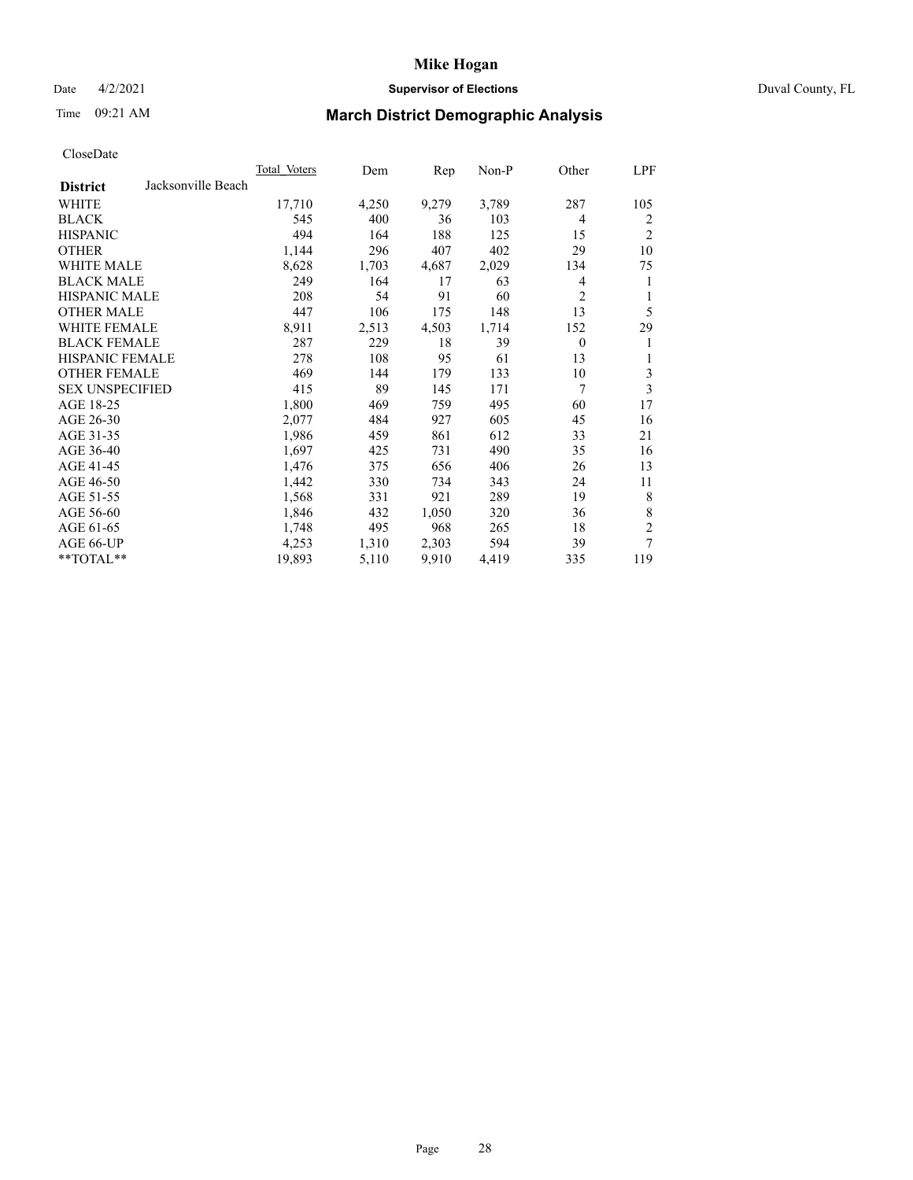# Mike Hogan

Date 4/2/2021 **Supervisor of Elections** Duval County, FL

Time 09:21 AM **March District Demographic Analysis**

CloseDate

| **District** Jacksonville Beach | Total Voters | Dem | Rep | Non-P | Other | LPF |
|---|---|---|---|---|---|---|
| WHITE | 17,710 | 4,250 | 9,279 | 3,789 | 287 | 105 |
| BLACK | 545 | 400 | 36 | 103 | 4 | 2 |
| HISPANIC | 494 | 164 | 188 | 125 | 15 | 2 |
| OTHER | 1,144 | 296 | 407 | 402 | 29 | 10 |
| WHITE MALE | 8,628 | 1,703 | 4,687 | 2,029 | 134 | 75 |
| BLACK MALE | 249 | 164 | 17 | 63 | 4 | 1 |
| HISPANIC MALE | 208 | 54 | 91 | 60 | 2 | 1 |
| OTHER MALE | 447 | 106 | 175 | 148 | 13 | 5 |
| WHITE FEMALE | 8,911 | 2,513 | 4,503 | 1,714 | 152 | 29 |
| BLACK FEMALE | 287 | 229 | 18 | 39 | 0 | 1 |
| HISPANIC FEMALE | 278 | 108 | 95 | 61 | 13 | 1 |
| OTHER FEMALE | 469 | 144 | 179 | 133 | 10 | 3 |
| SEX UNSPECIFIED | 415 | 89 | 145 | 171 | 7 | 3 |
| AGE 18-25 | 1,800 | 469 | 759 | 495 | 60 | 17 |
| AGE 26-30 | 2,077 | 484 | 927 | 605 | 45 | 16 |
| AGE 31-35 | 1,986 | 459 | 861 | 612 | 33 | 21 |
| AGE 36-40 | 1,697 | 425 | 731 | 490 | 35 | 16 |
| AGE 41-45 | 1,476 | 375 | 656 | 406 | 26 | 13 |
| AGE 46-50 | 1,442 | 330 | 734 | 343 | 24 | 11 |
| AGE 51-55 | 1,568 | 331 | 921 | 289 | 19 | 8 |
| AGE 56-60 | 1,846 | 432 | 1,050 | 320 | 36 | 8 |
| AGE 61-65 | 1,748 | 495 | 968 | 265 | 18 | 2 |
| AGE 66-UP | 4,253 | 1,310 | 2,303 | 594 | 39 | 7 |
| **TOTAL** | 19,893 | 5,110 | 9,910 | 4,419 | 335 | 119 |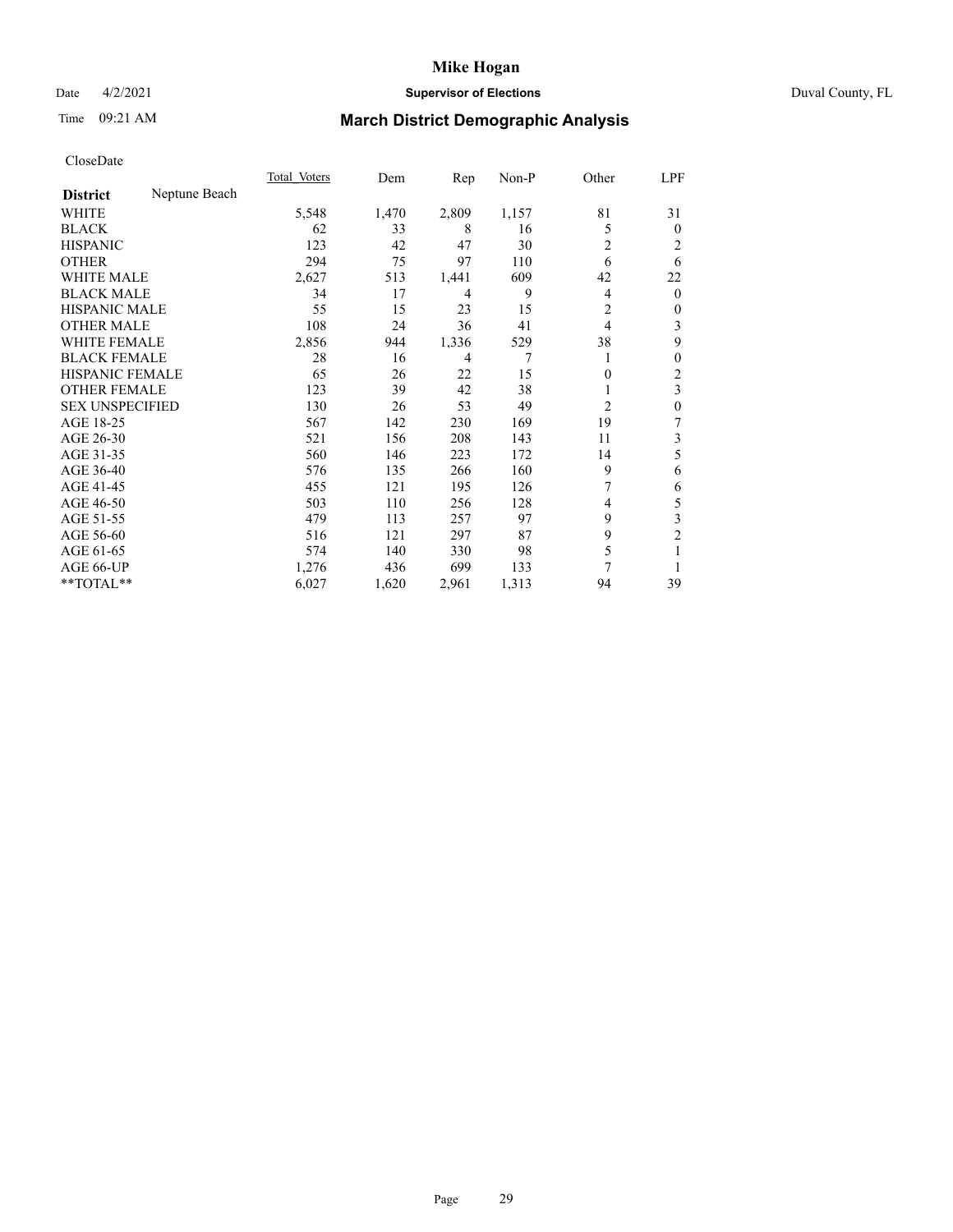# Mike Hogan

Date 4/2/2021 **Supervisor of Elections** Duval County, FL

Time 09:21 AM

## March District Demographic Analysis

CloseDate

| **District** Neptune Beach | Total Voters | Dem | Rep | Non-P | Other | LPF |
|---|---|---|---|---|---|---|
| WHITE | 5,548 | 1,470 | 2,809 | 1,157 | 81 | 31 |
| BLACK | 62 | 33 | 8 | 16 | 5 | 0 |
| HISPANIC | 123 | 42 | 47 | 30 | 2 | 2 |
| OTHER | 294 | 75 | 97 | 110 | 6 | 6 |
| WHITE MALE | 2,627 | 513 | 1,441 | 609 | 42 | 22 |
| BLACK MALE | 34 | 17 | 4 | 9 | 4 | 0 |
| HISPANIC MALE | 55 | 15 | 23 | 15 | 2 | 0 |
| OTHER MALE | 108 | 24 | 36 | 41 | 4 | 3 |
| WHITE FEMALE | 2,856 | 944 | 1,336 | 529 | 38 | 9 |
| BLACK FEMALE | 28 | 16 | 4 | 7 | 1 | 0 |
| HISPANIC FEMALE | 65 | 26 | 22 | 15 | 0 | 2 |
| OTHER FEMALE | 123 | 39 | 42 | 38 | 1 | 3 |
| SEX UNSPECIFIED | 130 | 26 | 53 | 49 | 2 | 0 |
| AGE 18-25 | 567 | 142 | 230 | 169 | 19 | 7 |
| AGE 26-30 | 521 | 156 | 208 | 143 | 11 | 3 |
| AGE 31-35 | 560 | 146 | 223 | 172 | 14 | 5 |
| AGE 36-40 | 576 | 135 | 266 | 160 | 9 | 6 |
| AGE 41-45 | 455 | 121 | 195 | 126 | 7 | 6 |
| AGE 46-50 | 503 | 110 | 256 | 128 | 4 | 5 |
| AGE 51-55 | 479 | 113 | 257 | 97 | 9 | 3 |
| AGE 56-60 | 516 | 121 | 297 | 87 | 9 | 2 |
| AGE 61-65 | 574 | 140 | 330 | 98 | 5 | 1 |
| AGE 66-UP | 1,276 | 436 | 699 | 133 | 7 | 1 |
| **TOTAL** | 6,027 | 1,620 | 2,961 | 1,313 | 94 | 39 |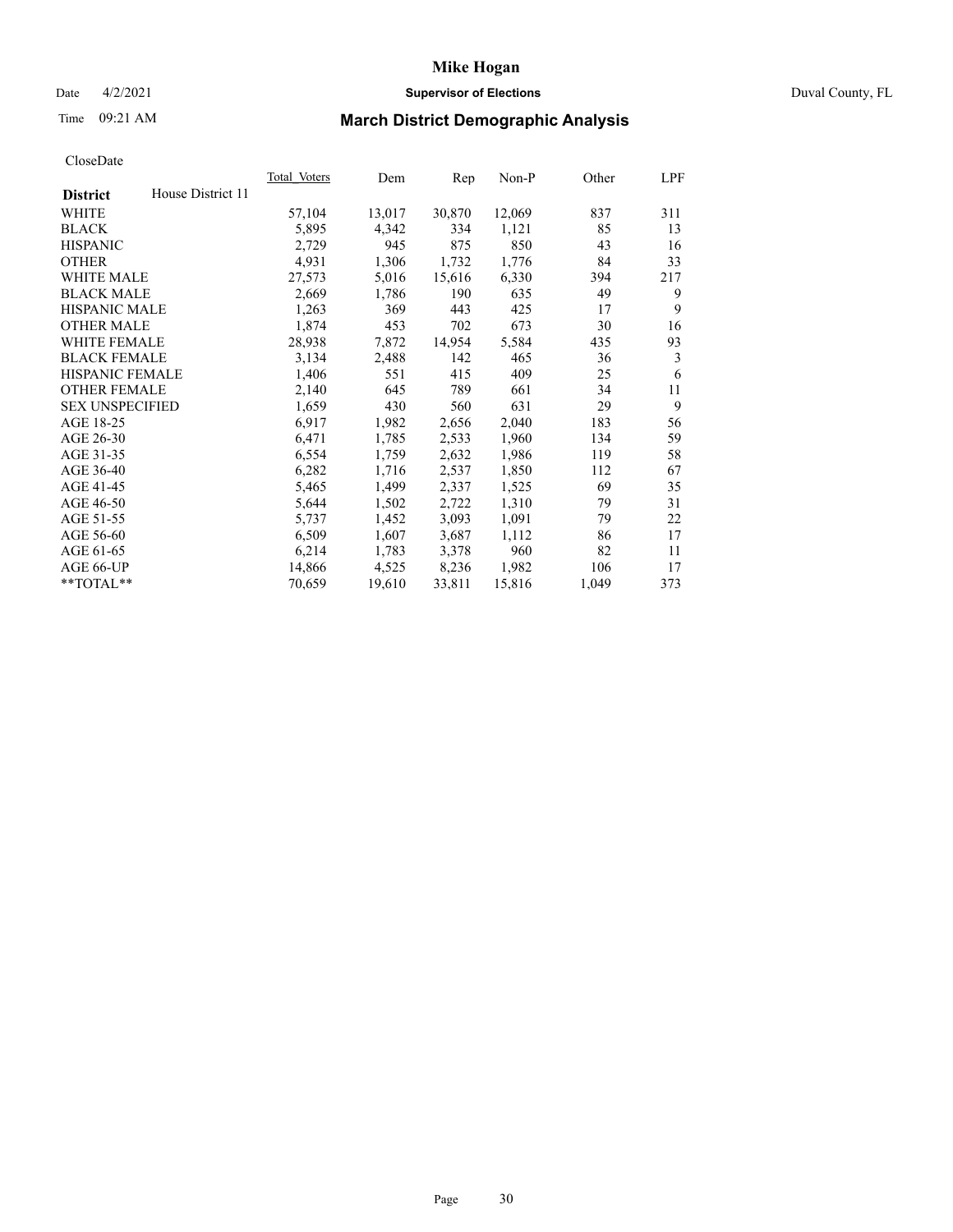# Mike Hogan

Date 4/2/2021 **Supervisor of Elections** Duval County, FL

Time 09:21 AM **March District Demographic Analysis**

CloseDate

| District | House District 11 | Total Voters | Dem | Rep | Non-P | Other | LPF |
|---|---|---|---|---|---|---|---|
| WHITE | | 57,104 | 13,017 | 30,870 | 12,069 | 837 | 311 |
| BLACK | | 5,895 | 4,342 | 334 | 1,121 | 85 | 13 |
| HISPANIC | | 2,729 | 945 | 875 | 850 | 43 | 16 |
| OTHER | | 4,931 | 1,306 | 1,732 | 1,776 | 84 | 33 |
| WHITE MALE | | 27,573 | 5,016 | 15,616 | 6,330 | 394 | 217 |
| BLACK MALE | | 2,669 | 1,786 | 190 | 635 | 49 | 9 |
| HISPANIC MALE | | 1,263 | 369 | 443 | 425 | 17 | 9 |
| OTHER MALE | | 1,874 | 453 | 702 | 673 | 30 | 16 |
| WHITE FEMALE | | 28,938 | 7,872 | 14,954 | 5,584 | 435 | 93 |
| BLACK FEMALE | | 3,134 | 2,488 | 142 | 465 | 36 | 3 |
| HISPANIC FEMALE | | 1,406 | 551 | 415 | 409 | 25 | 6 |
| OTHER FEMALE | | 2,140 | 645 | 789 | 661 | 34 | 11 |
| SEX UNSPECIFIED | | 1,659 | 430 | 560 | 631 | 29 | 9 |
| AGE 18-25 | | 6,917 | 1,982 | 2,656 | 2,040 | 183 | 56 |
| AGE 26-30 | | 6,471 | 1,785 | 2,533 | 1,960 | 134 | 59 |
| AGE 31-35 | | 6,554 | 1,759 | 2,632 | 1,986 | 119 | 58 |
| AGE 36-40 | | 6,282 | 1,716 | 2,537 | 1,850 | 112 | 67 |
| AGE 41-45 | | 5,465 | 1,499 | 2,337 | 1,525 | 69 | 35 |
| AGE 46-50 | | 5,644 | 1,502 | 2,722 | 1,310 | 79 | 31 |
| AGE 51-55 | | 5,737 | 1,452 | 3,093 | 1,091 | 79 | 22 |
| AGE 56-60 | | 6,509 | 1,607 | 3,687 | 1,112 | 86 | 17 |
| AGE 61-65 | | 6,214 | 1,783 | 3,378 | 960 | 82 | 11 |
| AGE 66-UP | | 14,866 | 4,525 | 8,236 | 1,982 | 106 | 17 |
| **TOTAL** | | 70,659 | 19,610 | 33,811 | 15,816 | 1,049 | 373 |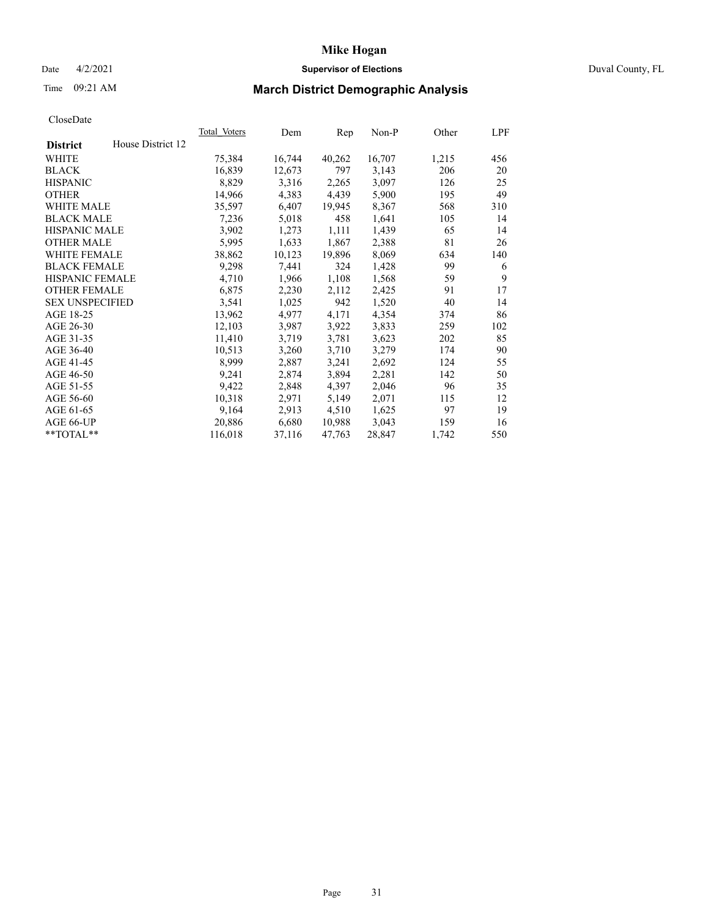# Mike Hogan

Date 4/2/2021 **Supervisor of Elections** Duval County, FL

Time 09:21 AM

## March District Demographic Analysis

CloseDate

| **District** House District 12 | Total Voters | Dem | Rep | Non-P | Other | LPF |
|---|---|---|---|---|---|---|
| WHITE | 75,384 | 16,744 | 40,262 | 16,707 | 1,215 | 456 |
| BLACK | 16,839 | 12,673 | 797 | 3,143 | 206 | 20 |
| HISPANIC | 8,829 | 3,316 | 2,265 | 3,097 | 126 | 25 |
| OTHER | 14,966 | 4,383 | 4,439 | 5,900 | 195 | 49 |
| WHITE MALE | 35,597 | 6,407 | 19,945 | 8,367 | 568 | 310 |
| BLACK MALE | 7,236 | 5,018 | 458 | 1,641 | 105 | 14 |
| HISPANIC MALE | 3,902 | 1,273 | 1,111 | 1,439 | 65 | 14 |
| OTHER MALE | 5,995 | 1,633 | 1,867 | 2,388 | 81 | 26 |
| WHITE FEMALE | 38,862 | 10,123 | 19,896 | 8,069 | 634 | 140 |
| BLACK FEMALE | 9,298 | 7,441 | 324 | 1,428 | 99 | 6 |
| HISPANIC FEMALE | 4,710 | 1,966 | 1,108 | 1,568 | 59 | 9 |
| OTHER FEMALE | 6,875 | 2,230 | 2,112 | 2,425 | 91 | 17 |
| SEX UNSPECIFIED | 3,541 | 1,025 | 942 | 1,520 | 40 | 14 |
| AGE 18-25 | 13,962 | 4,977 | 4,171 | 4,354 | 374 | 86 |
| AGE 26-30 | 12,103 | 3,987 | 3,922 | 3,833 | 259 | 102 |
| AGE 31-35 | 11,410 | 3,719 | 3,781 | 3,623 | 202 | 85 |
| AGE 36-40 | 10,513 | 3,260 | 3,710 | 3,279 | 174 | 90 |
| AGE 41-45 | 8,999 | 2,887 | 3,241 | 2,692 | 124 | 55 |
| AGE 46-50 | 9,241 | 2,874 | 3,894 | 2,281 | 142 | 50 |
| AGE 51-55 | 9,422 | 2,848 | 4,397 | 2,046 | 96 | 35 |
| AGE 56-60 | 10,318 | 2,971 | 5,149 | 2,071 | 115 | 12 |
| AGE 61-65 | 9,164 | 2,913 | 4,510 | 1,625 | 97 | 19 |
| AGE 66-UP | 20,886 | 6,680 | 10,988 | 3,043 | 159 | 16 |
| **TOTAL** | 116,018 | 37,116 | 47,763 | 28,847 | 1,742 | 550 |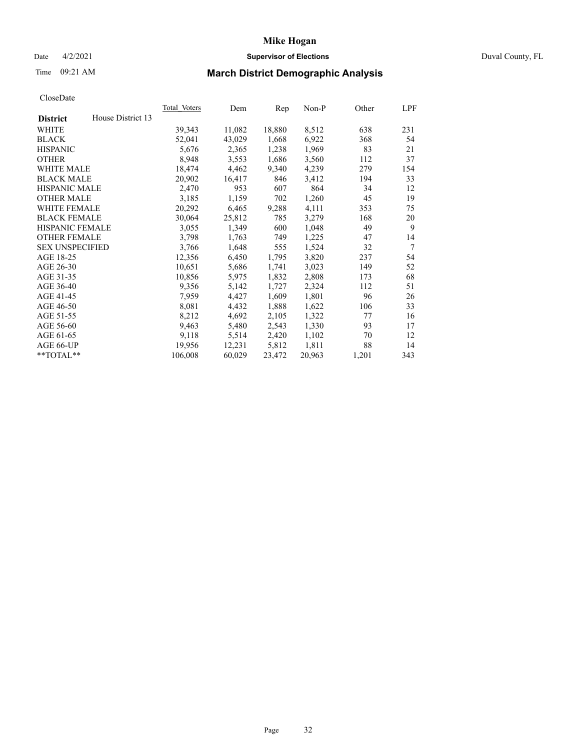# Mike Hogan

Date 4/2/2021 **Supervisor of Elections** Duval County, FL

Time 09:21 AM

## March District Demographic Analysis

CloseDate

| **District** House District 13 | Total Voters | Dem | Rep | Non-P | Other | LPF |
|---|---|---|---|---|---|---|
| WHITE | 39,343 | 11,082 | 18,880 | 8,512 | 638 | 231 |
| BLACK | 52,041 | 43,029 | 1,668 | 6,922 | 368 | 54 |
| HISPANIC | 5,676 | 2,365 | 1,238 | 1,969 | 83 | 21 |
| OTHER | 8,948 | 3,553 | 1,686 | 3,560 | 112 | 37 |
| WHITE MALE | 18,474 | 4,462 | 9,340 | 4,239 | 279 | 154 |
| BLACK MALE | 20,902 | 16,417 | 846 | 3,412 | 194 | 33 |
| HISPANIC MALE | 2,470 | 953 | 607 | 864 | 34 | 12 |
| OTHER MALE | 3,185 | 1,159 | 702 | 1,260 | 45 | 19 |
| WHITE FEMALE | 20,292 | 6,465 | 9,288 | 4,111 | 353 | 75 |
| BLACK FEMALE | 30,064 | 25,812 | 785 | 3,279 | 168 | 20 |
| HISPANIC FEMALE | 3,055 | 1,349 | 600 | 1,048 | 49 | 9 |
| OTHER FEMALE | 3,798 | 1,763 | 749 | 1,225 | 47 | 14 |
| SEX UNSPECIFIED | 3,766 | 1,648 | 555 | 1,524 | 32 | 7 |
| AGE 18-25 | 12,356 | 6,450 | 1,795 | 3,820 | 237 | 54 |
| AGE 26-30 | 10,651 | 5,686 | 1,741 | 3,023 | 149 | 52 |
| AGE 31-35 | 10,856 | 5,975 | 1,832 | 2,808 | 173 | 68 |
| AGE 36-40 | 9,356 | 5,142 | 1,727 | 2,324 | 112 | 51 |
| AGE 41-45 | 7,959 | 4,427 | 1,609 | 1,801 | 96 | 26 |
| AGE 46-50 | 8,081 | 4,432 | 1,888 | 1,622 | 106 | 33 |
| AGE 51-55 | 8,212 | 4,692 | 2,105 | 1,322 | 77 | 16 |
| AGE 56-60 | 9,463 | 5,480 | 2,543 | 1,330 | 93 | 17 |
| AGE 61-65 | 9,118 | 5,514 | 2,420 | 1,102 | 70 | 12 |
| AGE 66-UP | 19,956 | 12,231 | 5,812 | 1,811 | 88 | 14 |
| **TOTAL** | 106,008 | 60,029 | 23,472 | 20,963 | 1,201 | 343 |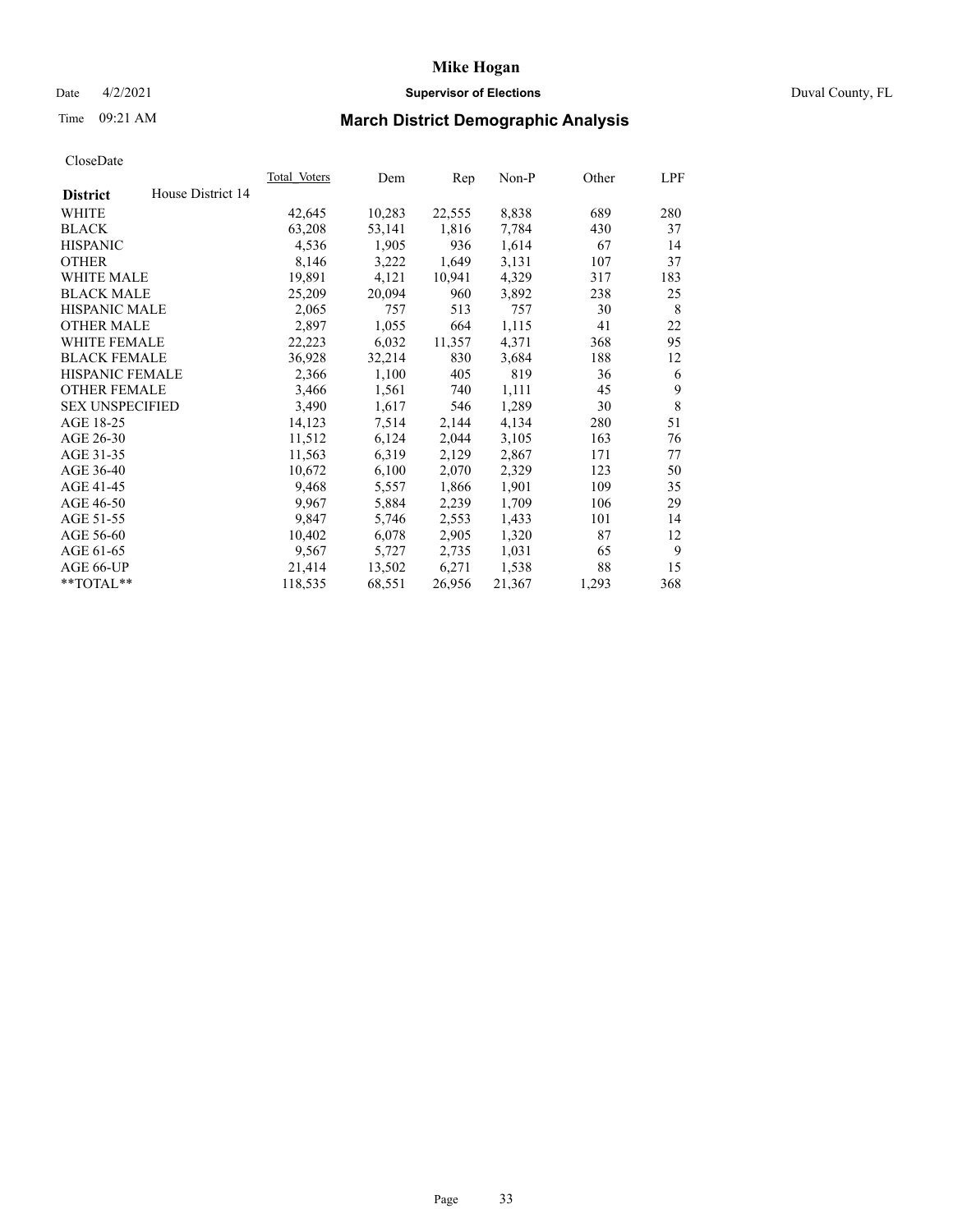# Mike Hogan

Date 4/2/2021 **Supervisor of Elections** Duval County, FL

Time 09:21 AM **March District Demographic Analysis**

CloseDate

| **District** House District 14 | Total Voters | Dem | Rep | Non-P | Other | LPF |
|---|---|---|---|---|---|---|
| WHITE | 42,645 | 10,283 | 22,555 | 8,838 | 689 | 280 |
| BLACK | 63,208 | 53,141 | 1,816 | 7,784 | 430 | 37 |
| HISPANIC | 4,536 | 1,905 | 936 | 1,614 | 67 | 14 |
| OTHER | 8,146 | 3,222 | 1,649 | 3,131 | 107 | 37 |
| WHITE MALE | 19,891 | 4,121 | 10,941 | 4,329 | 317 | 183 |
| BLACK MALE | 25,209 | 20,094 | 960 | 3,892 | 238 | 25 |
| HISPANIC MALE | 2,065 | 757 | 513 | 757 | 30 | 8 |
| OTHER MALE | 2,897 | 1,055 | 664 | 1,115 | 41 | 22 |
| WHITE FEMALE | 22,223 | 6,032 | 11,357 | 4,371 | 368 | 95 |
| BLACK FEMALE | 36,928 | 32,214 | 830 | 3,684 | 188 | 12 |
| HISPANIC FEMALE | 2,366 | 1,100 | 405 | 819 | 36 | 6 |
| OTHER FEMALE | 3,466 | 1,561 | 740 | 1,111 | 45 | 9 |
| SEX UNSPECIFIED | 3,490 | 1,617 | 546 | 1,289 | 30 | 8 |
| AGE 18-25 | 14,123 | 7,514 | 2,144 | 4,134 | 280 | 51 |
| AGE 26-30 | 11,512 | 6,124 | 2,044 | 3,105 | 163 | 76 |
| AGE 31-35 | 11,563 | 6,319 | 2,129 | 2,867 | 171 | 77 |
| AGE 36-40 | 10,672 | 6,100 | 2,070 | 2,329 | 123 | 50 |
| AGE 41-45 | 9,468 | 5,557 | 1,866 | 1,901 | 109 | 35 |
| AGE 46-50 | 9,967 | 5,884 | 2,239 | 1,709 | 106 | 29 |
| AGE 51-55 | 9,847 | 5,746 | 2,553 | 1,433 | 101 | 14 |
| AGE 56-60 | 10,402 | 6,078 | 2,905 | 1,320 | 87 | 12 |
| AGE 61-65 | 9,567 | 5,727 | 2,735 | 1,031 | 65 | 9 |
| AGE 66-UP | 21,414 | 13,502 | 6,271 | 1,538 | 88 | 15 |
| **TOTAL** | 118,535 | 68,551 | 26,956 | 21,367 | 1,293 | 368 |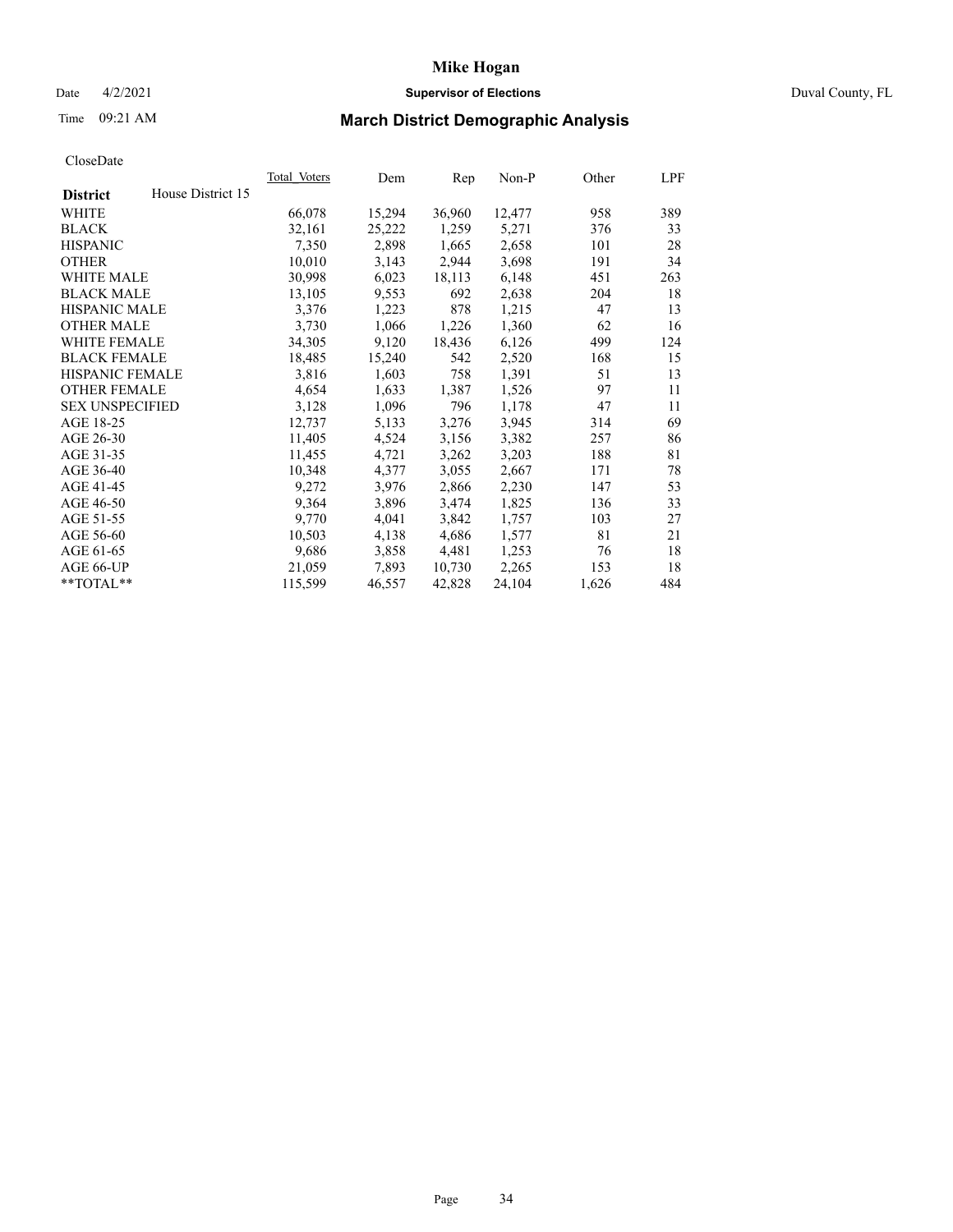CloseDate

| District | House District 15 | Total_Voters | Dem | Rep | Non-P | Other | LPF |
|---|---|---|---|---|---|---|---|
| WHITE | | 66,078 | 15,294 | 36,960 | 12,477 | 958 | 389 |
| BLACK | | 32,161 | 25,222 | 1,259 | 5,271 | 376 | 33 |
| HISPANIC | | 7,350 | 2,898 | 1,665 | 2,658 | 101 | 28 |
| OTHER | | 10,010 | 3,143 | 2,944 | 3,698 | 191 | 34 |
| WHITE MALE | | 30,998 | 6,023 | 18,113 | 6,148 | 451 | 263 |
| BLACK MALE | | 13,105 | 9,553 | 692 | 2,638 | 204 | 18 |
| HISPANIC MALE | | 3,376 | 1,223 | 878 | 1,215 | 47 | 13 |
| OTHER MALE | | 3,730 | 1,066 | 1,226 | 1,360 | 62 | 16 |
| WHITE FEMALE | | 34,305 | 9,120 | 18,436 | 6,126 | 499 | 124 |
| BLACK FEMALE | | 18,485 | 15,240 | 542 | 2,520 | 168 | 15 |
| HISPANIC FEMALE | | 3,816 | 1,603 | 758 | 1,391 | 51 | 13 |
| OTHER FEMALE | | 4,654 | 1,633 | 1,387 | 1,526 | 97 | 11 |
| SEX UNSPECIFIED | | 3,128 | 1,096 | 796 | 1,178 | 47 | 11 |
| AGE 18-25 | | 12,737 | 5,133 | 3,276 | 3,945 | 314 | 69 |
| AGE 26-30 | | 11,405 | 4,524 | 3,156 | 3,382 | 257 | 86 |
| AGE 31-35 | | 11,455 | 4,721 | 3,262 | 3,203 | 188 | 81 |
| AGE 36-40 | | 10,348 | 4,377 | 3,055 | 2,667 | 171 | 78 |
| AGE 41-45 | | 9,272 | 3,976 | 2,866 | 2,230 | 147 | 53 |
| AGE 46-50 | | 9,364 | 3,896 | 3,474 | 1,825 | 136 | 33 |
| AGE 51-55 | | 9,770 | 4,041 | 3,842 | 1,757 | 103 | 27 |
| AGE 56-60 | | 10,503 | 4,138 | 4,686 | 1,577 | 81 | 21 |
| AGE 61-65 | | 9,686 | 3,858 | 4,481 | 1,253 | 76 | 18 |
| AGE 66-UP | | 21,059 | 7,893 | 10,730 | 2,265 | 153 | 18 |
| **TOTAL** | | 115,599 | 46,557 | 42,828 | 24,104 | 1,626 | 484 |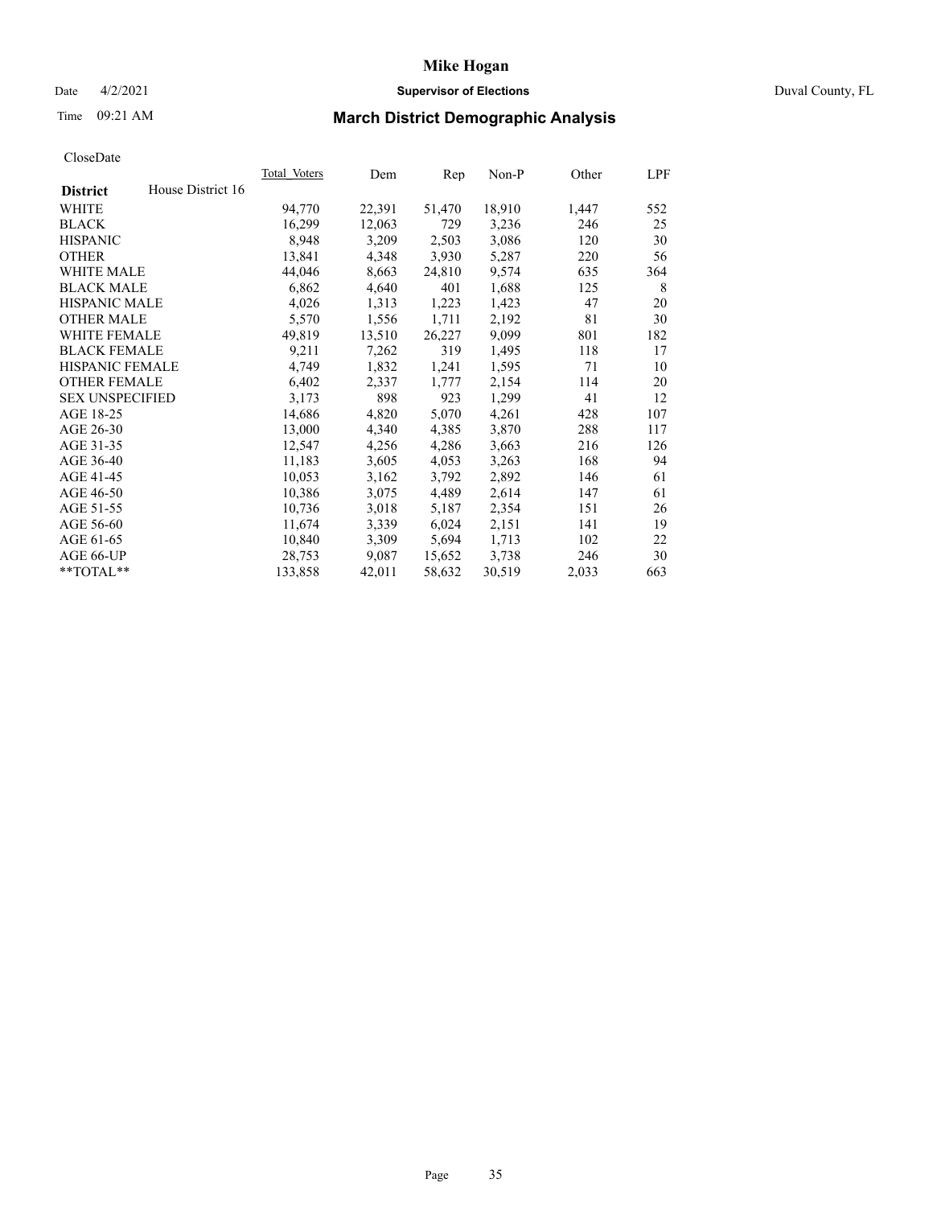# Mike Hogan

Date 4/2/2021 **Supervisor of Elections** Duval County, FL

Time 09:21 AM **March District Demographic Analysis**

CloseDate

| District | House District 16 | Total Voters | Dem | Rep | Non-P | Other | LPF |
|---|---|---|---|---|---|---|---|
| WHITE | | 94,770 | 22,391 | 51,470 | 18,910 | 1,447 | 552 |
| BLACK | | 16,299 | 12,063 | 729 | 3,236 | 246 | 25 |
| HISPANIC | | 8,948 | 3,209 | 2,503 | 3,086 | 120 | 30 |
| OTHER | | 13,841 | 4,348 | 3,930 | 5,287 | 220 | 56 |
| WHITE MALE | | 44,046 | 8,663 | 24,810 | 9,574 | 635 | 364 |
| BLACK MALE | | 6,862 | 4,640 | 401 | 1,688 | 125 | 8 |
| HISPANIC MALE | | 4,026 | 1,313 | 1,223 | 1,423 | 47 | 20 |
| OTHER MALE | | 5,570 | 1,556 | 1,711 | 2,192 | 81 | 30 |
| WHITE FEMALE | | 49,819 | 13,510 | 26,227 | 9,099 | 801 | 182 |
| BLACK FEMALE | | 9,211 | 7,262 | 319 | 1,495 | 118 | 17 |
| HISPANIC FEMALE | | 4,749 | 1,832 | 1,241 | 1,595 | 71 | 10 |
| OTHER FEMALE | | 6,402 | 2,337 | 1,777 | 2,154 | 114 | 20 |
| SEX UNSPECIFIED | | 3,173 | 898 | 923 | 1,299 | 41 | 12 |
| AGE 18-25 | | 14,686 | 4,820 | 5,070 | 4,261 | 428 | 107 |
| AGE 26-30 | | 13,000 | 4,340 | 4,385 | 3,870 | 288 | 117 |
| AGE 31-35 | | 12,547 | 4,256 | 4,286 | 3,663 | 216 | 126 |
| AGE 36-40 | | 11,183 | 3,605 | 4,053 | 3,263 | 168 | 94 |
| AGE 41-45 | | 10,053 | 3,162 | 3,792 | 2,892 | 146 | 61 |
| AGE 46-50 | | 10,386 | 3,075 | 4,489 | 2,614 | 147 | 61 |
| AGE 51-55 | | 10,736 | 3,018 | 5,187 | 2,354 | 151 | 26 |
| AGE 56-60 | | 11,674 | 3,339 | 6,024 | 2,151 | 141 | 19 |
| AGE 61-65 | | 10,840 | 3,309 | 5,694 | 1,713 | 102 | 22 |
| AGE 66-UP | | 28,753 | 9,087 | 15,652 | 3,738 | 246 | 30 |
| **TOTAL** | | 133,858 | 42,011 | 58,632 | 30,519 | 2,033 | 663 |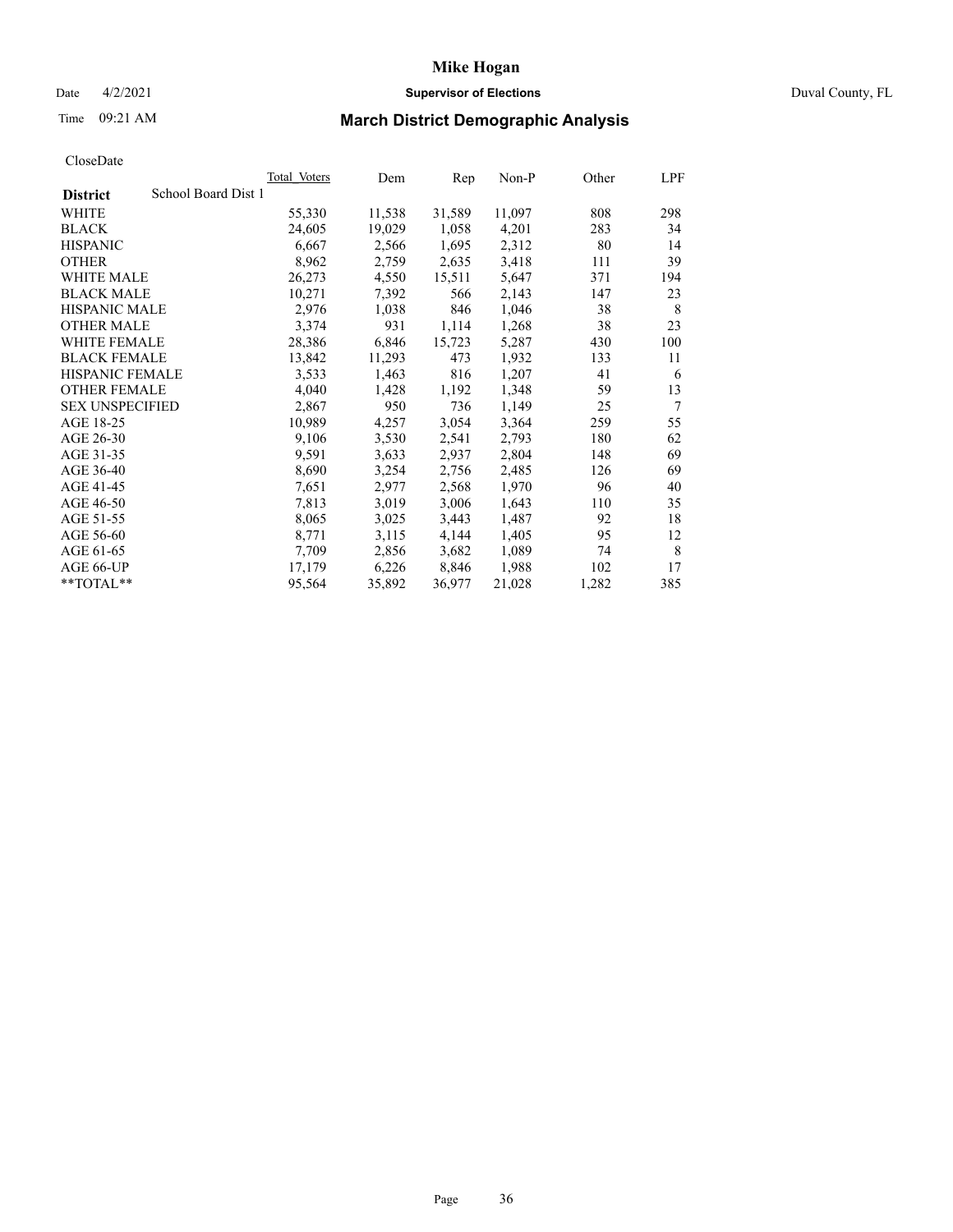# Mike Hogan

Date 4/2/2021 **Supervisor of Elections** Duval County, FL

Time 09:21 AM

## March District Demographic Analysis

CloseDate

| **District** School Board Dist 1 | Total Voters | Dem | Rep | Non-P | Other | LPF |
|---|---|---|---|---|---|---|
| WHITE | 55,330 | 11,538 | 31,589 | 11,097 | 808 | 298 |
| BLACK | 24,605 | 19,029 | 1,058 | 4,201 | 283 | 34 |
| HISPANIC | 6,667 | 2,566 | 1,695 | 2,312 | 80 | 14 |
| OTHER | 8,962 | 2,759 | 2,635 | 3,418 | 111 | 39 |
| WHITE MALE | 26,273 | 4,550 | 15,511 | 5,647 | 371 | 194 |
| BLACK MALE | 10,271 | 7,392 | 566 | 2,143 | 147 | 23 |
| HISPANIC MALE | 2,976 | 1,038 | 846 | 1,046 | 38 | 8 |
| OTHER MALE | 3,374 | 931 | 1,114 | 1,268 | 38 | 23 |
| WHITE FEMALE | 28,386 | 6,846 | 15,723 | 5,287 | 430 | 100 |
| BLACK FEMALE | 13,842 | 11,293 | 473 | 1,932 | 133 | 11 |
| HISPANIC FEMALE | 3,533 | 1,463 | 816 | 1,207 | 41 | 6 |
| OTHER FEMALE | 4,040 | 1,428 | 1,192 | 1,348 | 59 | 13 |
| SEX UNSPECIFIED | 2,867 | 950 | 736 | 1,149 | 25 | 7 |
| AGE 18-25 | 10,989 | 4,257 | 3,054 | 3,364 | 259 | 55 |
| AGE 26-30 | 9,106 | 3,530 | 2,541 | 2,793 | 180 | 62 |
| AGE 31-35 | 9,591 | 3,633 | 2,937 | 2,804 | 148 | 69 |
| AGE 36-40 | 8,690 | 3,254 | 2,756 | 2,485 | 126 | 69 |
| AGE 41-45 | 7,651 | 2,977 | 2,568 | 1,970 | 96 | 40 |
| AGE 46-50 | 7,813 | 3,019 | 3,006 | 1,643 | 110 | 35 |
| AGE 51-55 | 8,065 | 3,025 | 3,443 | 1,487 | 92 | 18 |
| AGE 56-60 | 8,771 | 3,115 | 4,144 | 1,405 | 95 | 12 |
| AGE 61-65 | 7,709 | 2,856 | 3,682 | 1,089 | 74 | 8 |
| AGE 66-UP | 17,179 | 6,226 | 8,846 | 1,988 | 102 | 17 |
| **TOTAL** | 95,564 | 35,892 | 36,977 | 21,028 | 1,282 | 385 |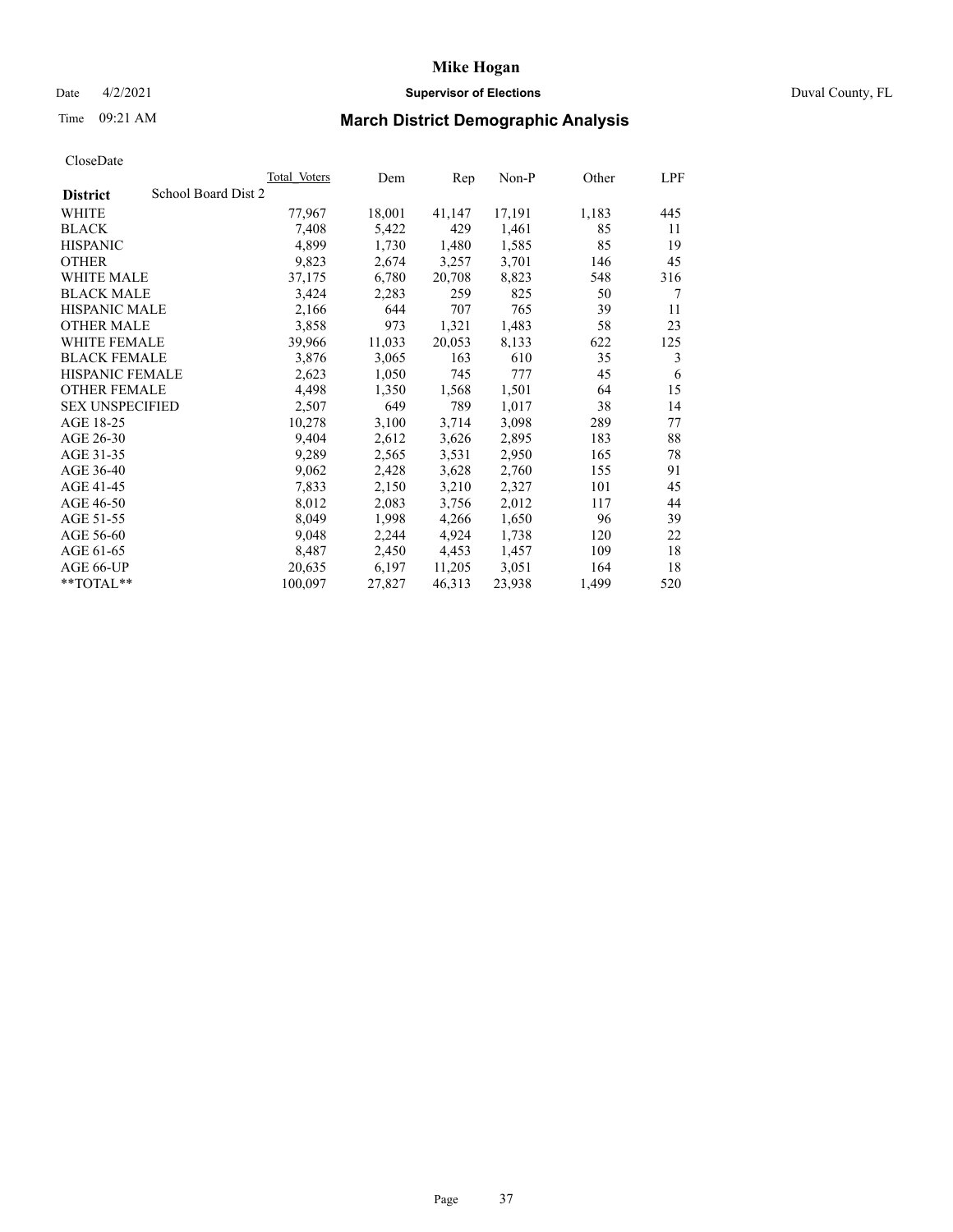# Mike Hogan

Date 4/2/2021 **Supervisor of Elections** Duval County, FL

Time 09:21 AM **March District Demographic Analysis**

CloseDate

| **District** School Board Dist 2 | Total Voters | Dem | Rep | Non-P | Other | LPF |
|---|---|---|---|---|---|---|
| WHITE | 77,967 | 18,001 | 41,147 | 17,191 | 1,183 | 445 |
| BLACK | 7,408 | 5,422 | 429 | 1,461 | 85 | 11 |
| HISPANIC | 4,899 | 1,730 | 1,480 | 1,585 | 85 | 19 |
| OTHER | 9,823 | 2,674 | 3,257 | 3,701 | 146 | 45 |
| WHITE MALE | 37,175 | 6,780 | 20,708 | 8,823 | 548 | 316 |
| BLACK MALE | 3,424 | 2,283 | 259 | 825 | 50 | 7 |
| HISPANIC MALE | 2,166 | 644 | 707 | 765 | 39 | 11 |
| OTHER MALE | 3,858 | 973 | 1,321 | 1,483 | 58 | 23 |
| WHITE FEMALE | 39,966 | 11,033 | 20,053 | 8,133 | 622 | 125 |
| BLACK FEMALE | 3,876 | 3,065 | 163 | 610 | 35 | 3 |
| HISPANIC FEMALE | 2,623 | 1,050 | 745 | 777 | 45 | 6 |
| OTHER FEMALE | 4,498 | 1,350 | 1,568 | 1,501 | 64 | 15 |
| SEX UNSPECIFIED | 2,507 | 649 | 789 | 1,017 | 38 | 14 |
| AGE 18-25 | 10,278 | 3,100 | 3,714 | 3,098 | 289 | 77 |
| AGE 26-30 | 9,404 | 2,612 | 3,626 | 2,895 | 183 | 88 |
| AGE 31-35 | 9,289 | 2,565 | 3,531 | 2,950 | 165 | 78 |
| AGE 36-40 | 9,062 | 2,428 | 3,628 | 2,760 | 155 | 91 |
| AGE 41-45 | 7,833 | 2,150 | 3,210 | 2,327 | 101 | 45 |
| AGE 46-50 | 8,012 | 2,083 | 3,756 | 2,012 | 117 | 44 |
| AGE 51-55 | 8,049 | 1,998 | 4,266 | 1,650 | 96 | 39 |
| AGE 56-60 | 9,048 | 2,244 | 4,924 | 1,738 | 120 | 22 |
| AGE 61-65 | 8,487 | 2,450 | 4,453 | 1,457 | 109 | 18 |
| AGE 66-UP | 20,635 | 6,197 | 11,205 | 3,051 | 164 | 18 |
| **TOTAL** | 100,097 | 27,827 | 46,313 | 23,938 | 1,499 | 520 |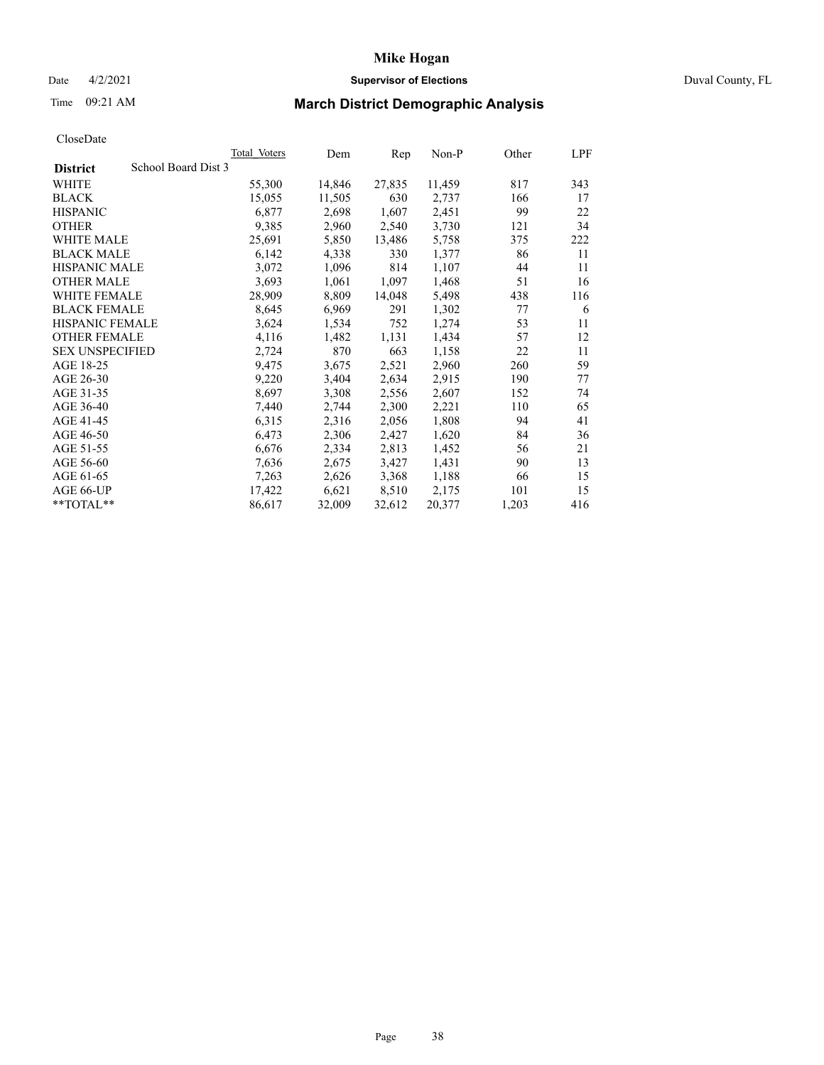# Mike Hogan

Date 4/2/2021 **Supervisor of Elections** Duval County, FL

Time 09:21 AM **March District Demographic Analysis**

CloseDate

| District | School Board Dist 3 | Total Voters | Dem | Rep | Non-P | Other | LPF |
|---|---|---|---|---|---|---|---|
| WHITE | | 55,300 | 14,846 | 27,835 | 11,459 | 817 | 343 |
| BLACK | | 15,055 | 11,505 | 630 | 2,737 | 166 | 17 |
| HISPANIC | | 6,877 | 2,698 | 1,607 | 2,451 | 99 | 22 |
| OTHER | | 9,385 | 2,960 | 2,540 | 3,730 | 121 | 34 |
| WHITE MALE | | 25,691 | 5,850 | 13,486 | 5,758 | 375 | 222 |
| BLACK MALE | | 6,142 | 4,338 | 330 | 1,377 | 86 | 11 |
| HISPANIC MALE | | 3,072 | 1,096 | 814 | 1,107 | 44 | 11 |
| OTHER MALE | | 3,693 | 1,061 | 1,097 | 1,468 | 51 | 16 |
| WHITE FEMALE | | 28,909 | 8,809 | 14,048 | 5,498 | 438 | 116 |
| BLACK FEMALE | | 8,645 | 6,969 | 291 | 1,302 | 77 | 6 |
| HISPANIC FEMALE | | 3,624 | 1,534 | 752 | 1,274 | 53 | 11 |
| OTHER FEMALE | | 4,116 | 1,482 | 1,131 | 1,434 | 57 | 12 |
| SEX UNSPECIFIED | | 2,724 | 870 | 663 | 1,158 | 22 | 11 |
| AGE 18-25 | | 9,475 | 3,675 | 2,521 | 2,960 | 260 | 59 |
| AGE 26-30 | | 9,220 | 3,404 | 2,634 | 2,915 | 190 | 77 |
| AGE 31-35 | | 8,697 | 3,308 | 2,556 | 2,607 | 152 | 74 |
| AGE 36-40 | | 7,440 | 2,744 | 2,300 | 2,221 | 110 | 65 |
| AGE 41-45 | | 6,315 | 2,316 | 2,056 | 1,808 | 94 | 41 |
| AGE 46-50 | | 6,473 | 2,306 | 2,427 | 1,620 | 84 | 36 |
| AGE 51-55 | | 6,676 | 2,334 | 2,813 | 1,452 | 56 | 21 |
| AGE 56-60 | | 7,636 | 2,675 | 3,427 | 1,431 | 90 | 13 |
| AGE 61-65 | | 7,263 | 2,626 | 3,368 | 1,188 | 66 | 15 |
| AGE 66-UP | | 17,422 | 6,621 | 8,510 | 2,175 | 101 | 15 |
| **TOTAL** | | 86,617 | 32,009 | 32,612 | 20,377 | 1,203 | 416 |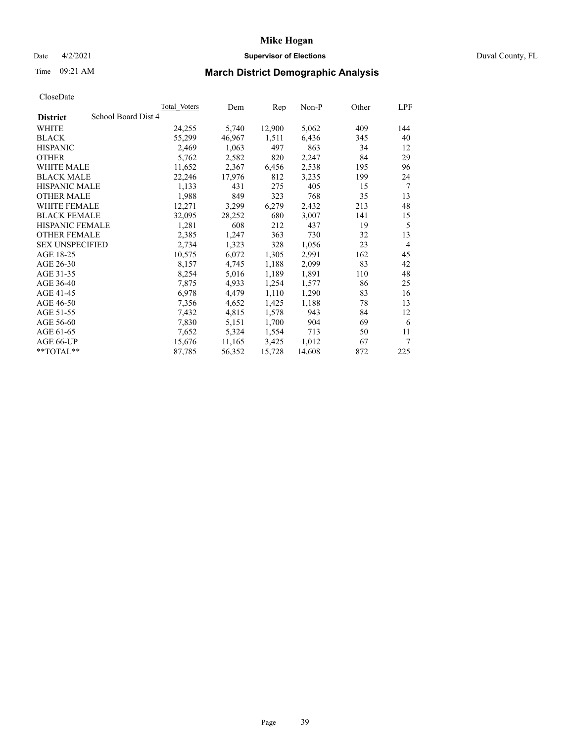# Mike Hogan

Date 4/2/2021 **Supervisor of Elections** Duval County, FL

Time 09:21 AM **March District Demographic Analysis**

CloseDate

| **District** School Board Dist 4 | Total Voters | Dem | Rep | Non-P | Other | LPF |
|---|---|---|---|---|---|---|
| WHITE | 24,255 | 5,740 | 12,900 | 5,062 | 409 | 144 |
| BLACK | 55,299 | 46,967 | 1,511 | 6,436 | 345 | 40 |
| HISPANIC | 2,469 | 1,063 | 497 | 863 | 34 | 12 |
| OTHER | 5,762 | 2,582 | 820 | 2,247 | 84 | 29 |
| WHITE MALE | 11,652 | 2,367 | 6,456 | 2,538 | 195 | 96 |
| BLACK MALE | 22,246 | 17,976 | 812 | 3,235 | 199 | 24 |
| HISPANIC MALE | 1,133 | 431 | 275 | 405 | 15 | 7 |
| OTHER MALE | 1,988 | 849 | 323 | 768 | 35 | 13 |
| WHITE FEMALE | 12,271 | 3,299 | 6,279 | 2,432 | 213 | 48 |
| BLACK FEMALE | 32,095 | 28,252 | 680 | 3,007 | 141 | 15 |
| HISPANIC FEMALE | 1,281 | 608 | 212 | 437 | 19 | 5 |
| OTHER FEMALE | 2,385 | 1,247 | 363 | 730 | 32 | 13 |
| SEX UNSPECIFIED | 2,734 | 1,323 | 328 | 1,056 | 23 | 4 |
| AGE 18-25 | 10,575 | 6,072 | 1,305 | 2,991 | 162 | 45 |
| AGE 26-30 | 8,157 | 4,745 | 1,188 | 2,099 | 83 | 42 |
| AGE 31-35 | 8,254 | 5,016 | 1,189 | 1,891 | 110 | 48 |
| AGE 36-40 | 7,875 | 4,933 | 1,254 | 1,577 | 86 | 25 |
| AGE 41-45 | 6,978 | 4,479 | 1,110 | 1,290 | 83 | 16 |
| AGE 46-50 | 7,356 | 4,652 | 1,425 | 1,188 | 78 | 13 |
| AGE 51-55 | 7,432 | 4,815 | 1,578 | 943 | 84 | 12 |
| AGE 56-60 | 7,830 | 5,151 | 1,700 | 904 | 69 | 6 |
| AGE 61-65 | 7,652 | 5,324 | 1,554 | 713 | 50 | 11 |
| AGE 66-UP | 15,676 | 11,165 | 3,425 | 1,012 | 67 | 7 |
| **TOTAL** | 87,785 | 56,352 | 15,728 | 14,608 | 872 | 225 |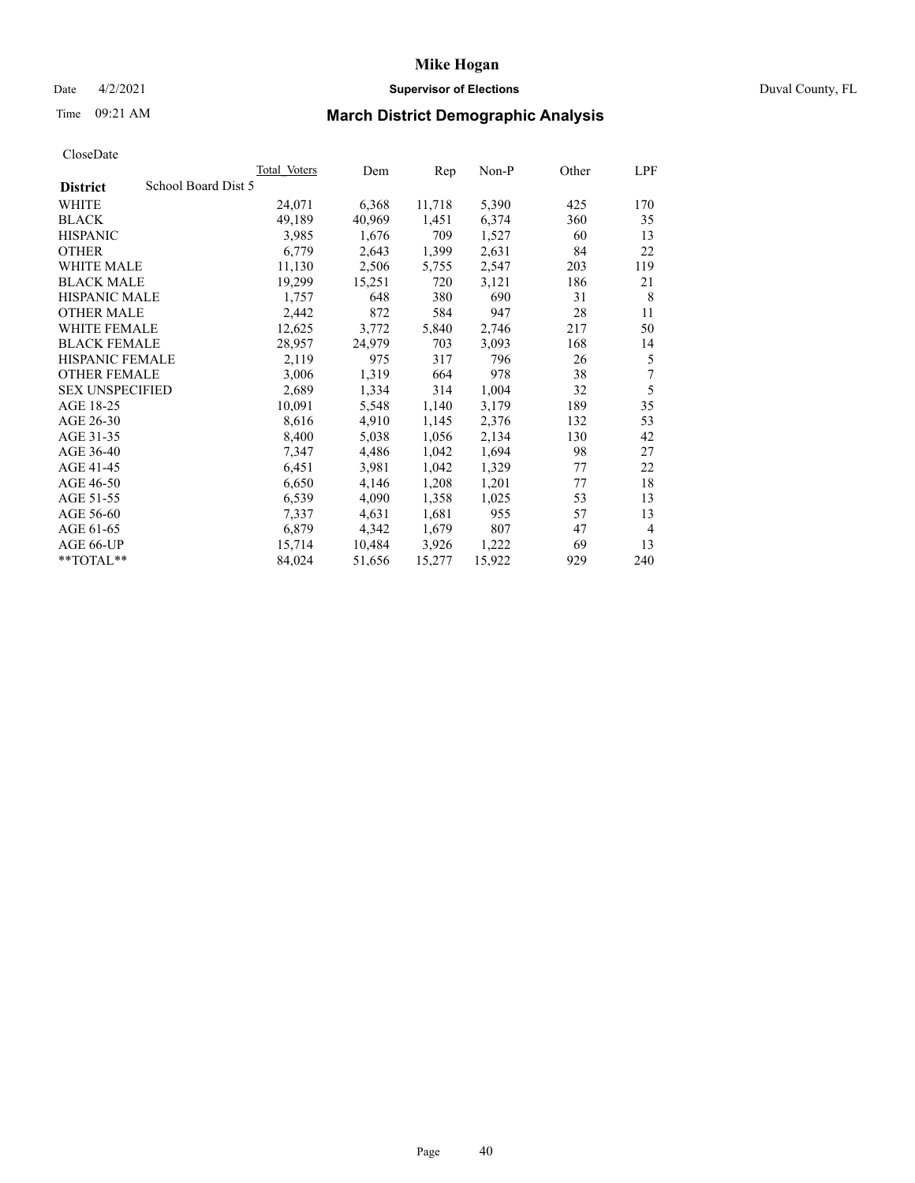CloseDate

| District | School Board Dist 5 | Total Voters | Dem | Rep | Non-P | Other | LPF |
|---|---|---|---|---|---|---|---|
| WHITE | | 24,071 | 6,368 | 11,718 | 5,390 | 425 | 170 |
| BLACK | | 49,189 | 40,969 | 1,451 | 6,374 | 360 | 35 |
| HISPANIC | | 3,985 | 1,676 | 709 | 1,527 | 60 | 13 |
| OTHER | | 6,779 | 2,643 | 1,399 | 2,631 | 84 | 22 |
| WHITE MALE | | 11,130 | 2,506 | 5,755 | 2,547 | 203 | 119 |
| BLACK MALE | | 19,299 | 15,251 | 720 | 3,121 | 186 | 21 |
| HISPANIC MALE | | 1,757 | 648 | 380 | 690 | 31 | 8 |
| OTHER MALE | | 2,442 | 872 | 584 | 947 | 28 | 11 |
| WHITE FEMALE | | 12,625 | 3,772 | 5,840 | 2,746 | 217 | 50 |
| BLACK FEMALE | | 28,957 | 24,979 | 703 | 3,093 | 168 | 14 |
| HISPANIC FEMALE | | 2,119 | 975 | 317 | 796 | 26 | 5 |
| OTHER FEMALE | | 3,006 | 1,319 | 664 | 978 | 38 | 7 |
| SEX UNSPECIFIED | | 2,689 | 1,334 | 314 | 1,004 | 32 | 5 |
| AGE 18-25 | | 10,091 | 5,548 | 1,140 | 3,179 | 189 | 35 |
| AGE 26-30 | | 8,616 | 4,910 | 1,145 | 2,376 | 132 | 53 |
| AGE 31-35 | | 8,400 | 5,038 | 1,056 | 2,134 | 130 | 42 |
| AGE 36-40 | | 7,347 | 4,486 | 1,042 | 1,694 | 98 | 27 |
| AGE 41-45 | | 6,451 | 3,981 | 1,042 | 1,329 | 77 | 22 |
| AGE 46-50 | | 6,650 | 4,146 | 1,208 | 1,201 | 77 | 18 |
| AGE 51-55 | | 6,539 | 4,090 | 1,358 | 1,025 | 53 | 13 |
| AGE 56-60 | | 7,337 | 4,631 | 1,681 | 955 | 57 | 13 |
| AGE 61-65 | | 6,879 | 4,342 | 1,679 | 807 | 47 | 4 |
| AGE 66-UP | | 15,714 | 10,484 | 3,926 | 1,222 | 69 | 13 |
| **TOTAL** | | 84,024 | 51,656 | 15,277 | 15,922 | 929 | 240 |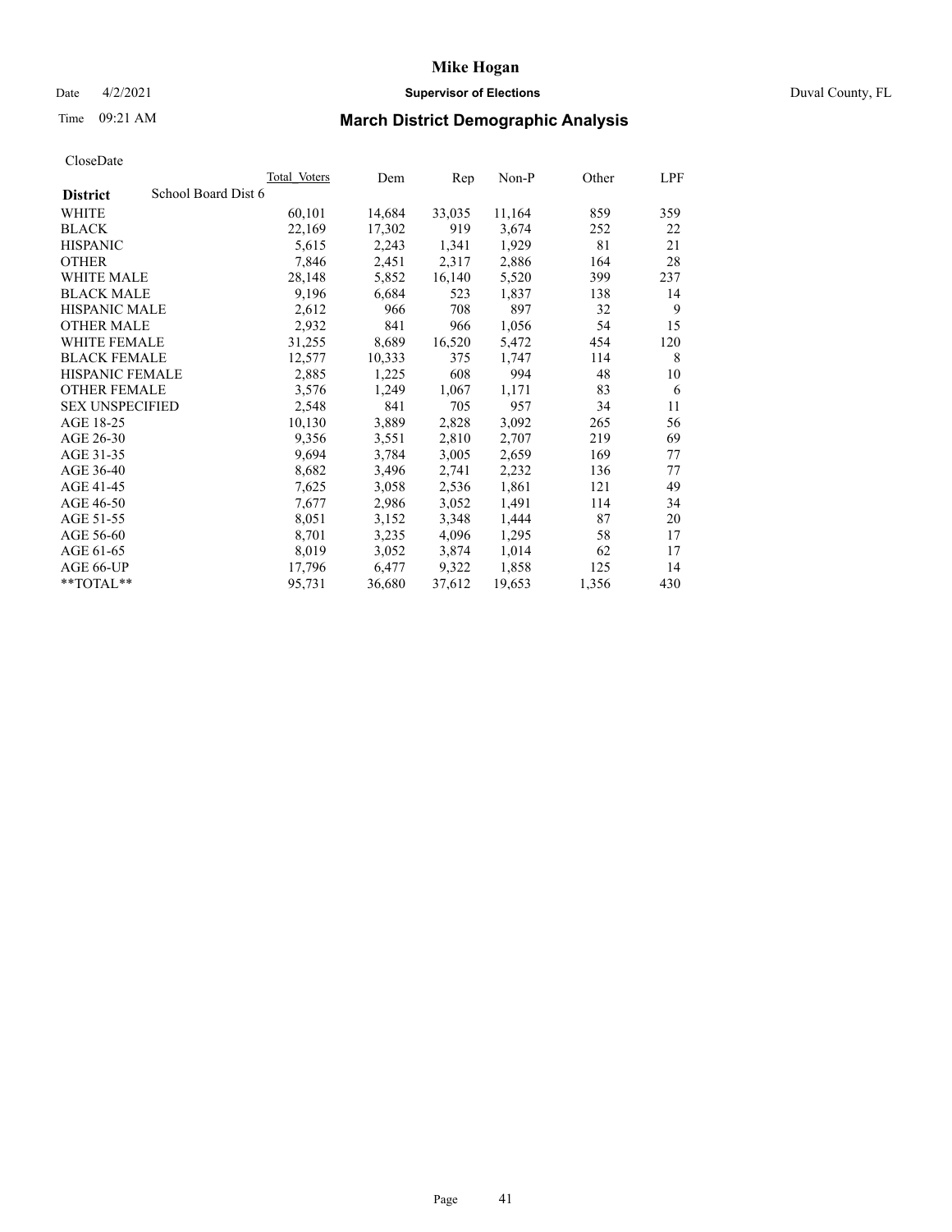# Mike Hogan

Date 4/2/2021 **Supervisor of Elections** Duval County, FL

Time 09:21 AM **March District Demographic Analysis**

CloseDate

| District | School Board Dist 6 | Total Voters | Dem | Rep | Non-P | Other | LPF |
|---|---|---|---|---|---|---|---|
| WHITE | | 60,101 | 14,684 | 33,035 | 11,164 | 859 | 359 |
| BLACK | | 22,169 | 17,302 | 919 | 3,674 | 252 | 22 |
| HISPANIC | | 5,615 | 2,243 | 1,341 | 1,929 | 81 | 21 |
| OTHER | | 7,846 | 2,451 | 2,317 | 2,886 | 164 | 28 |
| WHITE MALE | | 28,148 | 5,852 | 16,140 | 5,520 | 399 | 237 |
| BLACK MALE | | 9,196 | 6,684 | 523 | 1,837 | 138 | 14 |
| HISPANIC MALE | | 2,612 | 966 | 708 | 897 | 32 | 9 |
| OTHER MALE | | 2,932 | 841 | 966 | 1,056 | 54 | 15 |
| WHITE FEMALE | | 31,255 | 8,689 | 16,520 | 5,472 | 454 | 120 |
| BLACK FEMALE | | 12,577 | 10,333 | 375 | 1,747 | 114 | 8 |
| HISPANIC FEMALE | | 2,885 | 1,225 | 608 | 994 | 48 | 10 |
| OTHER FEMALE | | 3,576 | 1,249 | 1,067 | 1,171 | 83 | 6 |
| SEX UNSPECIFIED | | 2,548 | 841 | 705 | 957 | 34 | 11 |
| AGE 18-25 | | 10,130 | 3,889 | 2,828 | 3,092 | 265 | 56 |
| AGE 26-30 | | 9,356 | 3,551 | 2,810 | 2,707 | 219 | 69 |
| AGE 31-35 | | 9,694 | 3,784 | 3,005 | 2,659 | 169 | 77 |
| AGE 36-40 | | 8,682 | 3,496 | 2,741 | 2,232 | 136 | 77 |
| AGE 41-45 | | 7,625 | 3,058 | 2,536 | 1,861 | 121 | 49 |
| AGE 46-50 | | 7,677 | 2,986 | 3,052 | 1,491 | 114 | 34 |
| AGE 51-55 | | 8,051 | 3,152 | 3,348 | 1,444 | 87 | 20 |
| AGE 56-60 | | 8,701 | 3,235 | 4,096 | 1,295 | 58 | 17 |
| AGE 61-65 | | 8,019 | 3,052 | 3,874 | 1,014 | 62 | 17 |
| AGE 66-UP | | 17,796 | 6,477 | 9,322 | 1,858 | 125 | 14 |
| **TOTAL** | | 95,731 | 36,680 | 37,612 | 19,653 | 1,356 | 430 |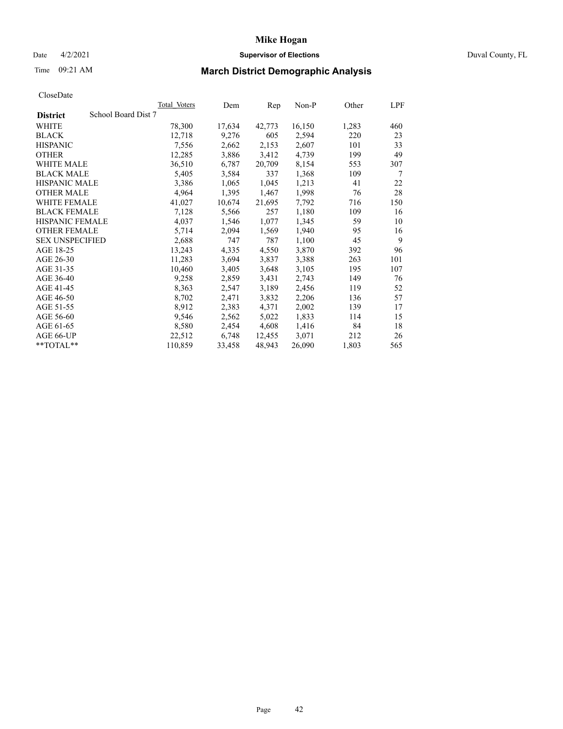# Mike Hogan

Date 4/2/2021 **Supervisor of Elections** Duval County, FL

Time 09:21 AM **March District Demographic Analysis**

CloseDate

| **District** School Board Dist 7 | Total Voters | Dem | Rep | Non-P | Other | LPF |
|---|---|---|---|---|---|---|
| WHITE | 78,300 | 17,634 | 42,773 | 16,150 | 1,283 | 460 |
| BLACK | 12,718 | 9,276 | 605 | 2,594 | 220 | 23 |
| HISPANIC | 7,556 | 2,662 | 2,153 | 2,607 | 101 | 33 |
| OTHER | 12,285 | 3,886 | 3,412 | 4,739 | 199 | 49 |
| WHITE MALE | 36,510 | 6,787 | 20,709 | 8,154 | 553 | 307 |
| BLACK MALE | 5,405 | 3,584 | 337 | 1,368 | 109 | 7 |
| HISPANIC MALE | 3,386 | 1,065 | 1,045 | 1,213 | 41 | 22 |
| OTHER MALE | 4,964 | 1,395 | 1,467 | 1,998 | 76 | 28 |
| WHITE FEMALE | 41,027 | 10,674 | 21,695 | 7,792 | 716 | 150 |
| BLACK FEMALE | 7,128 | 5,566 | 257 | 1,180 | 109 | 16 |
| HISPANIC FEMALE | 4,037 | 1,546 | 1,077 | 1,345 | 59 | 10 |
| OTHER FEMALE | 5,714 | 2,094 | 1,569 | 1,940 | 95 | 16 |
| SEX UNSPECIFIED | 2,688 | 747 | 787 | 1,100 | 45 | 9 |
| AGE 18-25 | 13,243 | 4,335 | 4,550 | 3,870 | 392 | 96 |
| AGE 26-30 | 11,283 | 3,694 | 3,837 | 3,388 | 263 | 101 |
| AGE 31-35 | 10,460 | 3,405 | 3,648 | 3,105 | 195 | 107 |
| AGE 36-40 | 9,258 | 2,859 | 3,431 | 2,743 | 149 | 76 |
| AGE 41-45 | 8,363 | 2,547 | 3,189 | 2,456 | 119 | 52 |
| AGE 46-50 | 8,702 | 2,471 | 3,832 | 2,206 | 136 | 57 |
| AGE 51-55 | 8,912 | 2,383 | 4,371 | 2,002 | 139 | 17 |
| AGE 56-60 | 9,546 | 2,562 | 5,022 | 1,833 | 114 | 15 |
| AGE 61-65 | 8,580 | 2,454 | 4,608 | 1,416 | 84 | 18 |
| AGE 66-UP | 22,512 | 6,748 | 12,455 | 3,071 | 212 | 26 |
| **TOTAL** | 110,859 | 33,458 | 48,943 | 26,090 | 1,803 | 565 |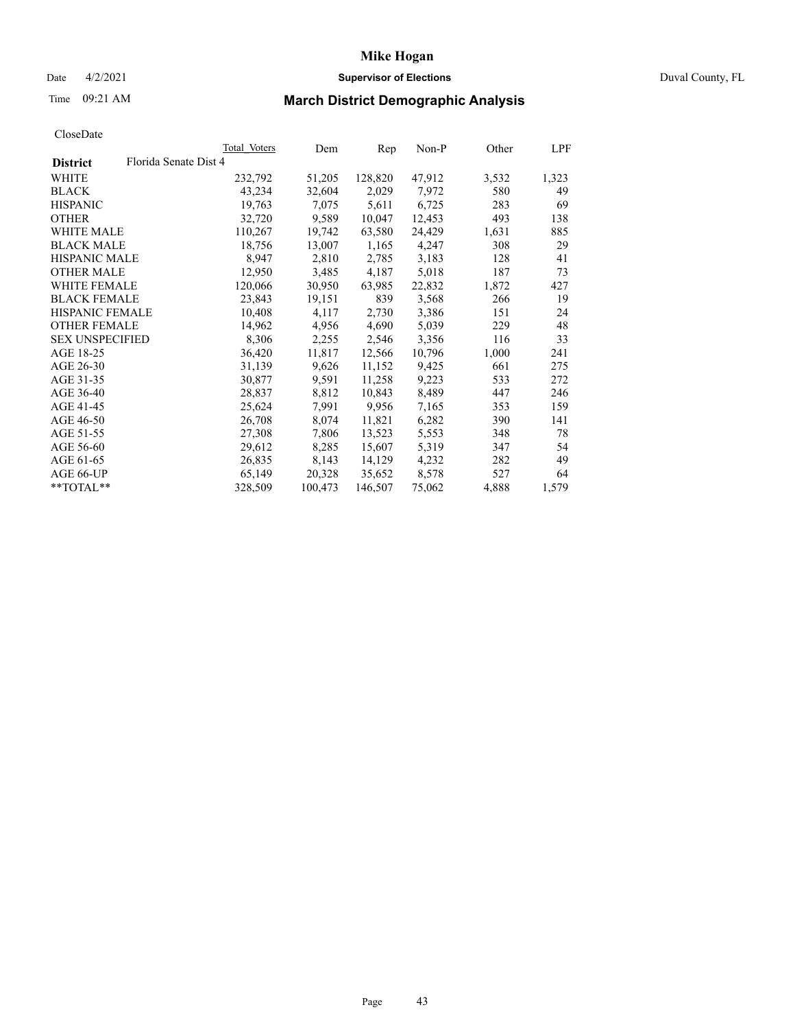# Mike Hogan

Date 4/2/2021 **Supervisor of Elections** Duval County, FL

Time 09:21 AM **March District Demographic Analysis**

CloseDate

| **District** Florida Senate Dist 4 | Total Voters | Dem | Rep | Non-P | Other | LPF |
|---|---|---|---|---|---|---|
| WHITE | 232,792 | 51,205 | 128,820 | 47,912 | 3,532 | 1,323 |
| BLACK | 43,234 | 32,604 | 2,029 | 7,972 | 580 | 49 |
| HISPANIC | 19,763 | 7,075 | 5,611 | 6,725 | 283 | 69 |
| OTHER | 32,720 | 9,589 | 10,047 | 12,453 | 493 | 138 |
| WHITE MALE | 110,267 | 19,742 | 63,580 | 24,429 | 1,631 | 885 |
| BLACK MALE | 18,756 | 13,007 | 1,165 | 4,247 | 308 | 29 |
| HISPANIC MALE | 8,947 | 2,810 | 2,785 | 3,183 | 128 | 41 |
| OTHER MALE | 12,950 | 3,485 | 4,187 | 5,018 | 187 | 73 |
| WHITE FEMALE | 120,066 | 30,950 | 63,985 | 22,832 | 1,872 | 427 |
| BLACK FEMALE | 23,843 | 19,151 | 839 | 3,568 | 266 | 19 |
| HISPANIC FEMALE | 10,408 | 4,117 | 2,730 | 3,386 | 151 | 24 |
| OTHER FEMALE | 14,962 | 4,956 | 4,690 | 5,039 | 229 | 48 |
| SEX UNSPECIFIED | 8,306 | 2,255 | 2,546 | 3,356 | 116 | 33 |
| AGE 18-25 | 36,420 | 11,817 | 12,566 | 10,796 | 1,000 | 241 |
| AGE 26-30 | 31,139 | 9,626 | 11,152 | 9,425 | 661 | 275 |
| AGE 31-35 | 30,877 | 9,591 | 11,258 | 9,223 | 533 | 272 |
| AGE 36-40 | 28,837 | 8,812 | 10,843 | 8,489 | 447 | 246 |
| AGE 41-45 | 25,624 | 7,991 | 9,956 | 7,165 | 353 | 159 |
| AGE 46-50 | 26,708 | 8,074 | 11,821 | 6,282 | 390 | 141 |
| AGE 51-55 | 27,308 | 7,806 | 13,523 | 5,553 | 348 | 78 |
| AGE 56-60 | 29,612 | 8,285 | 15,607 | 5,319 | 347 | 54 |
| AGE 61-65 | 26,835 | 8,143 | 14,129 | 4,232 | 282 | 49 |
| AGE 66-UP | 65,149 | 20,328 | 35,652 | 8,578 | 527 | 64 |
| **TOTAL** | 328,509 | 100,473 | 146,507 | 75,062 | 4,888 | 1,579 |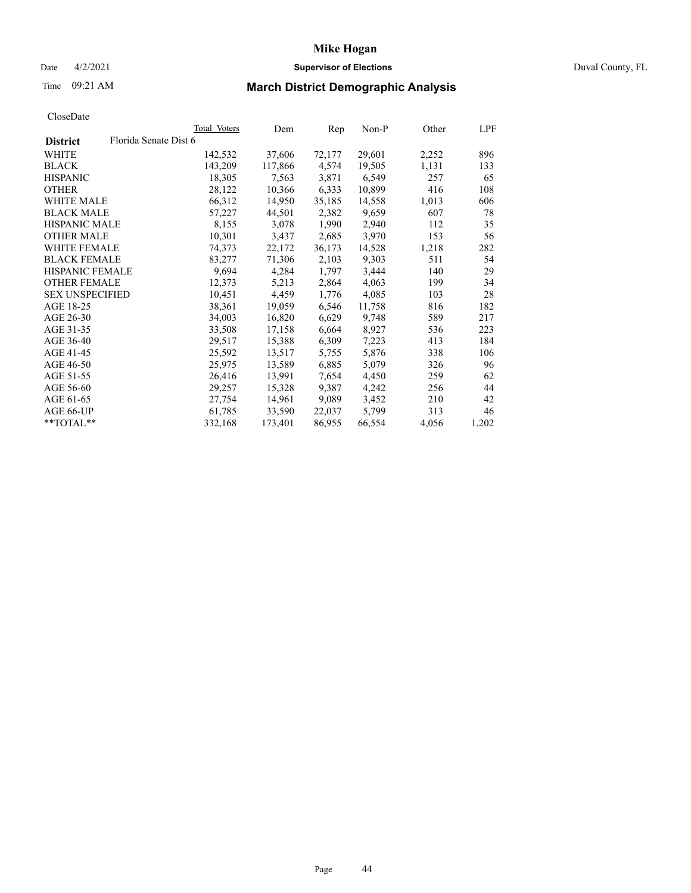# Mike Hogan

Date 4/2/2021 **Supervisor of Elections** Duval County, FL

Time 09:21 AM **March District Demographic Analysis**

CloseDate

| | Total Voters | Dem | Rep | Non-P | Other | LPF |
|---|---|---|---|---|---|---|
| **District** Florida Senate Dist 6 | | | | | | |
| WHITE | 142,532 | 37,606 | 72,177 | 29,601 | 2,252 | 896 |
| BLACK | 143,209 | 117,866 | 4,574 | 19,505 | 1,131 | 133 |
| HISPANIC | 18,305 | 7,563 | 3,871 | 6,549 | 257 | 65 |
| OTHER | 28,122 | 10,366 | 6,333 | 10,899 | 416 | 108 |
| WHITE MALE | 66,312 | 14,950 | 35,185 | 14,558 | 1,013 | 606 |
| BLACK MALE | 57,227 | 44,501 | 2,382 | 9,659 | 607 | 78 |
| HISPANIC MALE | 8,155 | 3,078 | 1,990 | 2,940 | 112 | 35 |
| OTHER MALE | 10,301 | 3,437 | 2,685 | 3,970 | 153 | 56 |
| WHITE FEMALE | 74,373 | 22,172 | 36,173 | 14,528 | 1,218 | 282 |
| BLACK FEMALE | 83,277 | 71,306 | 2,103 | 9,303 | 511 | 54 |
| HISPANIC FEMALE | 9,694 | 4,284 | 1,797 | 3,444 | 140 | 29 |
| OTHER FEMALE | 12,373 | 5,213 | 2,864 | 4,063 | 199 | 34 |
| SEX UNSPECIFIED | 10,451 | 4,459 | 1,776 | 4,085 | 103 | 28 |
| AGE 18-25 | 38,361 | 19,059 | 6,546 | 11,758 | 816 | 182 |
| AGE 26-30 | 34,003 | 16,820 | 6,629 | 9,748 | 589 | 217 |
| AGE 31-35 | 33,508 | 17,158 | 6,664 | 8,927 | 536 | 223 |
| AGE 36-40 | 29,517 | 15,388 | 6,309 | 7,223 | 413 | 184 |
| AGE 41-45 | 25,592 | 13,517 | 5,755 | 5,876 | 338 | 106 |
| AGE 46-50 | 25,975 | 13,589 | 6,885 | 5,079 | 326 | 96 |
| AGE 51-55 | 26,416 | 13,991 | 7,654 | 4,450 | 259 | 62 |
| AGE 56-60 | 29,257 | 15,328 | 9,387 | 4,242 | 256 | 44 |
| AGE 61-65 | 27,754 | 14,961 | 9,089 | 3,452 | 210 | 42 |
| AGE 66-UP | 61,785 | 33,590 | 22,037 | 5,799 | 313 | 46 |
| **TOTAL** | 332,168 | 173,401 | 86,955 | 66,554 | 4,056 | 1,202 |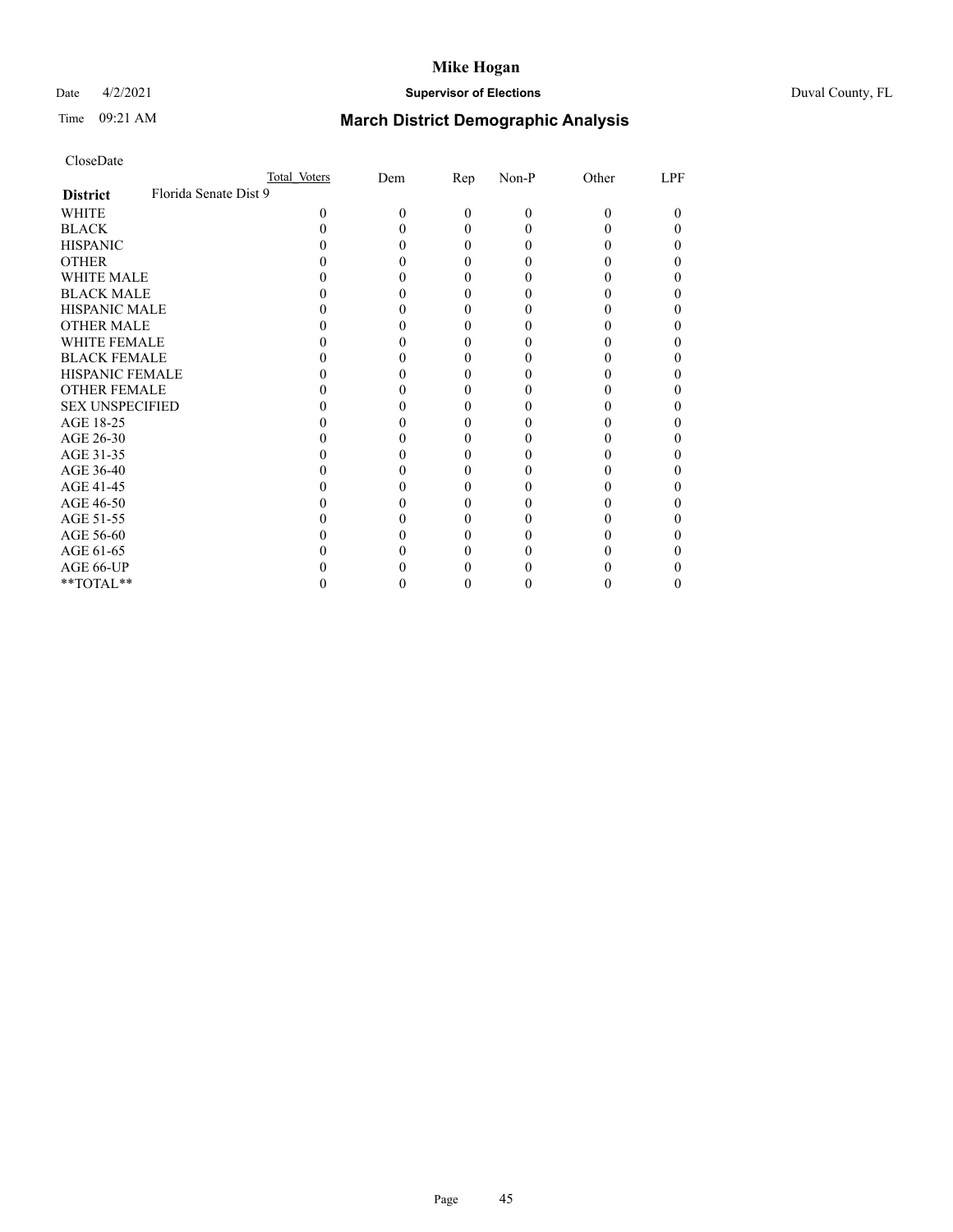# Mike Hogan

Date 4/2/2021 **Supervisor of Elections** Duval County, FL

Time 09:21 AM **March District Demographic Analysis**

CloseDate

| **District** Florida Senate Dist 9 | Total Voters | Dem | Rep | Non-P | Other | LPF |
|---|---|---|---|---|---|---|
| WHITE | 0 | 0 | 0 | 0 | 0 | 0 |
| BLACK | 0 | 0 | 0 | 0 | 0 | 0 |
| HISPANIC | 0 | 0 | 0 | 0 | 0 | 0 |
| OTHER | 0 | 0 | 0 | 0 | 0 | 0 |
| WHITE MALE | 0 | 0 | 0 | 0 | 0 | 0 |
| BLACK MALE | 0 | 0 | 0 | 0 | 0 | 0 |
| HISPANIC MALE | 0 | 0 | 0 | 0 | 0 | 0 |
| OTHER MALE | 0 | 0 | 0 | 0 | 0 | 0 |
| WHITE FEMALE | 0 | 0 | 0 | 0 | 0 | 0 |
| BLACK FEMALE | 0 | 0 | 0 | 0 | 0 | 0 |
| HISPANIC FEMALE | 0 | 0 | 0 | 0 | 0 | 0 |
| OTHER FEMALE | 0 | 0 | 0 | 0 | 0 | 0 |
| SEX UNSPECIFIED | 0 | 0 | 0 | 0 | 0 | 0 |
| AGE 18-25 | 0 | 0 | 0 | 0 | 0 | 0 |
| AGE 26-30 | 0 | 0 | 0 | 0 | 0 | 0 |
| AGE 31-35 | 0 | 0 | 0 | 0 | 0 | 0 |
| AGE 36-40 | 0 | 0 | 0 | 0 | 0 | 0 |
| AGE 41-45 | 0 | 0 | 0 | 0 | 0 | 0 |
| AGE 46-50 | 0 | 0 | 0 | 0 | 0 | 0 |
| AGE 51-55 | 0 | 0 | 0 | 0 | 0 | 0 |
| AGE 56-60 | 0 | 0 | 0 | 0 | 0 | 0 |
| AGE 61-65 | 0 | 0 | 0 | 0 | 0 | 0 |
| AGE 66-UP | 0 | 0 | 0 | 0 | 0 | 0 |
| **TOTAL** | 0 | 0 | 0 | 0 | 0 | 0 |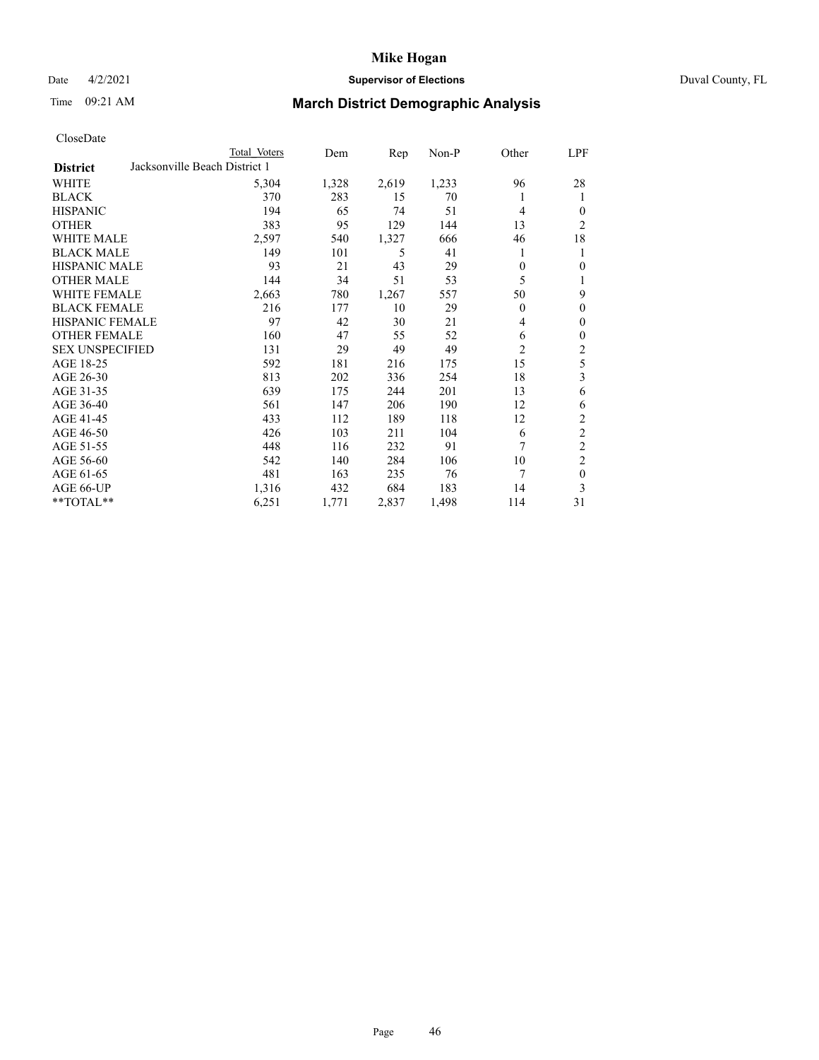# Mike Hogan

Date 4/2/2021 **Supervisor of Elections** Duval County, FL

Time 09:21 AM **March District Demographic Analysis**

CloseDate

| District | Total Voters | Dem | Rep | Non-P | Other | LPF |
|---|---|---|---|---|---|---|
| Jacksonville Beach District 1 | | | | | | |
| WHITE | 5,304 | 1,328 | 2,619 | 1,233 | 96 | 28 |
| BLACK | 370 | 283 | 15 | 70 | 1 | 1 |
| HISPANIC | 194 | 65 | 74 | 51 | 4 | 0 |
| OTHER | 383 | 95 | 129 | 144 | 13 | 2 |
| WHITE MALE | 2,597 | 540 | 1,327 | 666 | 46 | 18 |
| BLACK MALE | 149 | 101 | 5 | 41 | 1 | 1 |
| HISPANIC MALE | 93 | 21 | 43 | 29 | 0 | 0 |
| OTHER MALE | 144 | 34 | 51 | 53 | 5 | 1 |
| WHITE FEMALE | 2,663 | 780 | 1,267 | 557 | 50 | 9 |
| BLACK FEMALE | 216 | 177 | 10 | 29 | 0 | 0 |
| HISPANIC FEMALE | 97 | 42 | 30 | 21 | 4 | 0 |
| OTHER FEMALE | 160 | 47 | 55 | 52 | 6 | 0 |
| SEX UNSPECIFIED | 131 | 29 | 49 | 49 | 2 | 2 |
| AGE 18-25 | 592 | 181 | 216 | 175 | 15 | 5 |
| AGE 26-30 | 813 | 202 | 336 | 254 | 18 | 3 |
| AGE 31-35 | 639 | 175 | 244 | 201 | 13 | 6 |
| AGE 36-40 | 561 | 147 | 206 | 190 | 12 | 6 |
| AGE 41-45 | 433 | 112 | 189 | 118 | 12 | 2 |
| AGE 46-50 | 426 | 103 | 211 | 104 | 6 | 2 |
| AGE 51-55 | 448 | 116 | 232 | 91 | 7 | 2 |
| AGE 56-60 | 542 | 140 | 284 | 106 | 10 | 2 |
| AGE 61-65 | 481 | 163 | 235 | 76 | 7 | 0 |
| AGE 66-UP | 1,316 | 432 | 684 | 183 | 14 | 3 |
| **TOTAL** | 6,251 | 1,771 | 2,837 | 1,498 | 114 | 31 |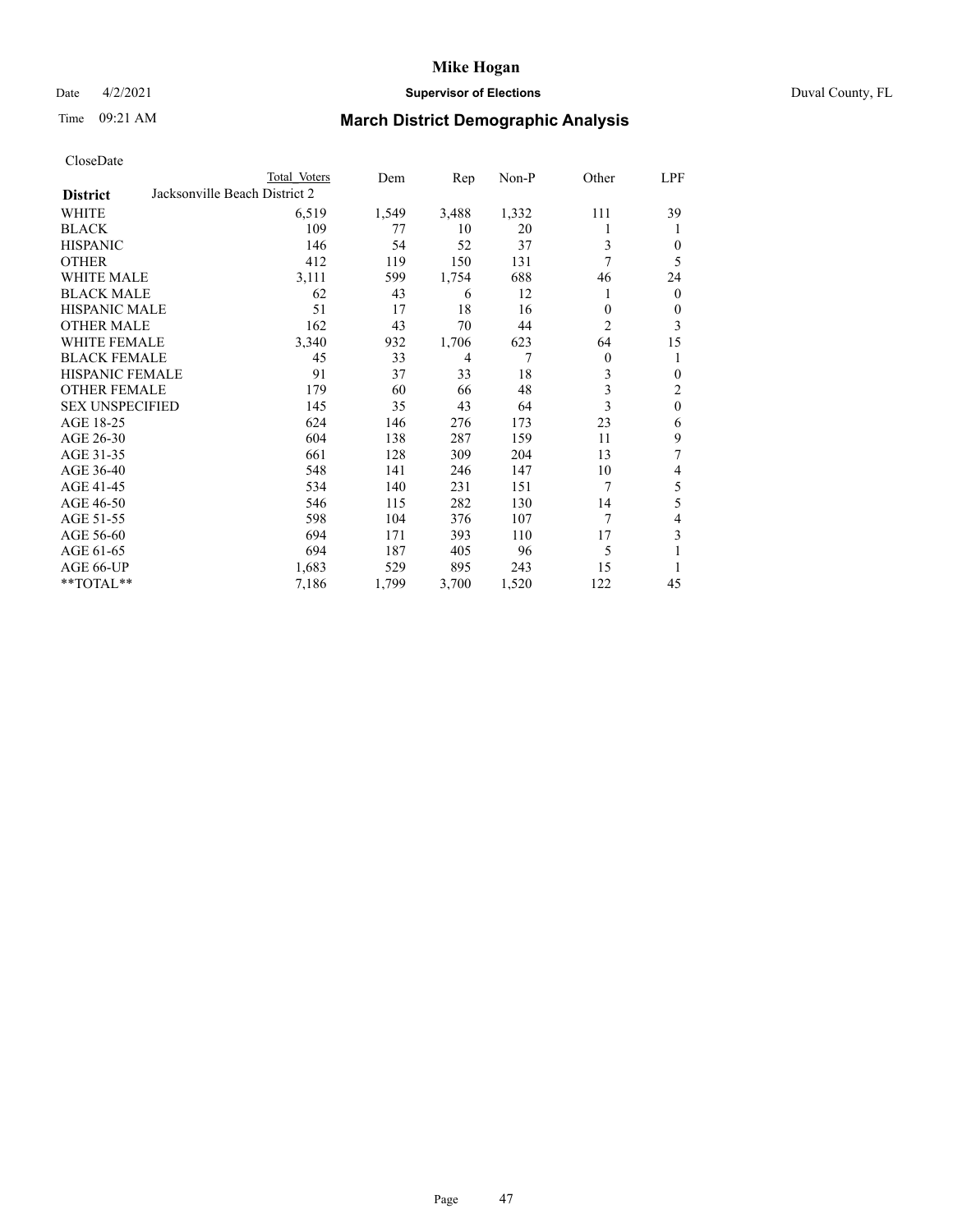CloseDate

| District | Total Voters | Dem | Rep | Non-P | Other | LPF |
|---|---|---|---|---|---|---|
| Jacksonville Beach District 2 | | | | | | |
| WHITE | 6,519 | 1,549 | 3,488 | 1,332 | 111 | 39 |
| BLACK | 109 | 77 | 10 | 20 | 1 | 1 |
| HISPANIC | 146 | 54 | 52 | 37 | 3 | 0 |
| OTHER | 412 | 119 | 150 | 131 | 7 | 5 |
| WHITE MALE | 3,111 | 599 | 1,754 | 688 | 46 | 24 |
| BLACK MALE | 62 | 43 | 6 | 12 | 1 | 0 |
| HISPANIC MALE | 51 | 17 | 18 | 16 | 0 | 0 |
| OTHER MALE | 162 | 43 | 70 | 44 | 2 | 3 |
| WHITE FEMALE | 3,340 | 932 | 1,706 | 623 | 64 | 15 |
| BLACK FEMALE | 45 | 33 | 4 | 7 | 0 | 1 |
| HISPANIC FEMALE | 91 | 37 | 33 | 18 | 3 | 0 |
| OTHER FEMALE | 179 | 60 | 66 | 48 | 3 | 2 |
| SEX UNSPECIFIED | 145 | 35 | 43 | 64 | 3 | 0 |
| AGE 18-25 | 624 | 146 | 276 | 173 | 23 | 6 |
| AGE 26-30 | 604 | 138 | 287 | 159 | 11 | 9 |
| AGE 31-35 | 661 | 128 | 309 | 204 | 13 | 7 |
| AGE 36-40 | 548 | 141 | 246 | 147 | 10 | 4 |
| AGE 41-45 | 534 | 140 | 231 | 151 | 7 | 5 |
| AGE 46-50 | 546 | 115 | 282 | 130 | 14 | 5 |
| AGE 51-55 | 598 | 104 | 376 | 107 | 7 | 4 |
| AGE 56-60 | 694 | 171 | 393 | 110 | 17 | 3 |
| AGE 61-65 | 694 | 187 | 405 | 96 | 5 | 1 |
| AGE 66-UP | 1,683 | 529 | 895 | 243 | 15 | 1 |
| **TOTAL** | 7,186 | 1,799 | 3,700 | 1,520 | 122 | 45 |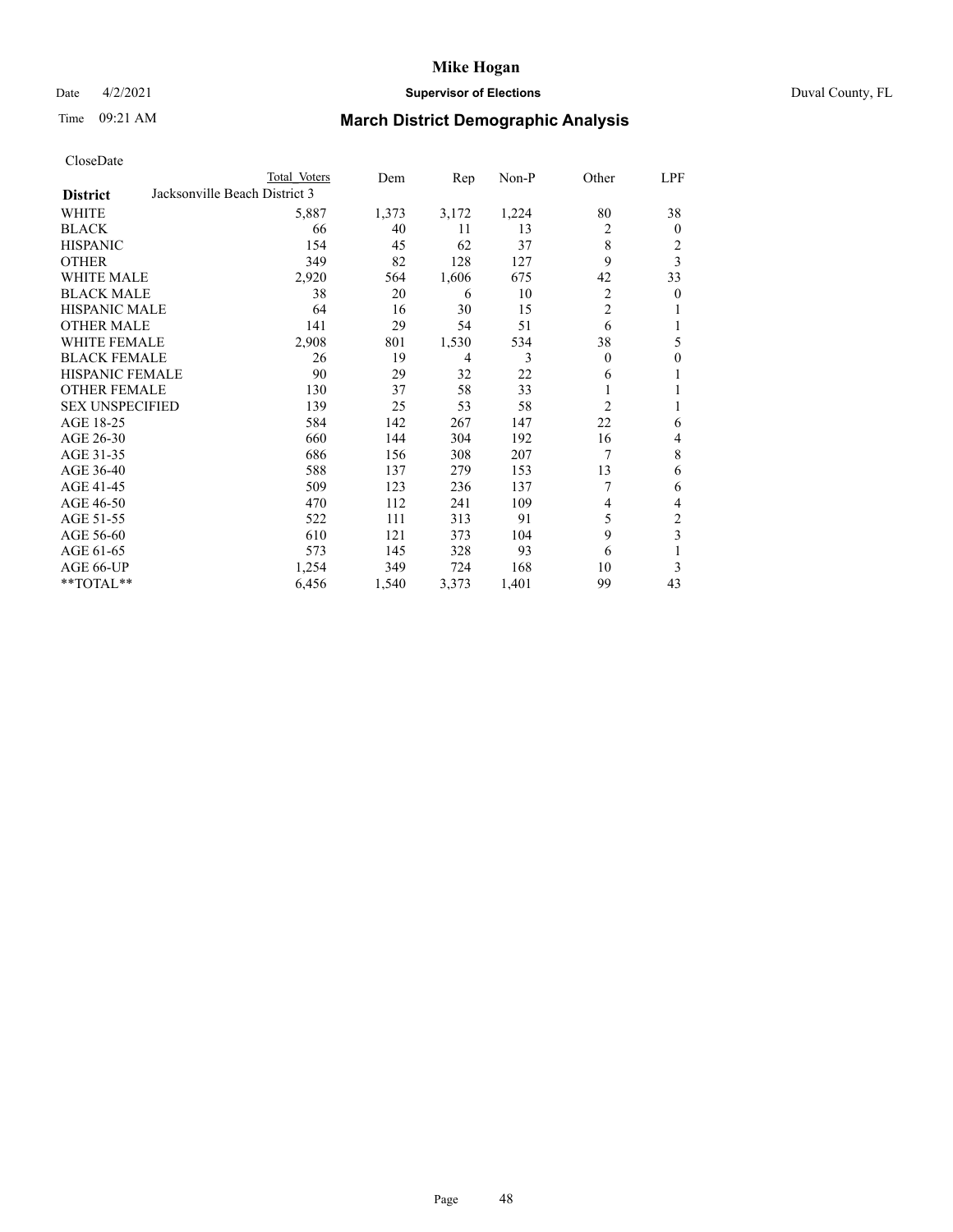# Mike Hogan

Date 4/2/2021 **Supervisor of Elections** Duval County, FL

Time 09:21 AM

## March District Demographic Analysis

CloseDate

| District | Total Voters | Dem | Rep | Non-P | Other | LPF |
|---|---|---|---|---|---|---|
| Jacksonville Beach District 3 | | | | | | |
| WHITE | 5,887 | 1,373 | 3,172 | 1,224 | 80 | 38 |
| BLACK | 66 | 40 | 11 | 13 | 2 | 0 |
| HISPANIC | 154 | 45 | 62 | 37 | 8 | 2 |
| OTHER | 349 | 82 | 128 | 127 | 9 | 3 |
| WHITE MALE | 2,920 | 564 | 1,606 | 675 | 42 | 33 |
| BLACK MALE | 38 | 20 | 6 | 10 | 2 | 0 |
| HISPANIC MALE | 64 | 16 | 30 | 15 | 2 | 1 |
| OTHER MALE | 141 | 29 | 54 | 51 | 6 | 1 |
| WHITE FEMALE | 2,908 | 801 | 1,530 | 534 | 38 | 5 |
| BLACK FEMALE | 26 | 19 | 4 | 3 | 0 | 0 |
| HISPANIC FEMALE | 90 | 29 | 32 | 22 | 6 | 1 |
| OTHER FEMALE | 130 | 37 | 58 | 33 | 1 | 1 |
| SEX UNSPECIFIED | 139 | 25 | 53 | 58 | 2 | 1 |
| AGE 18-25 | 584 | 142 | 267 | 147 | 22 | 6 |
| AGE 26-30 | 660 | 144 | 304 | 192 | 16 | 4 |
| AGE 31-35 | 686 | 156 | 308 | 207 | 7 | 8 |
| AGE 36-40 | 588 | 137 | 279 | 153 | 13 | 6 |
| AGE 41-45 | 509 | 123 | 236 | 137 | 7 | 6 |
| AGE 46-50 | 470 | 112 | 241 | 109 | 4 | 4 |
| AGE 51-55 | 522 | 111 | 313 | 91 | 5 | 2 |
| AGE 56-60 | 610 | 121 | 373 | 104 | 9 | 3 |
| AGE 61-65 | 573 | 145 | 328 | 93 | 6 | 1 |
| AGE 66-UP | 1,254 | 349 | 724 | 168 | 10 | 3 |
| **TOTAL** | 6,456 | 1,540 | 3,373 | 1,401 | 99 | 43 |